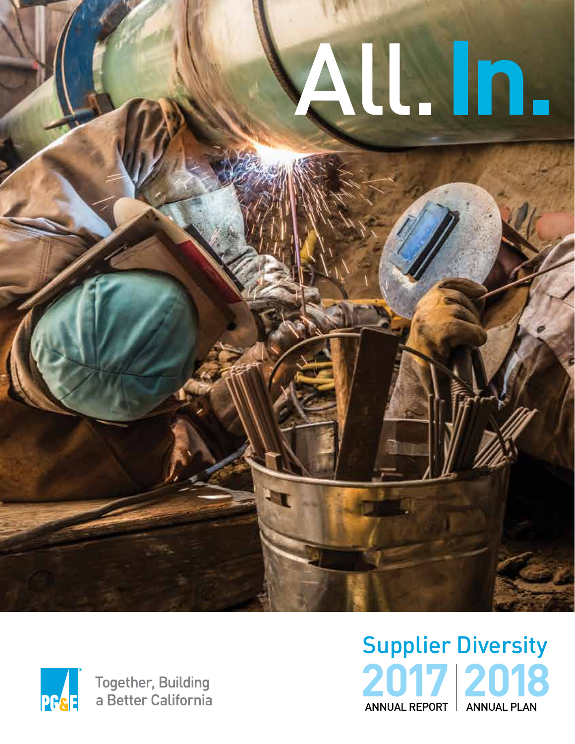# All. In.

Together, Building a Better California

## Supplier Diversity

2017 ANNUAL REPORT | 2018 ANNUAL PLAN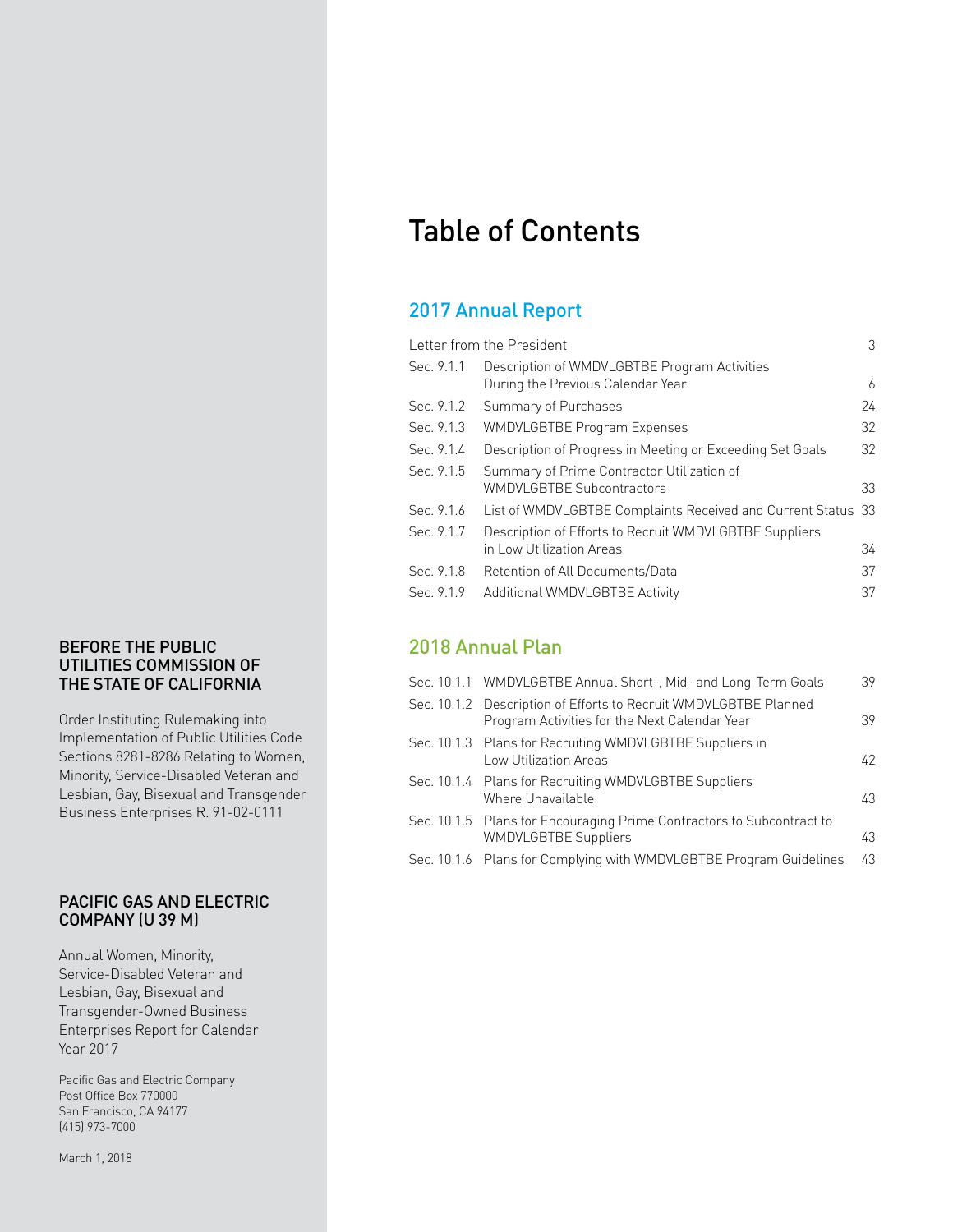**BEFORE THE PUBLIC UTILITIES COMMISSION OF THE STATE OF CALIFORNIA**

Order Instituting Rulemaking into Implementation of Public Utilities Code Sections 8281-8286 Relating to Women, Minority, Service-Disabled Veteran and Lesbian, Gay, Bisexual and Transgender Business Enterprises R. 91-02-0111

**PACIFIC GAS AND ELECTRIC COMPANY (U 39 M)**

Annual Women, Minority, Service-Disabled Veteran and Lesbian, Gay, Bisexual and Transgender-Owned Business Enterprises Report for Calendar Year 2017

Pacific Gas and Electric Company
Post Office Box 770000
San Francisco, CA 94177
(415) 973-7000

March 1, 2018

# Table of Contents

## 2017 Annual Report

| | | |
|---|---|---|
| Letter from the President | | 3 |
| Sec. 9.1.1 | Description of WMDVLGBTBE Program Activities During the Previous Calendar Year | 6 |
| Sec. 9.1.2 | Summary of Purchases | 24 |
| Sec. 9.1.3 | WMDVLGBTBE Program Expenses | 32 |
| Sec. 9.1.4 | Description of Progress in Meeting or Exceeding Set Goals | 32 |
| Sec. 9.1.5 | Summary of Prime Contractor Utilization of WMDVLGBTBE Subcontractors | 33 |
| Sec. 9.1.6 | List of WMDVLGBTBE Complaints Received and Current Status | 33 |
| Sec. 9.1.7 | Description of Efforts to Recruit WMDVLGBTBE Suppliers in Low Utilization Areas | 34 |
| Sec. 9.1.8 | Retention of All Documents/Data | 37 |
| Sec. 9.1.9 | Additional WMDVLGBTBE Activity | 37 |

## 2018 Annual Plan

| | | |
|---|---|---|
| Sec. 10.1.1 | WMDVLGBTBE Annual Short-, Mid- and Long-Term Goals | 39 |
| Sec. 10.1.2 | Description of Efforts to Recruit WMDVLGBTBE Planned Program Activities for the Next Calendar Year | 39 |
| Sec. 10.1.3 | Plans for Recruiting WMDVLGBTBE Suppliers in Low Utilization Areas | 42 |
| Sec. 10.1.4 | Plans for Recruiting WMDVLGBTBE Suppliers Where Unavailable | 43 |
| Sec. 10.1.5 | Plans for Encouraging Prime Contractors to Subcontract to WMDVLGBTBE Suppliers | 43 |
| Sec. 10.1.6 | Plans for Complying with WMDVLGBTBE Program Guidelines | 43 |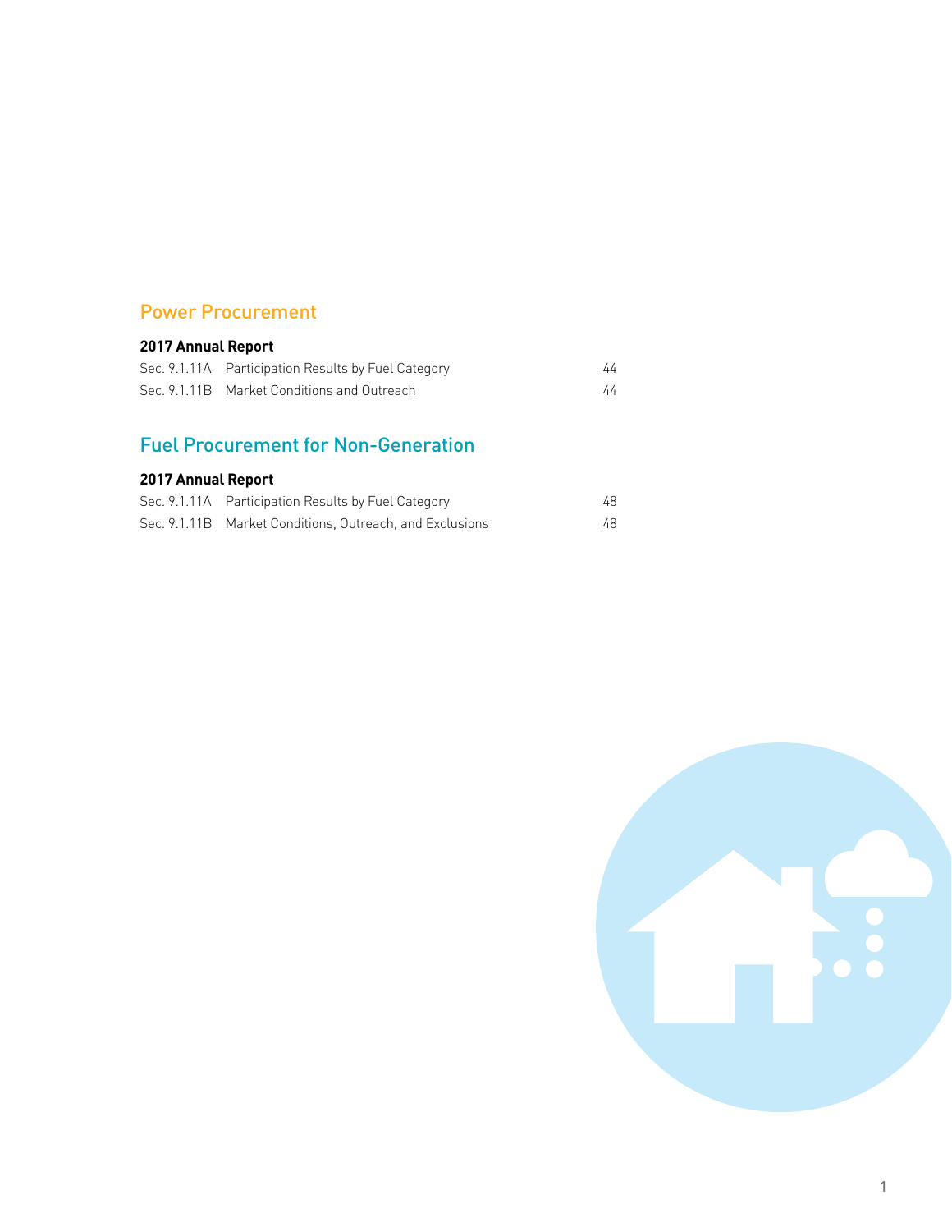## Power Procurement

**2017 Annual Report**

| | | |
|---|---|---|
| Sec. 9.1.11A | Participation Results by Fuel Category | 44 |
| Sec. 9.1.11B | Market Conditions and Outreach | 44 |

## Fuel Procurement for Non-Generation

**2017 Annual Report**

| | | |
|---|---|---|
| Sec. 9.1.11A | Participation Results by Fuel Category | 48 |
| Sec. 9.1.11B | Market Conditions, Outreach, and Exclusions | 48 |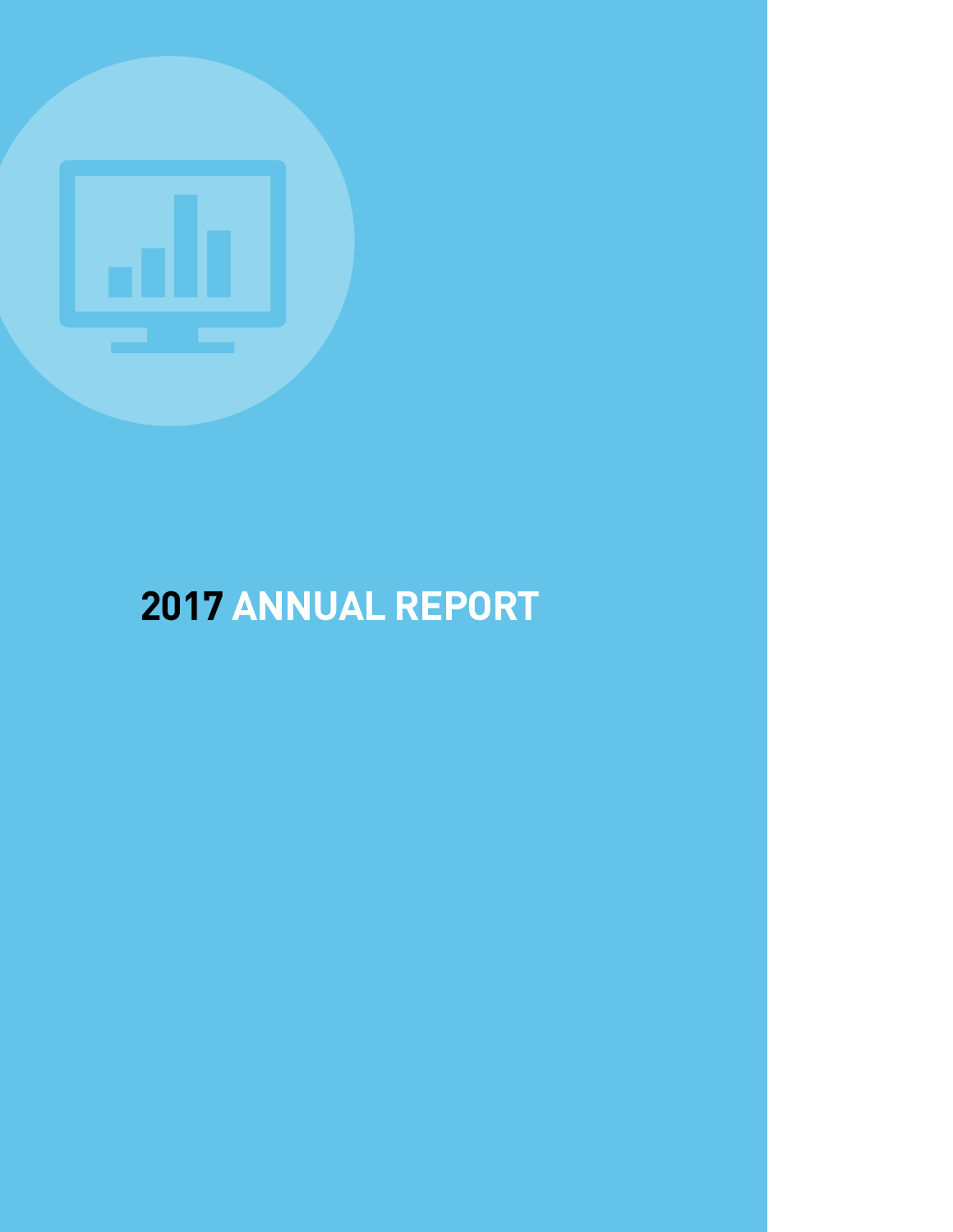# 2017 ANNUAL REPORT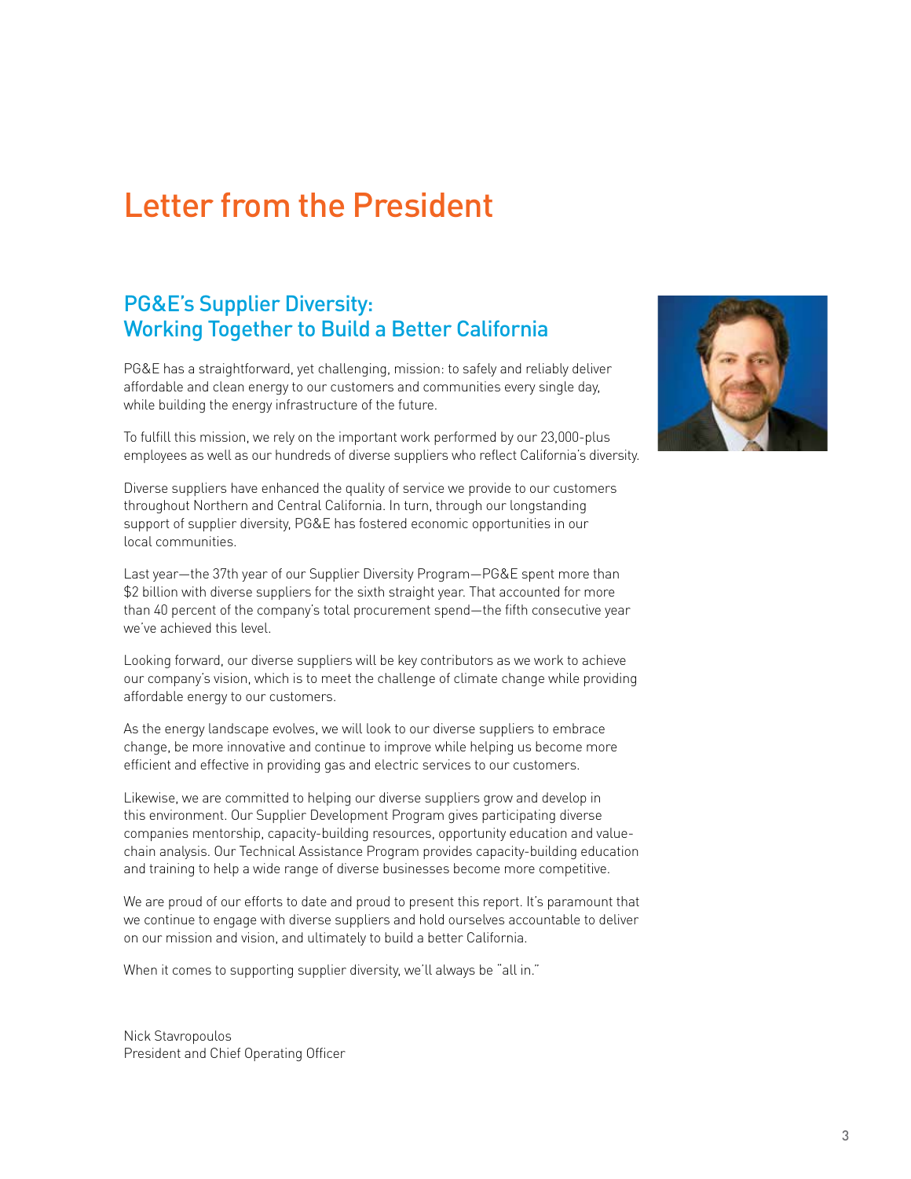# Letter from the President

## PG&E's Supplier Diversity: Working Together to Build a Better California

PG&E has a straightforward, yet challenging, mission: to safely and reliably deliver affordable and clean energy to our customers and communities every single day, while building the energy infrastructure of the future.

To fulfill this mission, we rely on the important work performed by our 23,000-plus employees as well as our hundreds of diverse suppliers who reflect California's diversity.

Diverse suppliers have enhanced the quality of service we provide to our customers throughout Northern and Central California. In turn, through our longstanding support of supplier diversity, PG&E has fostered economic opportunities in our local communities.

Last year—the 37th year of our Supplier Diversity Program—PG&E spent more than $2 billion with diverse suppliers for the sixth straight year. That accounted for more than 40 percent of the company's total procurement spend—the fifth consecutive year we've achieved this level.

Looking forward, our diverse suppliers will be key contributors as we work to achieve our company's vision, which is to meet the challenge of climate change while providing affordable energy to our customers.

As the energy landscape evolves, we will look to our diverse suppliers to embrace change, be more innovative and continue to improve while helping us become more efficient and effective in providing gas and electric services to our customers.

Likewise, we are committed to helping our diverse suppliers grow and develop in this environment. Our Supplier Development Program gives participating diverse companies mentorship, capacity-building resources, opportunity education and value-chain analysis. Our Technical Assistance Program provides capacity-building education and training to help a wide range of diverse businesses become more competitive.

We are proud of our efforts to date and proud to present this report. It's paramount that we continue to engage with diverse suppliers and hold ourselves accountable to deliver on our mission and vision, and ultimately to build a better California.

When it comes to supporting supplier diversity, we'll always be "all in."

Nick Stavropoulos
President and Chief Operating Officer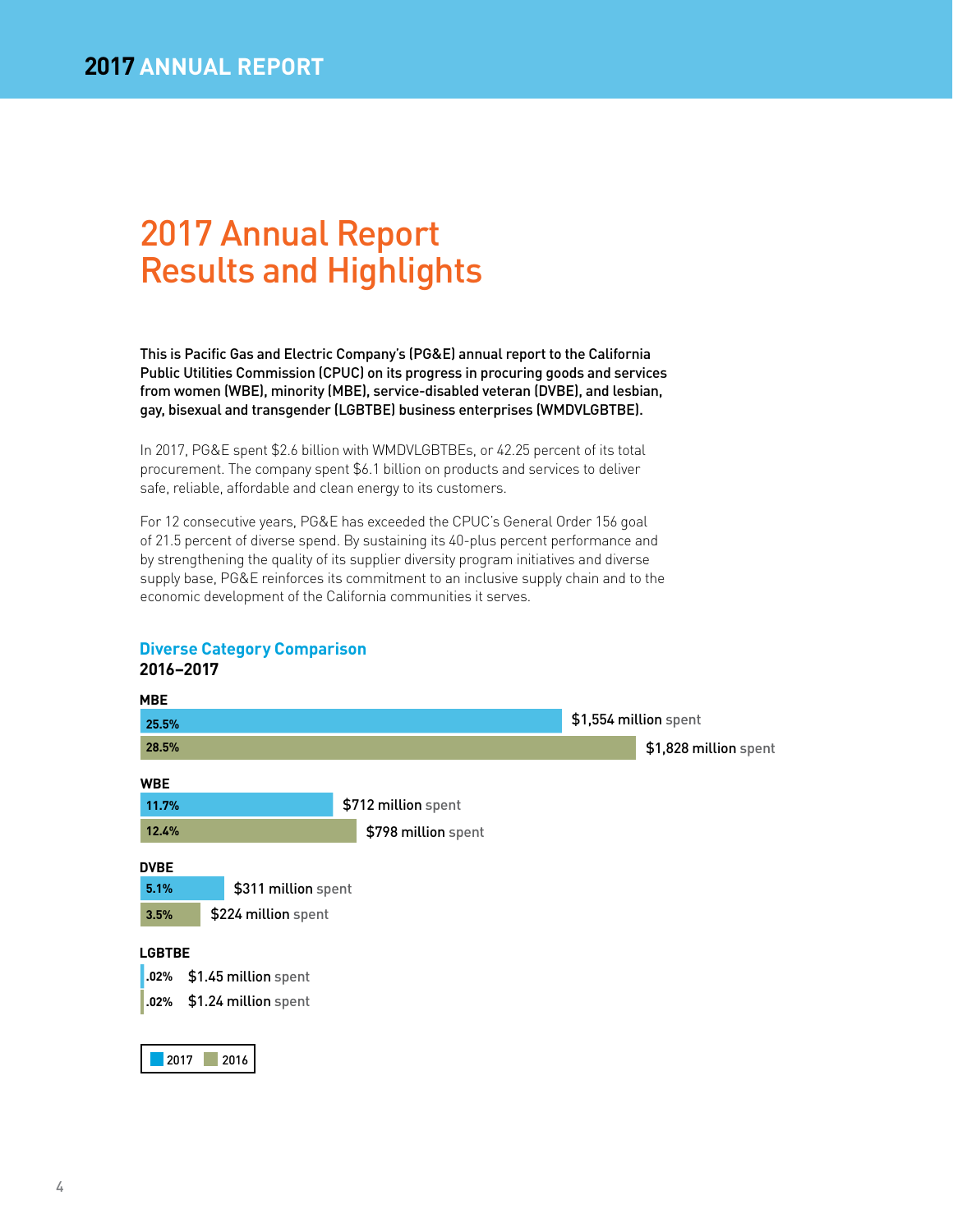# 2017 Annual Report Results and Highlights

**This is Pacific Gas and Electric Company's (PG&E) annual report to the California Public Utilities Commission (CPUC) on its progress in procuring goods and services from women (WBE), minority (MBE), service-disabled veteran (DVBE), and lesbian, gay, bisexual and transgender (LGBTBE) business enterprises (WMDVLGBTBE).**

In 2017, PG&E spent $2.6 billion with WMDVLGBTBEs, or 42.25 percent of its total procurement. The company spent $6.1 billion on products and services to deliver safe, reliable, affordable and clean energy to its customers.

For 12 consecutive years, PG&E has exceeded the CPUC's General Order 156 goal of 21.5 percent of diverse spend. By sustaining its 40-plus percent performance and by strengthening the quality of its supplier diversity program initiatives and diverse supply base, PG&E reinforces its commitment to an inclusive supply chain and to the economic development of the California communities it serves.

## Diverse Category Comparison

**2016–2017**

| Category | 2017 | | 2016 | |
|---|---|---|---|---|
| | % | Spent | % | Spent |
| MBE | 25.5% | $1,554 million spent | 28.5% | $1,828 million spent |
| WBE | 11.7% | $712 million spent | 12.4% | $798 million spent |
| DVBE | 5.1% | $311 million spent | 3.5% | $224 million spent |
| LGBTBE | .02% | $1.45 million spent | .02% | $1.24 million spent |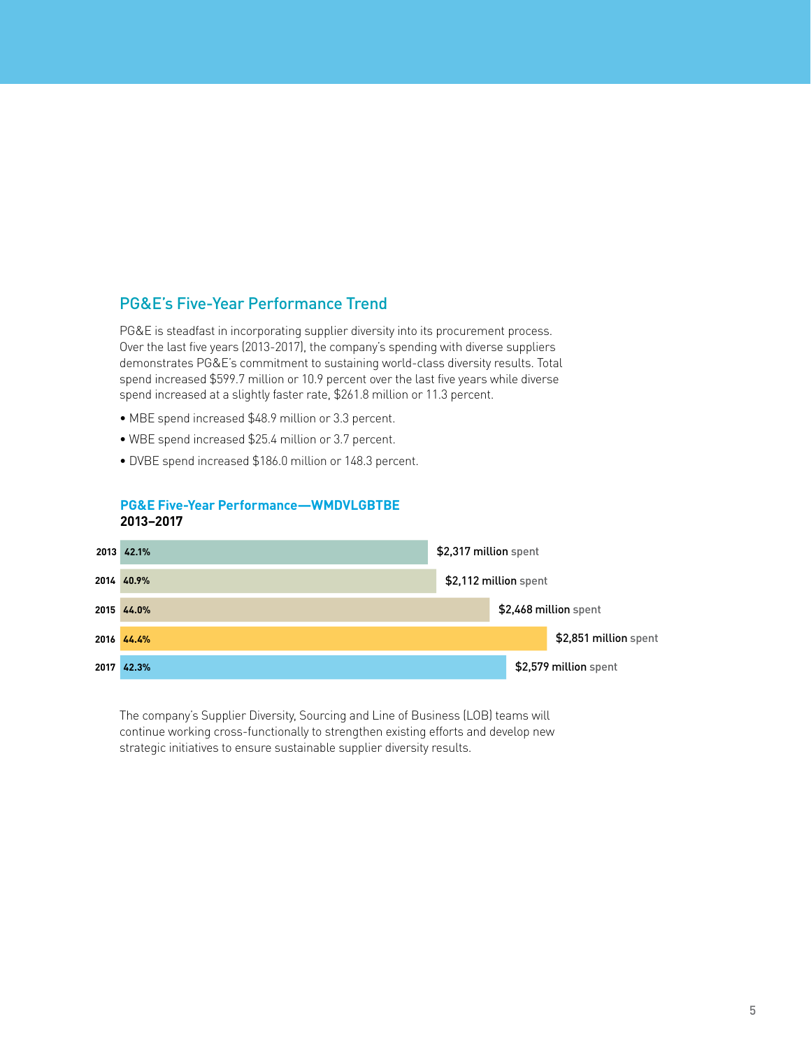## PG&E's Five-Year Performance Trend

PG&E is steadfast in incorporating supplier diversity into its procurement process. Over the last five years (2013-2017), the company's spending with diverse suppliers demonstrates PG&E's commitment to sustaining world-class diversity results. Total spend increased $599.7 million or 10.9 percent over the last five years while diverse spend increased at a slightly faster rate, $261.8 million or 11.3 percent.

- MBE spend increased $48.9 million or 3.3 percent.
- WBE spend increased $25.4 million or 3.7 percent.
- DVBE spend increased $186.0 million or 148.3 percent.

**PG&E Five-Year Performance—WMDVLGBTBE**
**2013–2017**

| Year | Percent | Spent |
|---|---|---|
| 2013 | 42.1% | $2,317 million spent |
| 2014 | 40.9% | $2,112 million spent |
| 2015 | 44.0% | $2,468 million spent |
| 2016 | 44.4% | $2,851 million spent |
| 2017 | 42.3% | $2,579 million spent |

The company's Supplier Diversity, Sourcing and Line of Business (LOB) teams will continue working cross-functionally to strengthen existing efforts and develop new strategic initiatives to ensure sustainable supplier diversity results.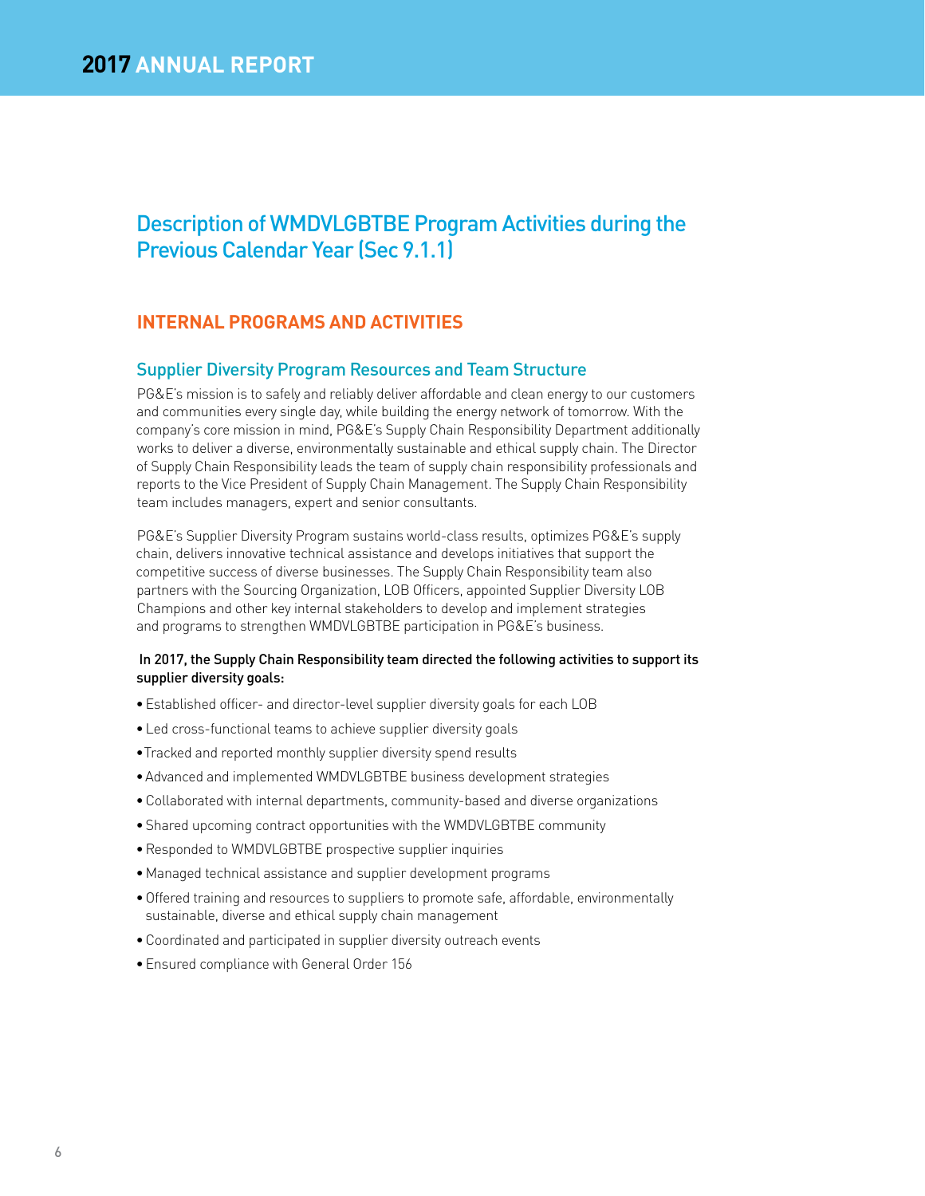# Description of WMDVLGBTBE Program Activities during the Previous Calendar Year (Sec 9.1.1)

## INTERNAL PROGRAMS AND ACTIVITIES

### Supplier Diversity Program Resources and Team Structure

PG&E's mission is to safely and reliably deliver affordable and clean energy to our customers and communities every single day, while building the energy network of tomorrow. With the company's core mission in mind, PG&E's Supply Chain Responsibility Department additionally works to deliver a diverse, environmentally sustainable and ethical supply chain. The Director of Supply Chain Responsibility leads the team of supply chain responsibility professionals and reports to the Vice President of Supply Chain Management. The Supply Chain Responsibility team includes managers, expert and senior consultants.

PG&E's Supplier Diversity Program sustains world-class results, optimizes PG&E's supply chain, delivers innovative technical assistance and develops initiatives that support the competitive success of diverse businesses. The Supply Chain Responsibility team also partners with the Sourcing Organization, LOB Officers, appointed Supplier Diversity LOB Champions and other key internal stakeholders to develop and implement strategies and programs to strengthen WMDVLGBTBE participation in PG&E's business.

**In 2017, the Supply Chain Responsibility team directed the following activities to support its supplier diversity goals:**

- Established officer- and director-level supplier diversity goals for each LOB
- Led cross-functional teams to achieve supplier diversity goals
- Tracked and reported monthly supplier diversity spend results
- Advanced and implemented WMDVLGBTBE business development strategies
- Collaborated with internal departments, community-based and diverse organizations
- Shared upcoming contract opportunities with the WMDVLGBTBE community
- Responded to WMDVLGBTBE prospective supplier inquiries
- Managed technical assistance and supplier development programs
- Offered training and resources to suppliers to promote safe, affordable, environmentally sustainable, diverse and ethical supply chain management
- Coordinated and participated in supplier diversity outreach events
- Ensured compliance with General Order 156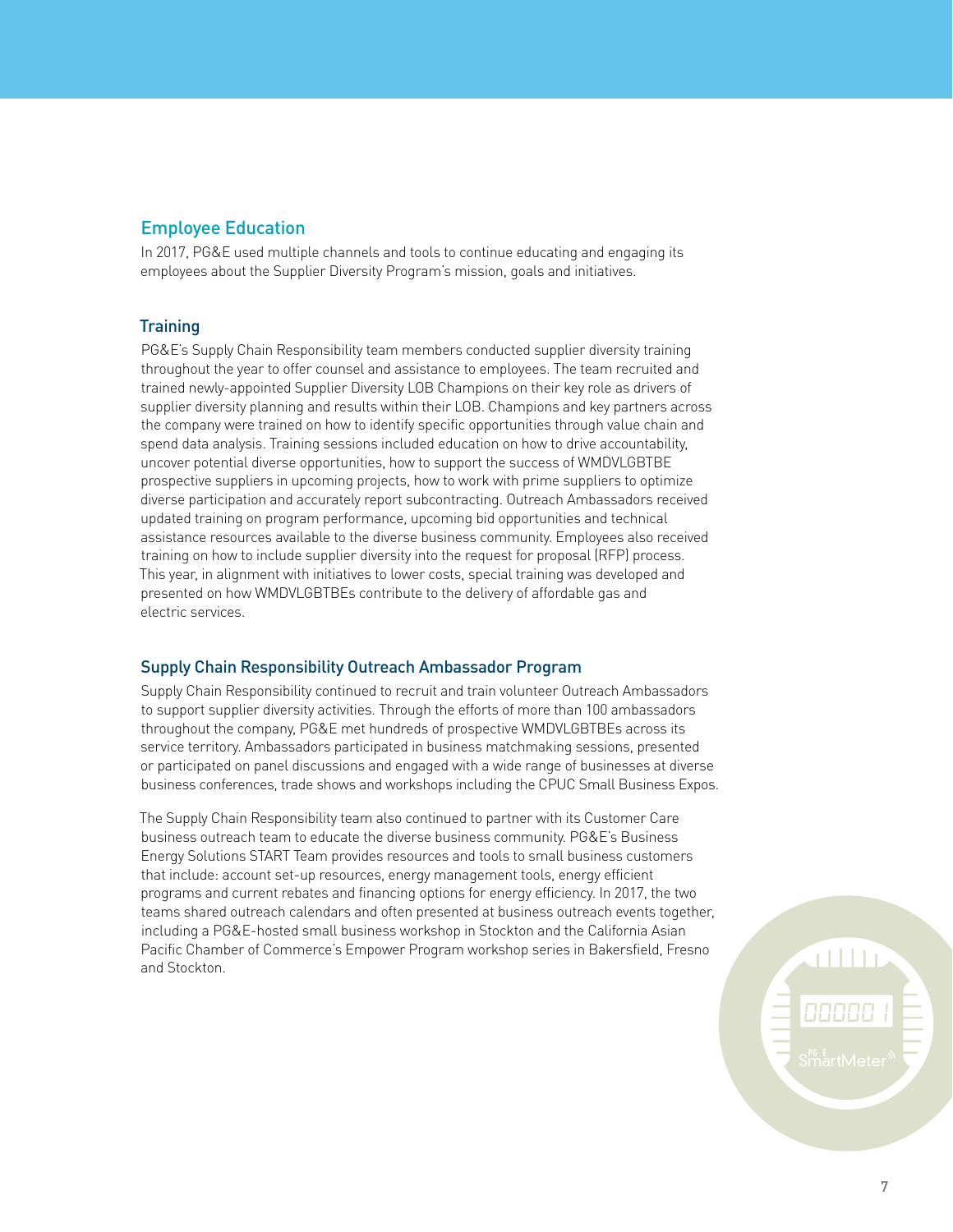## Employee Education

In 2017, PG&E used multiple channels and tools to continue educating and engaging its employees about the Supplier Diversity Program's mission, goals and initiatives.

### Training

PG&E's Supply Chain Responsibility team members conducted supplier diversity training throughout the year to offer counsel and assistance to employees. The team recruited and trained newly-appointed Supplier Diversity LOB Champions on their key role as drivers of supplier diversity planning and results within their LOB. Champions and key partners across the company were trained on how to identify specific opportunities through value chain and spend data analysis. Training sessions included education on how to drive accountability, uncover potential diverse opportunities, how to support the success of WMDVLGBTBE prospective suppliers in upcoming projects, how to work with prime suppliers to optimize diverse participation and accurately report subcontracting. Outreach Ambassadors received updated training on program performance, upcoming bid opportunities and technical assistance resources available to the diverse business community. Employees also received training on how to include supplier diversity into the request for proposal (RFP) process. This year, in alignment with initiatives to lower costs, special training was developed and presented on how WMDVLGBTBEs contribute to the delivery of affordable gas and electric services.

### Supply Chain Responsibility Outreach Ambassador Program

Supply Chain Responsibility continued to recruit and train volunteer Outreach Ambassadors to support supplier diversity activities. Through the efforts of more than 100 ambassadors throughout the company, PG&E met hundreds of prospective WMDVLGBTBEs across its service territory. Ambassadors participated in business matchmaking sessions, presented or participated on panel discussions and engaged with a wide range of businesses at diverse business conferences, trade shows and workshops including the CPUC Small Business Expos.

The Supply Chain Responsibility team also continued to partner with its Customer Care business outreach team to educate the diverse business community. PG&E's Business Energy Solutions START Team provides resources and tools to small business customers that include: account set-up resources, energy management tools, energy efficient programs and current rebates and financing options for energy efficiency. In 2017, the two teams shared outreach calendars and often presented at business outreach events together, including a PG&E-hosted small business workshop in Stockton and the California Asian Pacific Chamber of Commerce's Empower Program workshop series in Bakersfield, Fresno and Stockton.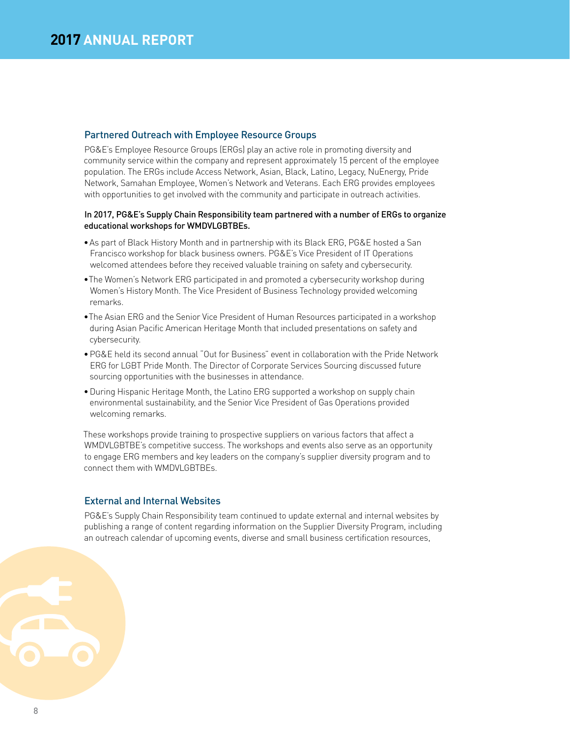## Partnered Outreach with Employee Resource Groups

PG&E's Employee Resource Groups (ERGs) play an active role in promoting diversity and community service within the company and represent approximately 15 percent of the employee population. The ERGs include Access Network, Asian, Black, Latino, Legacy, NuEnergy, Pride Network, Samahan Employee, Women's Network and Veterans. Each ERG provides employees with opportunities to get involved with the community and participate in outreach activities.

**In 2017, PG&E's Supply Chain Responsibility team partnered with a number of ERGs to organize educational workshops for WMDVLGBTBEs.**

- As part of Black History Month and in partnership with its Black ERG, PG&E hosted a San Francisco workshop for black business owners. PG&E's Vice President of IT Operations welcomed attendees before they received valuable training on safety and cybersecurity.
- The Women's Network ERG participated in and promoted a cybersecurity workshop during Women's History Month. The Vice President of Business Technology provided welcoming remarks.
- The Asian ERG and the Senior Vice President of Human Resources participated in a workshop during Asian Pacific American Heritage Month that included presentations on safety and cybersecurity.
- PG&E held its second annual "Out for Business" event in collaboration with the Pride Network ERG for LGBT Pride Month. The Director of Corporate Services Sourcing discussed future sourcing opportunities with the businesses in attendance.
- During Hispanic Heritage Month, the Latino ERG supported a workshop on supply chain environmental sustainability, and the Senior Vice President of Gas Operations provided welcoming remarks.

These workshops provide training to prospective suppliers on various factors that affect a WMDVLGBTBE's competitive success. The workshops and events also serve as an opportunity to engage ERG members and key leaders on the company's supplier diversity program and to connect them with WMDVLGBTBEs.

## External and Internal Websites

PG&E's Supply Chain Responsibility team continued to update external and internal websites by publishing a range of content regarding information on the Supplier Diversity Program, including an outreach calendar of upcoming events, diverse and small business certification resources,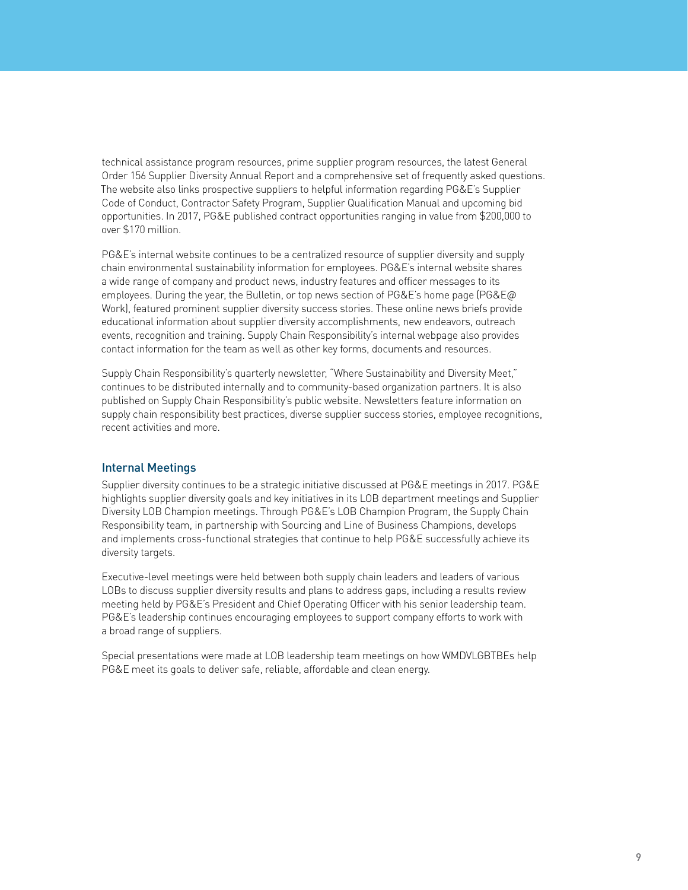technical assistance program resources, prime supplier program resources, the latest General Order 156 Supplier Diversity Annual Report and a comprehensive set of frequently asked questions. The website also links prospective suppliers to helpful information regarding PG&E's Supplier Code of Conduct, Contractor Safety Program, Supplier Qualification Manual and upcoming bid opportunities. In 2017, PG&E published contract opportunities ranging in value from $200,000 to over $170 million.

PG&E's internal website continues to be a centralized resource of supplier diversity and supply chain environmental sustainability information for employees. PG&E's internal website shares a wide range of company and product news, industry features and officer messages to its employees. During the year, the Bulletin, or top news section of PG&E's home page (PG&E@ Work), featured prominent supplier diversity success stories. These online news briefs provide educational information about supplier diversity accomplishments, new endeavors, outreach events, recognition and training. Supply Chain Responsibility's internal webpage also provides contact information for the team as well as other key forms, documents and resources.

Supply Chain Responsibility's quarterly newsletter, "Where Sustainability and Diversity Meet," continues to be distributed internally and to community-based organization partners. It is also published on Supply Chain Responsibility's public website. Newsletters feature information on supply chain responsibility best practices, diverse supplier success stories, employee recognitions, recent activities and more.

## Internal Meetings

Supplier diversity continues to be a strategic initiative discussed at PG&E meetings in 2017. PG&E highlights supplier diversity goals and key initiatives in its LOB department meetings and Supplier Diversity LOB Champion meetings. Through PG&E's LOB Champion Program, the Supply Chain Responsibility team, in partnership with Sourcing and Line of Business Champions, develops and implements cross-functional strategies that continue to help PG&E successfully achieve its diversity targets.

Executive-level meetings were held between both supply chain leaders and leaders of various LOBs to discuss supplier diversity results and plans to address gaps, including a results review meeting held by PG&E's President and Chief Operating Officer with his senior leadership team. PG&E's leadership continues encouraging employees to support company efforts to work with a broad range of suppliers.

Special presentations were made at LOB leadership team meetings on how WMDVLGBTBEs help PG&E meet its goals to deliver safe, reliable, affordable and clean energy.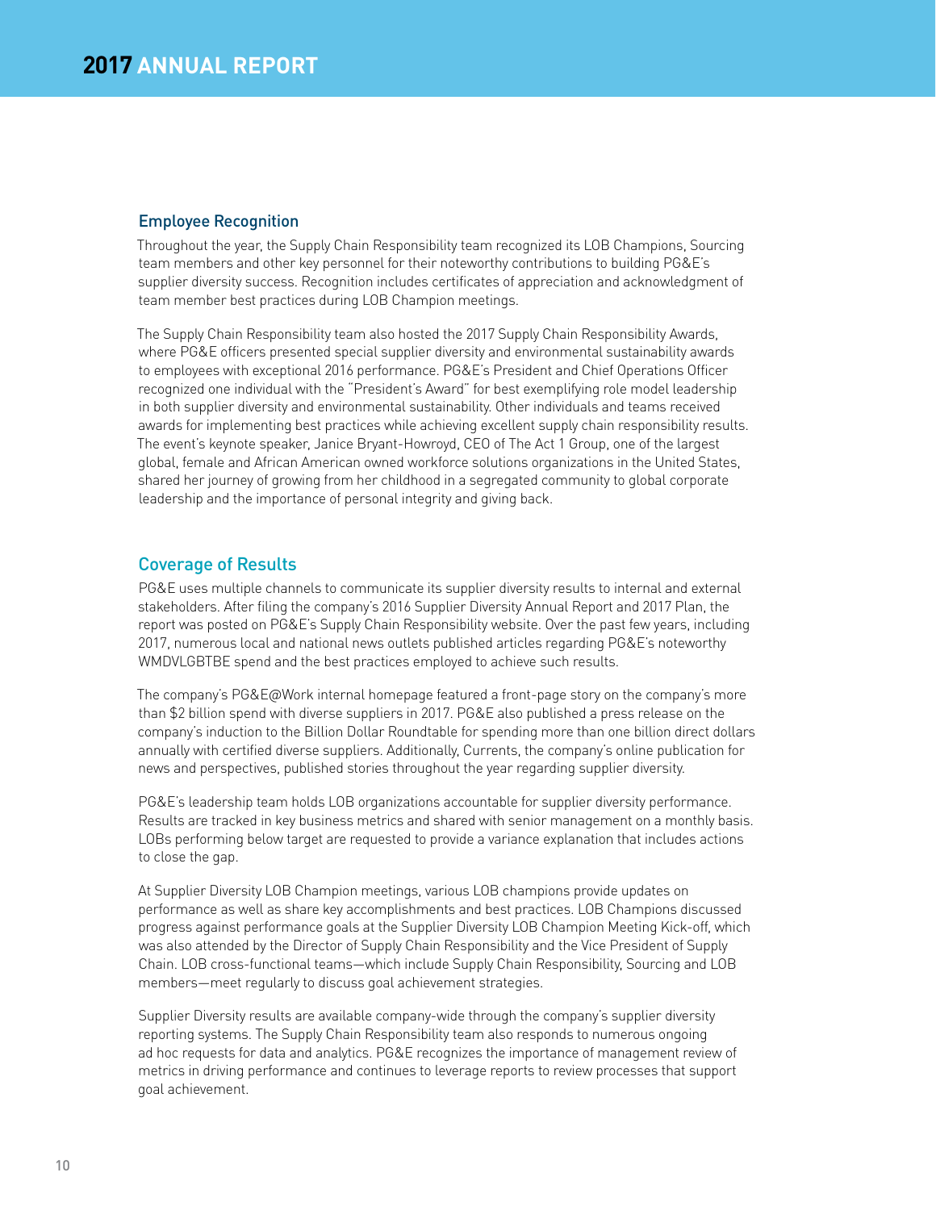## Employee Recognition

Throughout the year, the Supply Chain Responsibility team recognized its LOB Champions, Sourcing team members and other key personnel for their noteworthy contributions to building PG&E's supplier diversity success. Recognition includes certificates of appreciation and acknowledgment of team member best practices during LOB Champion meetings.

The Supply Chain Responsibility team also hosted the 2017 Supply Chain Responsibility Awards, where PG&E officers presented special supplier diversity and environmental sustainability awards to employees with exceptional 2016 performance. PG&E's President and Chief Operations Officer recognized one individual with the "President's Award" for best exemplifying role model leadership in both supplier diversity and environmental sustainability. Other individuals and teams received awards for implementing best practices while achieving excellent supply chain responsibility results. The event's keynote speaker, Janice Bryant-Howroyd, CEO of The Act 1 Group, one of the largest global, female and African American owned workforce solutions organizations in the United States, shared her journey of growing from her childhood in a segregated community to global corporate leadership and the importance of personal integrity and giving back.

## Coverage of Results

PG&E uses multiple channels to communicate its supplier diversity results to internal and external stakeholders. After filing the company's 2016 Supplier Diversity Annual Report and 2017 Plan, the report was posted on PG&E's Supply Chain Responsibility website. Over the past few years, including 2017, numerous local and national news outlets published articles regarding PG&E's noteworthy WMDVLGBTBE spend and the best practices employed to achieve such results.

The company's PG&E@Work internal homepage featured a front-page story on the company's more than $2 billion spend with diverse suppliers in 2017. PG&E also published a press release on the company's induction to the Billion Dollar Roundtable for spending more than one billion direct dollars annually with certified diverse suppliers. Additionally, Currents, the company's online publication for news and perspectives, published stories throughout the year regarding supplier diversity.

PG&E's leadership team holds LOB organizations accountable for supplier diversity performance. Results are tracked in key business metrics and shared with senior management on a monthly basis. LOBs performing below target are requested to provide a variance explanation that includes actions to close the gap.

At Supplier Diversity LOB Champion meetings, various LOB champions provide updates on performance as well as share key accomplishments and best practices. LOB Champions discussed progress against performance goals at the Supplier Diversity LOB Champion Meeting Kick-off, which was also attended by the Director of Supply Chain Responsibility and the Vice President of Supply Chain. LOB cross-functional teams—which include Supply Chain Responsibility, Sourcing and LOB members—meet regularly to discuss goal achievement strategies.

Supplier Diversity results are available company-wide through the company's supplier diversity reporting systems. The Supply Chain Responsibility team also responds to numerous ongoing ad hoc requests for data and analytics. PG&E recognizes the importance of management review of metrics in driving performance and continues to leverage reports to review processes that support goal achievement.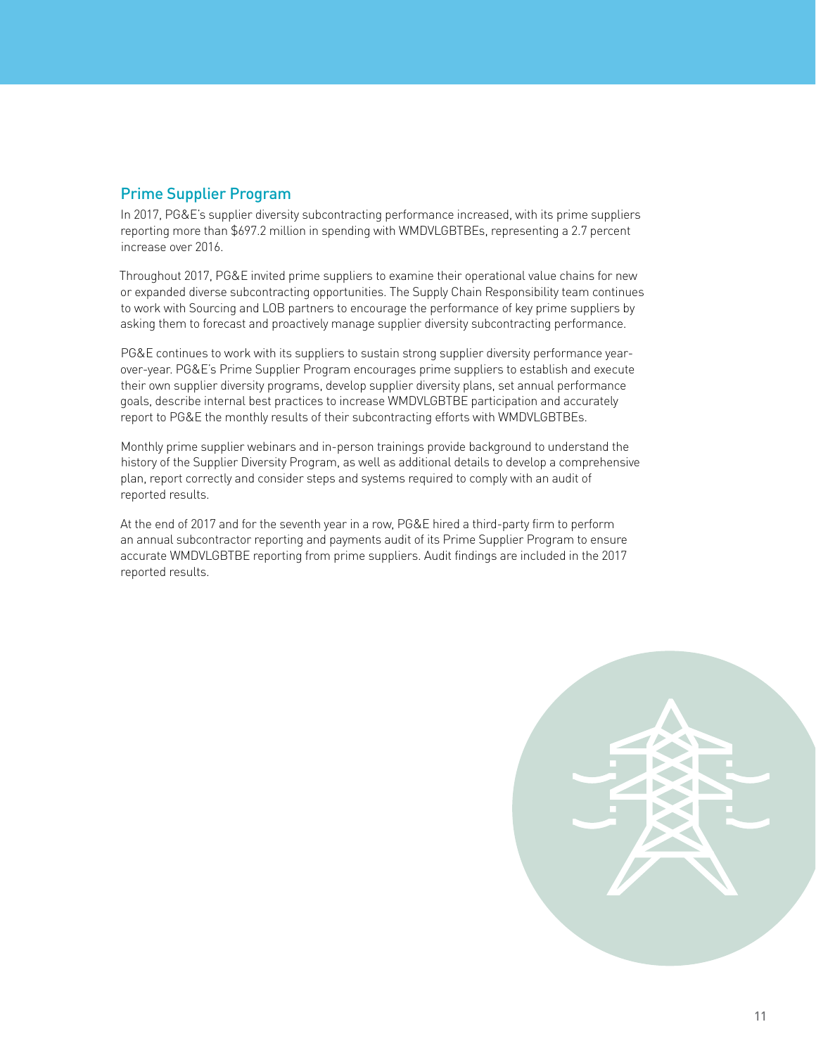## Prime Supplier Program

In 2017, PG&E's supplier diversity subcontracting performance increased, with its prime suppliers reporting more than $697.2 million in spending with WMDVLGBTBEs, representing a 2.7 percent increase over 2016.

Throughout 2017, PG&E invited prime suppliers to examine their operational value chains for new or expanded diverse subcontracting opportunities. The Supply Chain Responsibility team continues to work with Sourcing and LOB partners to encourage the performance of key prime suppliers by asking them to forecast and proactively manage supplier diversity subcontracting performance.

PG&E continues to work with its suppliers to sustain strong supplier diversity performance year-over-year. PG&E's Prime Supplier Program encourages prime suppliers to establish and execute their own supplier diversity programs, develop supplier diversity plans, set annual performance goals, describe internal best practices to increase WMDVLGBTBE participation and accurately report to PG&E the monthly results of their subcontracting efforts with WMDVLGBTBEs.

Monthly prime supplier webinars and in-person trainings provide background to understand the history of the Supplier Diversity Program, as well as additional details to develop a comprehensive plan, report correctly and consider steps and systems required to comply with an audit of reported results.

At the end of 2017 and for the seventh year in a row, PG&E hired a third-party firm to perform an annual subcontractor reporting and payments audit of its Prime Supplier Program to ensure accurate WMDVLGBTBE reporting from prime suppliers. Audit findings are included in the 2017 reported results.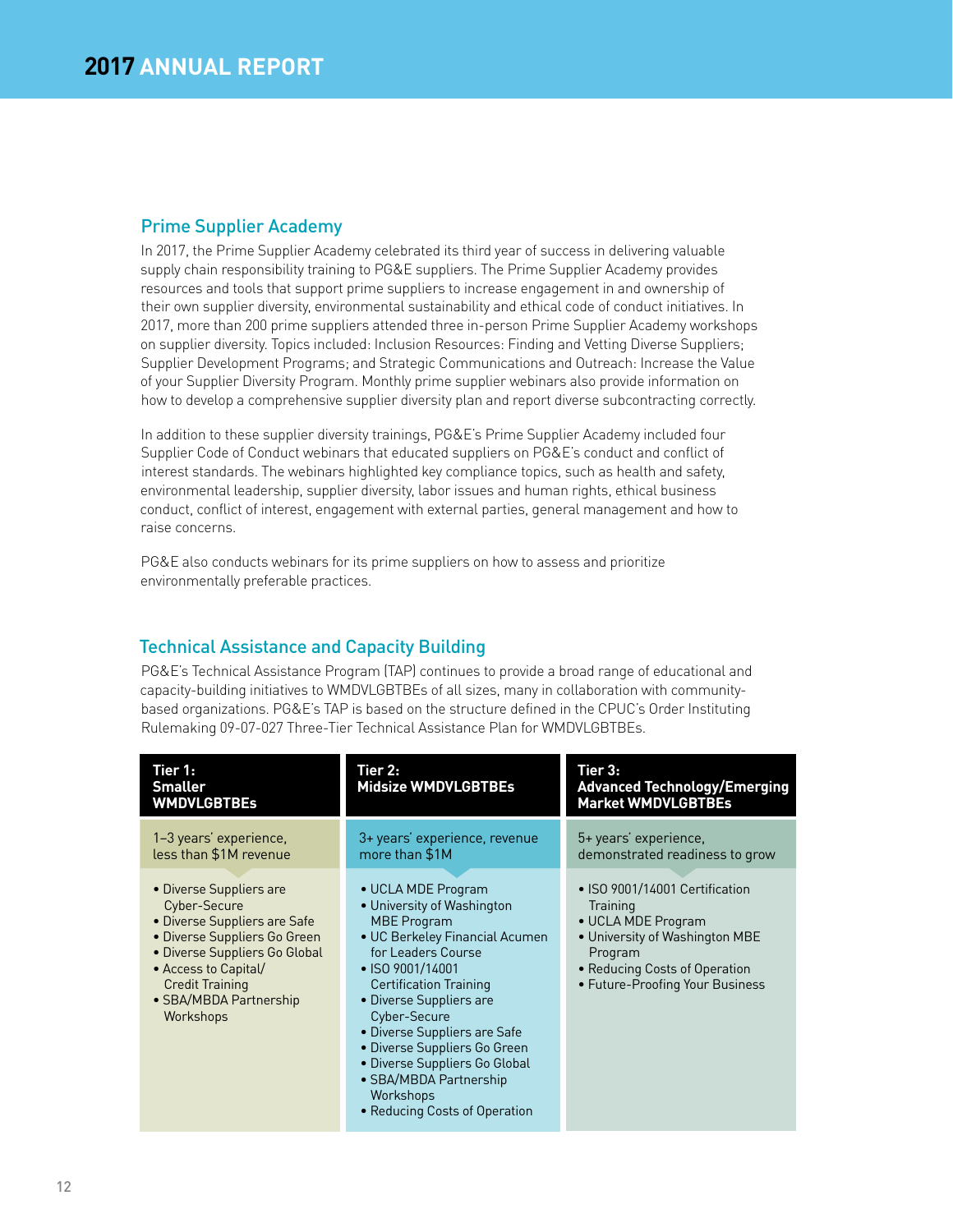## Prime Supplier Academy

In 2017, the Prime Supplier Academy celebrated its third year of success in delivering valuable supply chain responsibility training to PG&E suppliers. The Prime Supplier Academy provides resources and tools that support prime suppliers to increase engagement in and ownership of their own supplier diversity, environmental sustainability and ethical code of conduct initiatives. In 2017, more than 200 prime suppliers attended three in-person Prime Supplier Academy workshops on supplier diversity. Topics included: Inclusion Resources: Finding and Vetting Diverse Suppliers; Supplier Development Programs; and Strategic Communications and Outreach: Increase the Value of your Supplier Diversity Program. Monthly prime supplier webinars also provide information on how to develop a comprehensive supplier diversity plan and report diverse subcontracting correctly.

In addition to these supplier diversity trainings, PG&E's Prime Supplier Academy included four Supplier Code of Conduct webinars that educated suppliers on PG&E's conduct and conflict of interest standards. The webinars highlighted key compliance topics, such as health and safety, environmental leadership, supplier diversity, labor issues and human rights, ethical business conduct, conflict of interest, engagement with external parties, general management and how to raise concerns.

PG&E also conducts webinars for its prime suppliers on how to assess and prioritize environmentally preferable practices.

## Technical Assistance and Capacity Building

PG&E's Technical Assistance Program (TAP) continues to provide a broad range of educational and capacity-building initiatives to WMDVLGBTBEs of all sizes, many in collaboration with community-based organizations. PG&E's TAP is based on the structure defined in the CPUC's Order Instituting Rulemaking 09-07-027 Three-Tier Technical Assistance Plan for WMDVLGBTBEs.

| Tier 1: Smaller WMDVLGBTBEs | Tier 2: Midsize WMDVLGBTBEs | Tier 3: Advanced Technology/Emerging Market WMDVLGBTBEs |
|---|---|---|
| 1–3 years' experience, less than $1M revenue | 3+ years' experience, revenue more than $1M | 5+ years' experience, demonstrated readiness to grow |
| • Diverse Suppliers are Cyber-Secure<br>• Diverse Suppliers are Safe<br>• Diverse Suppliers Go Green<br>• Diverse Suppliers Go Global<br>• Access to Capital/Credit Training<br>• SBA/MBDA Partnership Workshops | • UCLA MDE Program<br>• University of Washington MBE Program<br>• UC Berkeley Financial Acumen for Leaders Course<br>• ISO 9001/14001 Certification Training<br>• Diverse Suppliers are Cyber-Secure<br>• Diverse Suppliers are Safe<br>• Diverse Suppliers Go Green<br>• Diverse Suppliers Go Global<br>• SBA/MBDA Partnership Workshops<br>• Reducing Costs of Operation | • ISO 9001/14001 Certification Training<br>• UCLA MDE Program<br>• University of Washington MBE Program<br>• Reducing Costs of Operation<br>• Future-Proofing Your Business |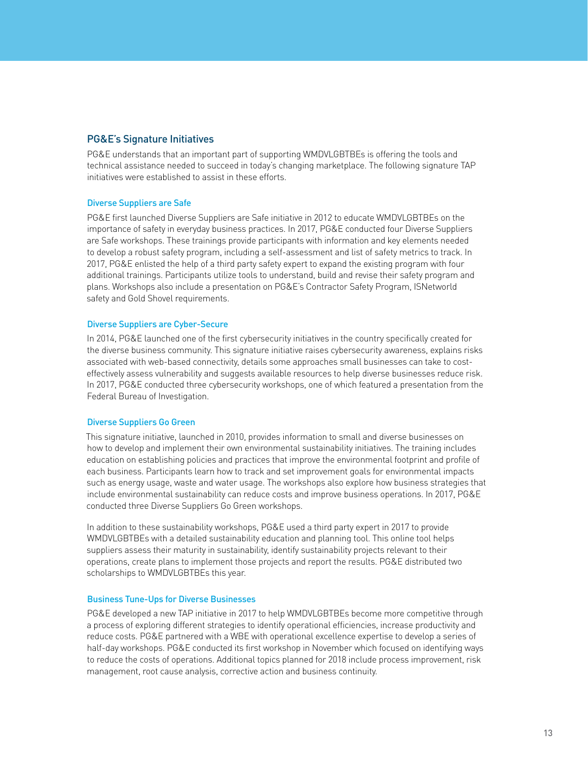## PG&E's Signature Initiatives

PG&E understands that an important part of supporting WMDVLGBTBEs is offering the tools and technical assistance needed to succeed in today's changing marketplace. The following signature TAP initiatives were established to assist in these efforts.

### Diverse Suppliers are Safe

PG&E first launched Diverse Suppliers are Safe initiative in 2012 to educate WMDVLGBTBEs on the importance of safety in everyday business practices. In 2017, PG&E conducted four Diverse Suppliers are Safe workshops. These trainings provide participants with information and key elements needed to develop a robust safety program, including a self-assessment and list of safety metrics to track. In 2017, PG&E enlisted the help of a third party safety expert to expand the existing program with four additional trainings. Participants utilize tools to understand, build and revise their safety program and plans. Workshops also include a presentation on PG&E's Contractor Safety Program, ISNetworld safety and Gold Shovel requirements.

### Diverse Suppliers are Cyber-Secure

In 2014, PG&E launched one of the first cybersecurity initiatives in the country specifically created for the diverse business community. This signature initiative raises cybersecurity awareness, explains risks associated with web-based connectivity, details some approaches small businesses can take to cost-effectively assess vulnerability and suggests available resources to help diverse businesses reduce risk. In 2017, PG&E conducted three cybersecurity workshops, one of which featured a presentation from the Federal Bureau of Investigation.

### Diverse Suppliers Go Green

This signature initiative, launched in 2010, provides information to small and diverse businesses on how to develop and implement their own environmental sustainability initiatives. The training includes education on establishing policies and practices that improve the environmental footprint and profile of each business. Participants learn how to track and set improvement goals for environmental impacts such as energy usage, waste and water usage. The workshops also explore how business strategies that include environmental sustainability can reduce costs and improve business operations. In 2017, PG&E conducted three Diverse Suppliers Go Green workshops.

In addition to these sustainability workshops, PG&E used a third party expert in 2017 to provide WMDVLGBTBEs with a detailed sustainability education and planning tool. This online tool helps suppliers assess their maturity in sustainability, identify sustainability projects relevant to their operations, create plans to implement those projects and report the results. PG&E distributed two scholarships to WMDVLGBTBEs this year.

### Business Tune-Ups for Diverse Businesses

PG&E developed a new TAP initiative in 2017 to help WMDVLGBTBEs become more competitive through a process of exploring different strategies to identify operational efficiencies, increase productivity and reduce costs. PG&E partnered with a WBE with operational excellence expertise to develop a series of half-day workshops. PG&E conducted its first workshop in November which focused on identifying ways to reduce the costs of operations. Additional topics planned for 2018 include process improvement, risk management, root cause analysis, corrective action and business continuity.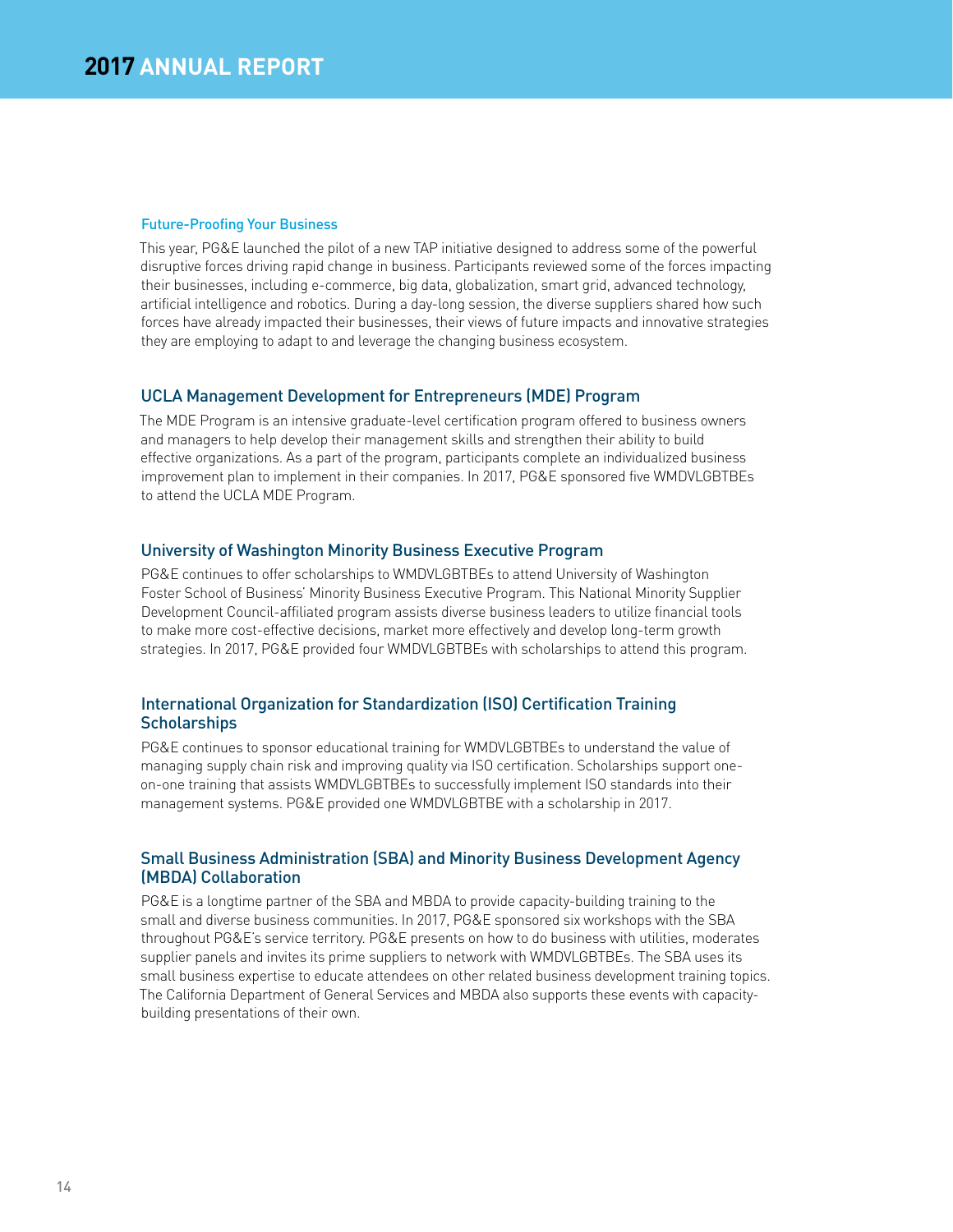### Future-Proofing Your Business

This year, PG&E launched the pilot of a new TAP initiative designed to address some of the powerful disruptive forces driving rapid change in business. Participants reviewed some of the forces impacting their businesses, including e-commerce, big data, globalization, smart grid, advanced technology, artificial intelligence and robotics. During a day-long session, the diverse suppliers shared how such forces have already impacted their businesses, their views of future impacts and innovative strategies they are employing to adapt to and leverage the changing business ecosystem.

## UCLA Management Development for Entrepreneurs (MDE) Program

The MDE Program is an intensive graduate-level certification program offered to business owners and managers to help develop their management skills and strengthen their ability to build effective organizations. As a part of the program, participants complete an individualized business improvement plan to implement in their companies. In 2017, PG&E sponsored five WMDVLGBTBEs to attend the UCLA MDE Program.

## University of Washington Minority Business Executive Program

PG&E continues to offer scholarships to WMDVLGBTBEs to attend University of Washington Foster School of Business' Minority Business Executive Program. This National Minority Supplier Development Council-affiliated program assists diverse business leaders to utilize financial tools to make more cost-effective decisions, market more effectively and develop long-term growth strategies. In 2017, PG&E provided four WMDVLGBTBEs with scholarships to attend this program.

## International Organization for Standardization (ISO) Certification Training Scholarships

PG&E continues to sponsor educational training for WMDVLGBTBEs to understand the value of managing supply chain risk and improving quality via ISO certification. Scholarships support one-on-one training that assists WMDVLGBTBEs to successfully implement ISO standards into their management systems. PG&E provided one WMDVLGBTBE with a scholarship in 2017.

## Small Business Administration (SBA) and Minority Business Development Agency (MBDA) Collaboration

PG&E is a longtime partner of the SBA and MBDA to provide capacity-building training to the small and diverse business communities. In 2017, PG&E sponsored six workshops with the SBA throughout PG&E's service territory. PG&E presents on how to do business with utilities, moderates supplier panels and invites its prime suppliers to network with WMDVLGBTBEs. The SBA uses its small business expertise to educate attendees on other related business development training topics. The California Department of General Services and MBDA also supports these events with capacity-building presentations of their own.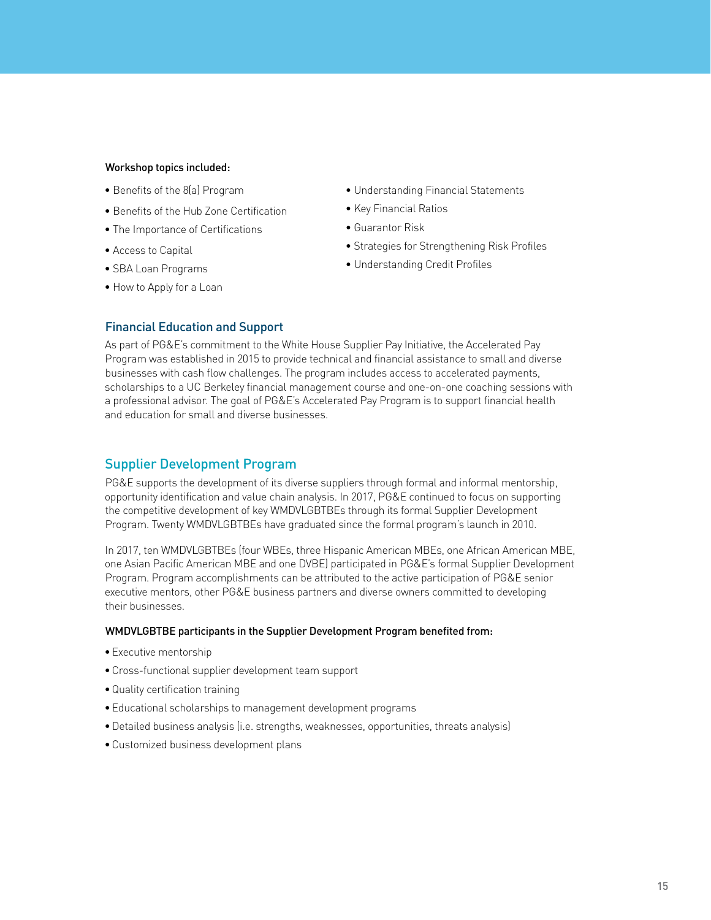**Workshop topics included:**

- Benefits of the 8(a) Program
- Benefits of the Hub Zone Certification
- The Importance of Certifications
- Access to Capital
- SBA Loan Programs
- How to Apply for a Loan
- Understanding Financial Statements
- Key Financial Ratios
- Guarantor Risk
- Strategies for Strengthening Risk Profiles
- Understanding Credit Profiles

### Financial Education and Support

As part of PG&E's commitment to the White House Supplier Pay Initiative, the Accelerated Pay Program was established in 2015 to provide technical and financial assistance to small and diverse businesses with cash flow challenges. The program includes access to accelerated payments, scholarships to a UC Berkeley financial management course and one-on-one coaching sessions with a professional advisor. The goal of PG&E's Accelerated Pay Program is to support financial health and education for small and diverse businesses.

## Supplier Development Program

PG&E supports the development of its diverse suppliers through formal and informal mentorship, opportunity identification and value chain analysis. In 2017, PG&E continued to focus on supporting the competitive development of key WMDVLGBTBEs through its formal Supplier Development Program. Twenty WMDVLGBTBEs have graduated since the formal program's launch in 2010.

In 2017, ten WMDVLGBTBEs (four WBEs, three Hispanic American MBEs, one African American MBE, one Asian Pacific American MBE and one DVBE) participated in PG&E's formal Supplier Development Program. Program accomplishments can be attributed to the active participation of PG&E senior executive mentors, other PG&E business partners and diverse owners committed to developing their businesses.

**WMDVLGBTBE participants in the Supplier Development Program benefited from:**

- Executive mentorship
- Cross-functional supplier development team support
- Quality certification training
- Educational scholarships to management development programs
- Detailed business analysis (i.e. strengths, weaknesses, opportunities, threats analysis)
- Customized business development plans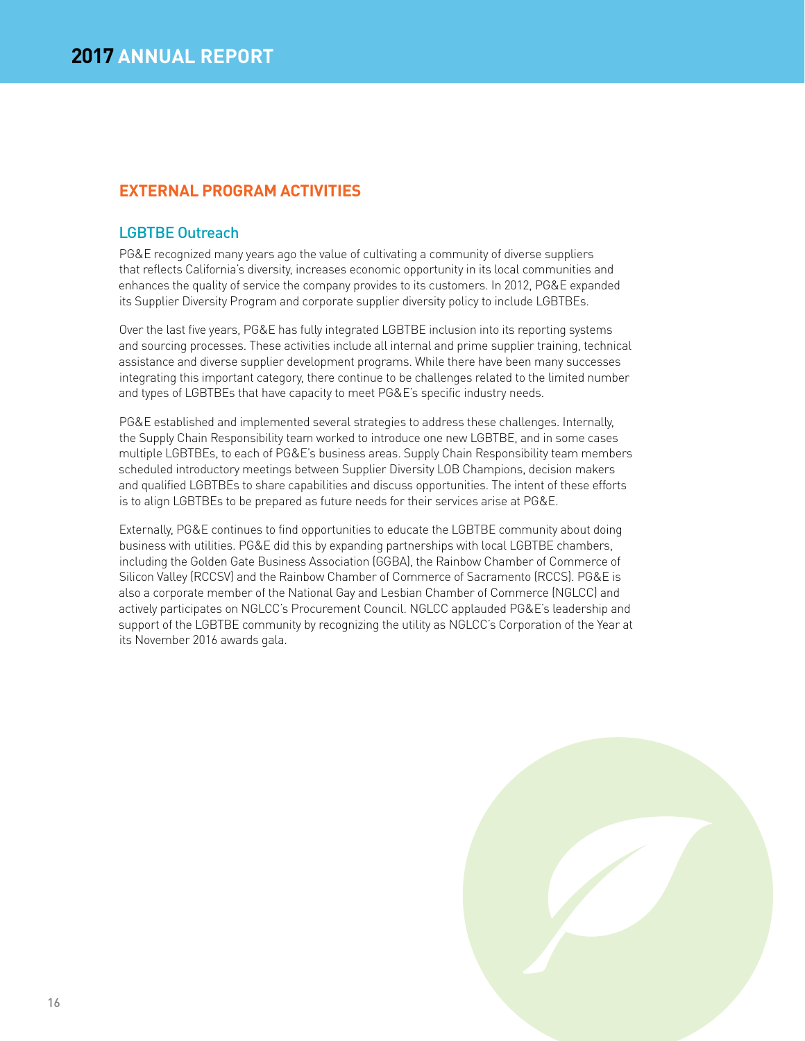## EXTERNAL PROGRAM ACTIVITIES

### LGBTBE Outreach

PG&E recognized many years ago the value of cultivating a community of diverse suppliers that reflects California's diversity, increases economic opportunity in its local communities and enhances the quality of service the company provides to its customers. In 2012, PG&E expanded its Supplier Diversity Program and corporate supplier diversity policy to include LGBTBEs.

Over the last five years, PG&E has fully integrated LGBTBE inclusion into its reporting systems and sourcing processes. These activities include all internal and prime supplier training, technical assistance and diverse supplier development programs. While there have been many successes integrating this important category, there continue to be challenges related to the limited number and types of LGBTBEs that have capacity to meet PG&E's specific industry needs.

PG&E established and implemented several strategies to address these challenges. Internally, the Supply Chain Responsibility team worked to introduce one new LGBTBE, and in some cases multiple LGBTBEs, to each of PG&E's business areas. Supply Chain Responsibility team members scheduled introductory meetings between Supplier Diversity LOB Champions, decision makers and qualified LGBTBEs to share capabilities and discuss opportunities. The intent of these efforts is to align LGBTBEs to be prepared as future needs for their services arise at PG&E.

Externally, PG&E continues to find opportunities to educate the LGBTBE community about doing business with utilities. PG&E did this by expanding partnerships with local LGBTBE chambers, including the Golden Gate Business Association (GGBA), the Rainbow Chamber of Commerce of Silicon Valley (RCCSV) and the Rainbow Chamber of Commerce of Sacramento (RCCS). PG&E is also a corporate member of the National Gay and Lesbian Chamber of Commerce (NGLCC) and actively participates on NGLCC's Procurement Council. NGLCC applauded PG&E's leadership and support of the LGBTBE community by recognizing the utility as NGLCC's Corporation of the Year at its November 2016 awards gala.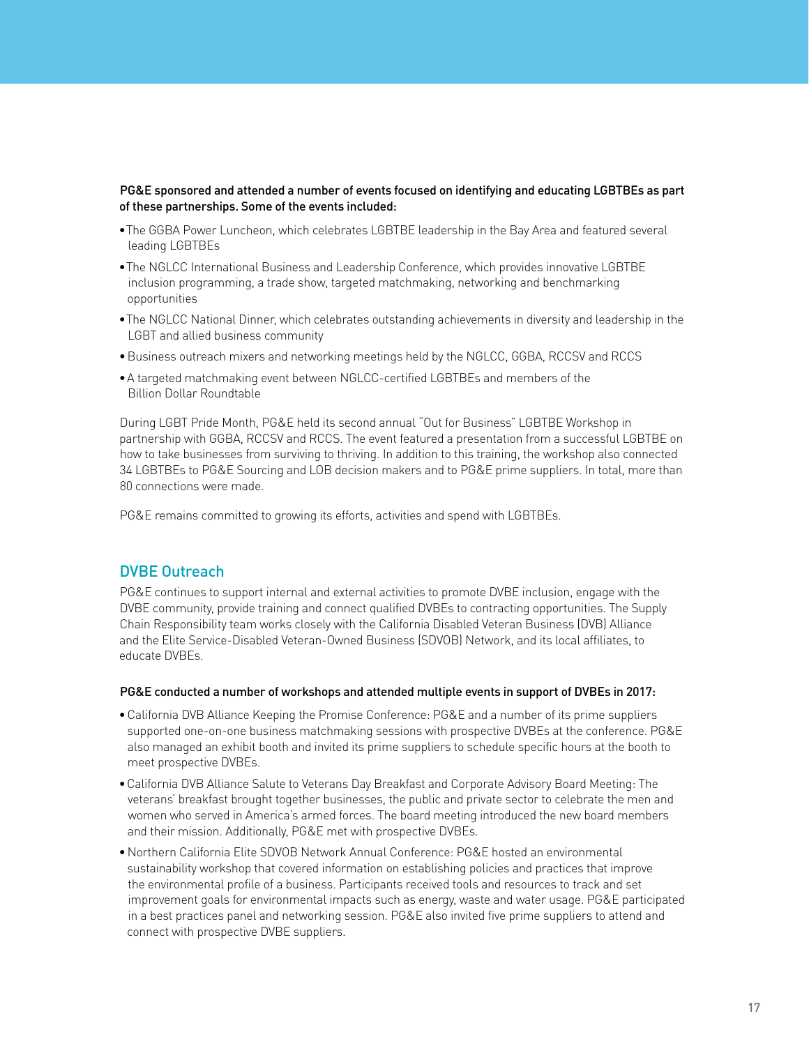**PG&E sponsored and attended a number of events focused on identifying and educating LGBTBEs as part of these partnerships. Some of the events included:**

- The GGBA Power Luncheon, which celebrates LGBTBE leadership in the Bay Area and featured several leading LGBTBEs
- The NGLCC International Business and Leadership Conference, which provides innovative LGBTBE inclusion programming, a trade show, targeted matchmaking, networking and benchmarking opportunities
- The NGLCC National Dinner, which celebrates outstanding achievements in diversity and leadership in the LGBT and allied business community
- Business outreach mixers and networking meetings held by the NGLCC, GGBA, RCCSV and RCCS
- A targeted matchmaking event between NGLCC-certified LGBTBEs and members of the Billion Dollar Roundtable

During LGBT Pride Month, PG&E held its second annual "Out for Business" LGBTBE Workshop in partnership with GGBA, RCCSV and RCCS. The event featured a presentation from a successful LGBTBE on how to take businesses from surviving to thriving. In addition to this training, the workshop also connected 34 LGBTBEs to PG&E Sourcing and LOB decision makers and to PG&E prime suppliers. In total, more than 80 connections were made.

PG&E remains committed to growing its efforts, activities and spend with LGBTBEs.

## DVBE Outreach

PG&E continues to support internal and external activities to promote DVBE inclusion, engage with the DVBE community, provide training and connect qualified DVBEs to contracting opportunities. The Supply Chain Responsibility team works closely with the California Disabled Veteran Business (DVB) Alliance and the Elite Service-Disabled Veteran-Owned Business (SDVOB) Network, and its local affiliates, to educate DVBEs.

**PG&E conducted a number of workshops and attended multiple events in support of DVBEs in 2017:**

- California DVB Alliance Keeping the Promise Conference: PG&E and a number of its prime suppliers supported one-on-one business matchmaking sessions with prospective DVBEs at the conference. PG&E also managed an exhibit booth and invited its prime suppliers to schedule specific hours at the booth to meet prospective DVBEs.
- California DVB Alliance Salute to Veterans Day Breakfast and Corporate Advisory Board Meeting: The veterans' breakfast brought together businesses, the public and private sector to celebrate the men and women who served in America's armed forces. The board meeting introduced the new board members and their mission. Additionally, PG&E met with prospective DVBEs.
- Northern California Elite SDVOB Network Annual Conference: PG&E hosted an environmental sustainability workshop that covered information on establishing policies and practices that improve the environmental profile of a business. Participants received tools and resources to track and set improvement goals for environmental impacts such as energy, waste and water usage. PG&E participated in a best practices panel and networking session. PG&E also invited five prime suppliers to attend and connect with prospective DVBE suppliers.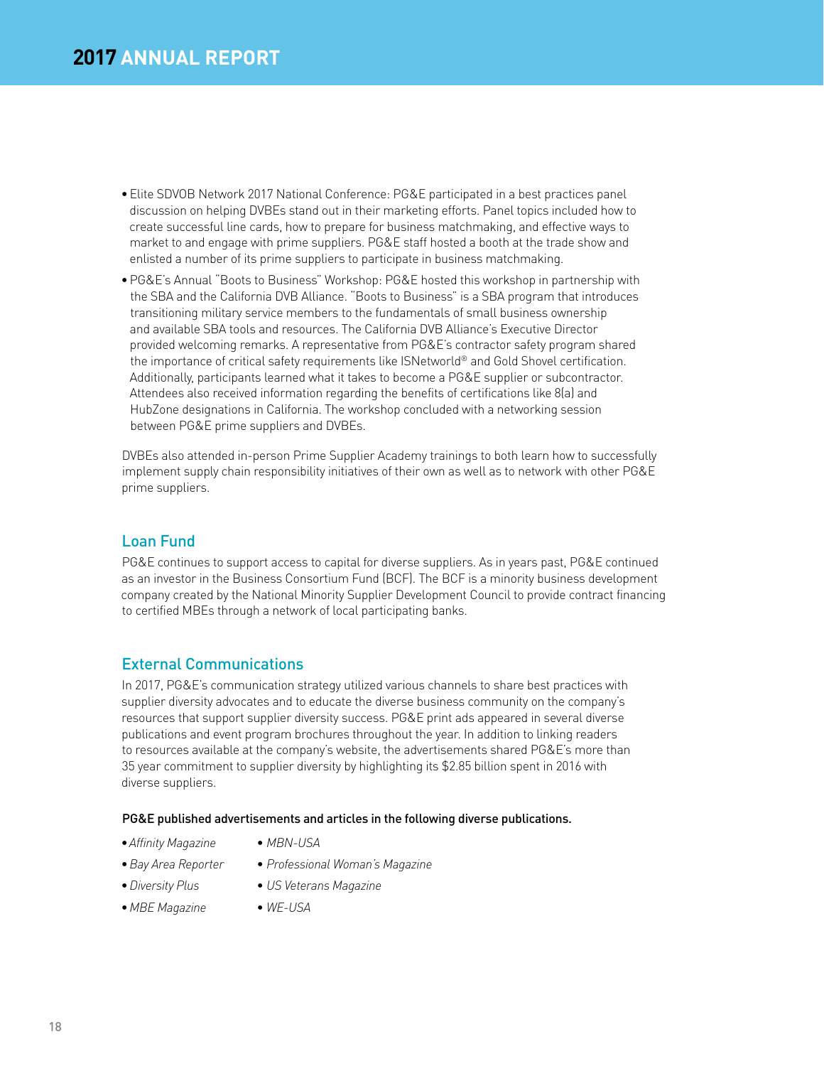- Elite SDVOB Network 2017 National Conference: PG&E participated in a best practices panel discussion on helping DVBEs stand out in their marketing efforts. Panel topics included how to create successful line cards, how to prepare for business matchmaking, and effective ways to market to and engage with prime suppliers. PG&E staff hosted a booth at the trade show and enlisted a number of its prime suppliers to participate in business matchmaking.
- PG&E's Annual "Boots to Business" Workshop: PG&E hosted this workshop in partnership with the SBA and the California DVB Alliance. "Boots to Business" is a SBA program that introduces transitioning military service members to the fundamentals of small business ownership and available SBA tools and resources. The California DVB Alliance's Executive Director provided welcoming remarks. A representative from PG&E's contractor safety program shared the importance of critical safety requirements like ISNetworld® and Gold Shovel certification. Additionally, participants learned what it takes to become a PG&E supplier or subcontractor. Attendees also received information regarding the benefits of certifications like 8(a) and HubZone designations in California. The workshop concluded with a networking session between PG&E prime suppliers and DVBEs.

DVBEs also attended in-person Prime Supplier Academy trainings to both learn how to successfully implement supply chain responsibility initiatives of their own as well as to network with other PG&E prime suppliers.

## Loan Fund

PG&E continues to support access to capital for diverse suppliers. As in years past, PG&E continued as an investor in the Business Consortium Fund (BCF). The BCF is a minority business development company created by the National Minority Supplier Development Council to provide contract financing to certified MBEs through a network of local participating banks.

## External Communications

In 2017, PG&E's communication strategy utilized various channels to share best practices with supplier diversity advocates and to educate the diverse business community on the company's resources that support supplier diversity success. PG&E print ads appeared in several diverse publications and event program brochures throughout the year. In addition to linking readers to resources available at the company's website, the advertisements shared PG&E's more than 35 year commitment to supplier diversity by highlighting its $2.85 billion spent in 2016 with diverse suppliers.

PG&E published advertisements and articles in the following diverse publications.

- *Affinity Magazine*
- *Bay Area Reporter*
- *Diversity Plus*
- *MBE Magazine*
- *MBN-USA*
- *Professional Woman's Magazine*
- *US Veterans Magazine*
- *WE-USA*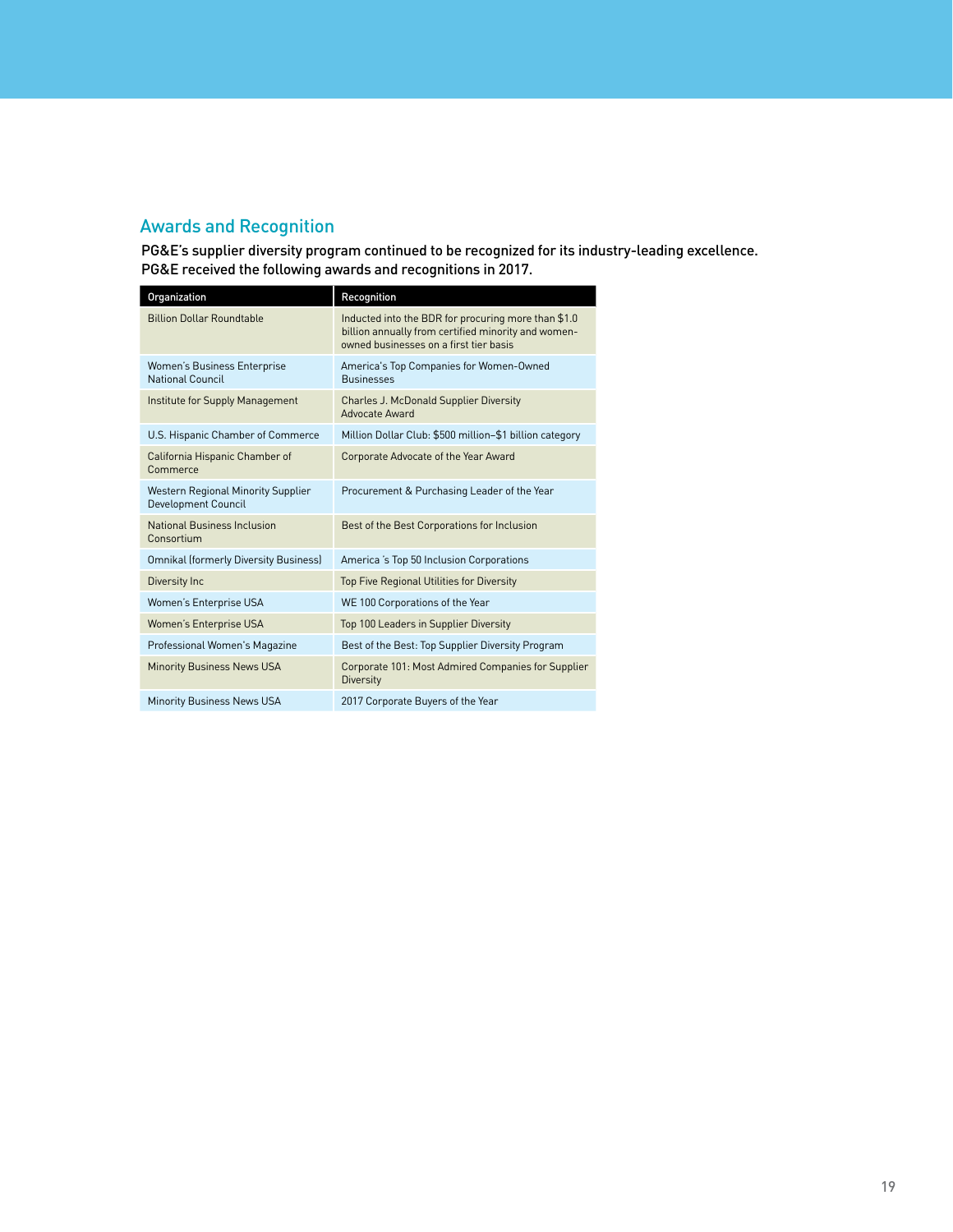## Awards and Recognition

PG&E's supplier diversity program continued to be recognized for its industry-leading excellence. PG&E received the following awards and recognitions in 2017.

| Organization | Recognition |
|---|---|
| Billion Dollar Roundtable | Inducted into the BDR for procuring more than $1.0 billion annually from certified minority and women-owned businesses on a first tier basis |
| Women's Business Enterprise National Council | America's Top Companies for Women-Owned Businesses |
| Institute for Supply Management | Charles J. McDonald Supplier Diversity Advocate Award |
| U.S. Hispanic Chamber of Commerce | Million Dollar Club: $500 million–$1 billion category |
| California Hispanic Chamber of Commerce | Corporate Advocate of the Year Award |
| Western Regional Minority Supplier Development Council | Procurement & Purchasing Leader of the Year |
| National Business Inclusion Consortium | Best of the Best Corporations for Inclusion |
| Omnikal (formerly Diversity Business) | America 's Top 50 Inclusion Corporations |
| Diversity Inc | Top Five Regional Utilities for Diversity |
| Women's Enterprise USA | WE 100 Corporations of the Year |
| Women's Enterprise USA | Top 100 Leaders in Supplier Diversity |
| Professional Women's Magazine | Best of the Best: Top Supplier Diversity Program |
| Minority Business News USA | Corporate 101: Most Admired Companies for Supplier Diversity |
| Minority Business News USA | 2017 Corporate Buyers of the Year |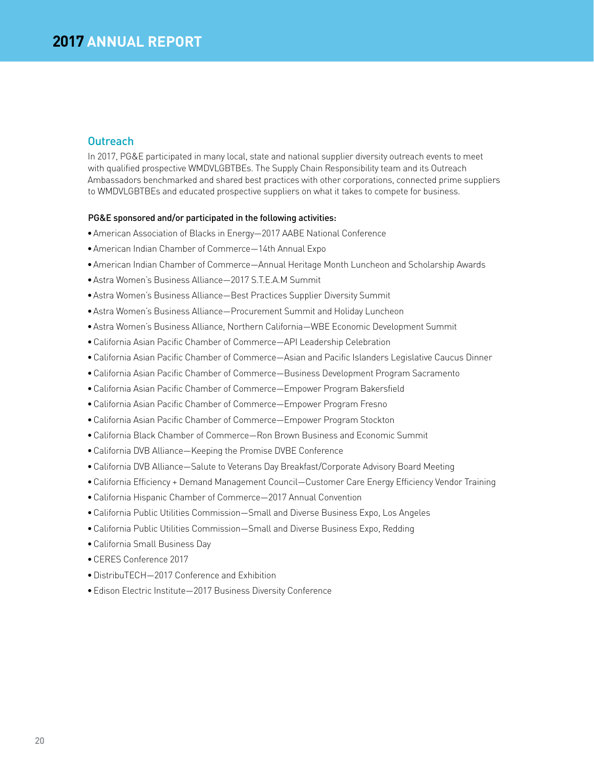## Outreach

In 2017, PG&E participated in many local, state and national supplier diversity outreach events to meet with qualified prospective WMDVLGBTBEs. The Supply Chain Responsibility team and its Outreach Ambassadors benchmarked and shared best practices with other corporations, connected prime suppliers to WMDVLGBTBEs and educated prospective suppliers on what it takes to compete for business.

**PG&E sponsored and/or participated in the following activities:**

- American Association of Blacks in Energy—2017 AABE National Conference
- American Indian Chamber of Commerce—14th Annual Expo
- American Indian Chamber of Commerce—Annual Heritage Month Luncheon and Scholarship Awards
- Astra Women's Business Alliance—2017 S.T.E.A.M Summit
- Astra Women's Business Alliance—Best Practices Supplier Diversity Summit
- Astra Women's Business Alliance—Procurement Summit and Holiday Luncheon
- Astra Women's Business Alliance, Northern California—WBE Economic Development Summit
- California Asian Pacific Chamber of Commerce—API Leadership Celebration
- California Asian Pacific Chamber of Commerce—Asian and Pacific Islanders Legislative Caucus Dinner
- California Asian Pacific Chamber of Commerce—Business Development Program Sacramento
- California Asian Pacific Chamber of Commerce—Empower Program Bakersfield
- California Asian Pacific Chamber of Commerce—Empower Program Fresno
- California Asian Pacific Chamber of Commerce—Empower Program Stockton
- California Black Chamber of Commerce—Ron Brown Business and Economic Summit
- California DVB Alliance—Keeping the Promise DVBE Conference
- California DVB Alliance—Salute to Veterans Day Breakfast/Corporate Advisory Board Meeting
- California Efficiency + Demand Management Council—Customer Care Energy Efficiency Vendor Training
- California Hispanic Chamber of Commerce—2017 Annual Convention
- California Public Utilities Commission—Small and Diverse Business Expo, Los Angeles
- California Public Utilities Commission—Small and Diverse Business Expo, Redding
- California Small Business Day
- CERES Conference 2017
- DistribuTECH—2017 Conference and Exhibition
- Edison Electric Institute—2017 Business Diversity Conference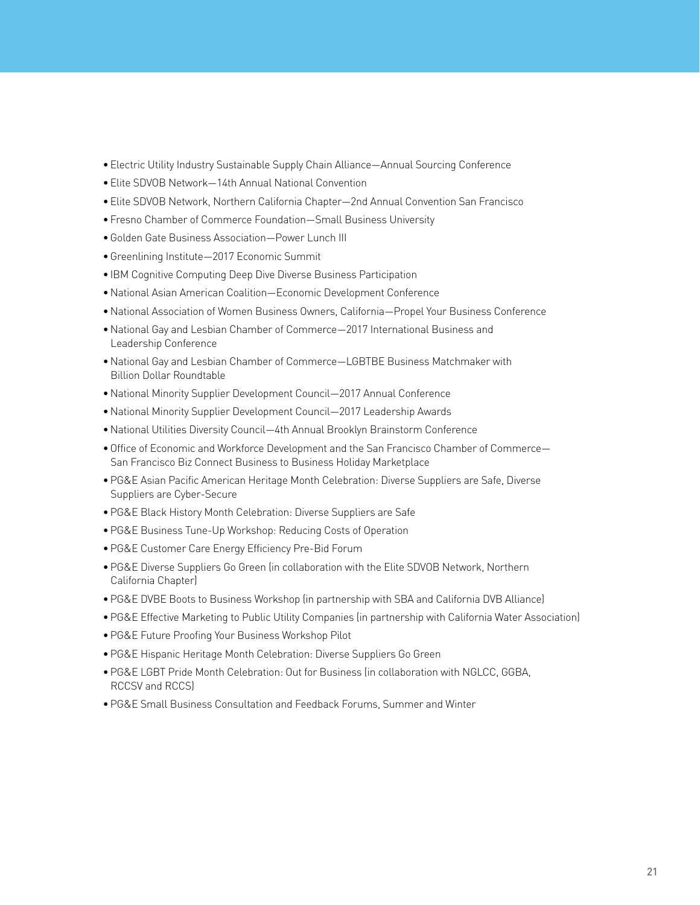- Electric Utility Industry Sustainable Supply Chain Alliance—Annual Sourcing Conference
- Elite SDVOB Network—14th Annual National Convention
- Elite SDVOB Network, Northern California Chapter—2nd Annual Convention San Francisco
- Fresno Chamber of Commerce Foundation—Small Business University
- Golden Gate Business Association—Power Lunch III
- Greenlining Institute—2017 Economic Summit
- IBM Cognitive Computing Deep Dive Diverse Business Participation
- National Asian American Coalition—Economic Development Conference
- National Association of Women Business Owners, California—Propel Your Business Conference
- National Gay and Lesbian Chamber of Commerce—2017 International Business and Leadership Conference
- National Gay and Lesbian Chamber of Commerce—LGBTBE Business Matchmaker with Billion Dollar Roundtable
- National Minority Supplier Development Council—2017 Annual Conference
- National Minority Supplier Development Council—2017 Leadership Awards
- National Utilities Diversity Council—4th Annual Brooklyn Brainstorm Conference
- Office of Economic and Workforce Development and the San Francisco Chamber of Commerce—San Francisco Biz Connect Business to Business Holiday Marketplace
- PG&E Asian Pacific American Heritage Month Celebration: Diverse Suppliers are Safe, Diverse Suppliers are Cyber-Secure
- PG&E Black History Month Celebration: Diverse Suppliers are Safe
- PG&E Business Tune-Up Workshop: Reducing Costs of Operation
- PG&E Customer Care Energy Efficiency Pre-Bid Forum
- PG&E Diverse Suppliers Go Green (in collaboration with the Elite SDVOB Network, Northern California Chapter)
- PG&E DVBE Boots to Business Workshop (in partnership with SBA and California DVB Alliance)
- PG&E Effective Marketing to Public Utility Companies (in partnership with California Water Association)
- PG&E Future Proofing Your Business Workshop Pilot
- PG&E Hispanic Heritage Month Celebration: Diverse Suppliers Go Green
- PG&E LGBT Pride Month Celebration: Out for Business (in collaboration with NGLCC, GGBA, RCCSV and RCCS)
- PG&E Small Business Consultation and Feedback Forums, Summer and Winter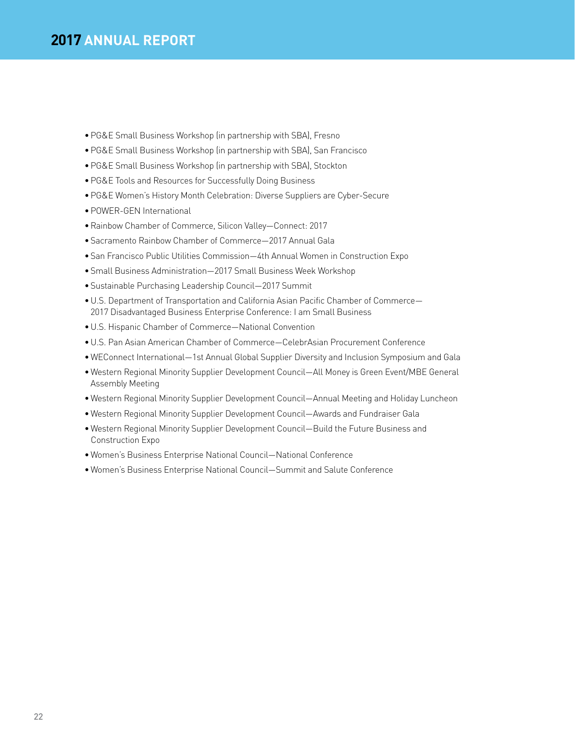- PG&E Small Business Workshop (in partnership with SBA), Fresno
- PG&E Small Business Workshop (in partnership with SBA), San Francisco
- PG&E Small Business Workshop (in partnership with SBA), Stockton
- PG&E Tools and Resources for Successfully Doing Business
- PG&E Women's History Month Celebration: Diverse Suppliers are Cyber-Secure
- POWER-GEN International
- Rainbow Chamber of Commerce, Silicon Valley—Connect: 2017
- Sacramento Rainbow Chamber of Commerce—2017 Annual Gala
- San Francisco Public Utilities Commission—4th Annual Women in Construction Expo
- Small Business Administration—2017 Small Business Week Workshop
- Sustainable Purchasing Leadership Council—2017 Summit
- U.S. Department of Transportation and California Asian Pacific Chamber of Commerce—2017 Disadvantaged Business Enterprise Conference: I am Small Business
- U.S. Hispanic Chamber of Commerce—National Convention
- U.S. Pan Asian American Chamber of Commerce—CelebrAsian Procurement Conference
- WEConnect International—1st Annual Global Supplier Diversity and Inclusion Symposium and Gala
- Western Regional Minority Supplier Development Council—All Money is Green Event/MBE General Assembly Meeting
- Western Regional Minority Supplier Development Council—Annual Meeting and Holiday Luncheon
- Western Regional Minority Supplier Development Council—Awards and Fundraiser Gala
- Western Regional Minority Supplier Development Council—Build the Future Business and Construction Expo
- Women's Business Enterprise National Council—National Conference
- Women's Business Enterprise National Council—Summit and Salute Conference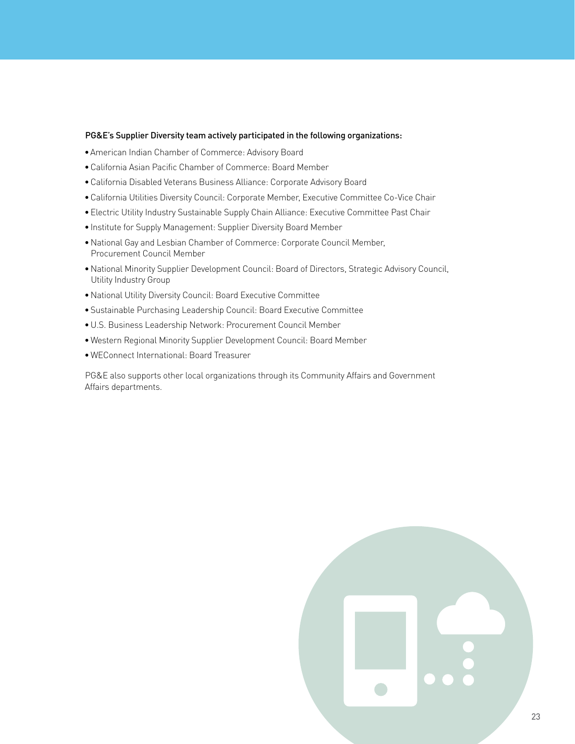**PG&E's Supplier Diversity team actively participated in the following organizations:**

- American Indian Chamber of Commerce: Advisory Board
- California Asian Pacific Chamber of Commerce: Board Member
- California Disabled Veterans Business Alliance: Corporate Advisory Board
- California Utilities Diversity Council: Corporate Member, Executive Committee Co-Vice Chair
- Electric Utility Industry Sustainable Supply Chain Alliance: Executive Committee Past Chair
- Institute for Supply Management: Supplier Diversity Board Member
- National Gay and Lesbian Chamber of Commerce: Corporate Council Member, Procurement Council Member
- National Minority Supplier Development Council: Board of Directors, Strategic Advisory Council, Utility Industry Group
- National Utility Diversity Council: Board Executive Committee
- Sustainable Purchasing Leadership Council: Board Executive Committee
- U.S. Business Leadership Network: Procurement Council Member
- Western Regional Minority Supplier Development Council: Board Member
- WEConnect International: Board Treasurer

PG&E also supports other local organizations through its Community Affairs and Government Affairs departments.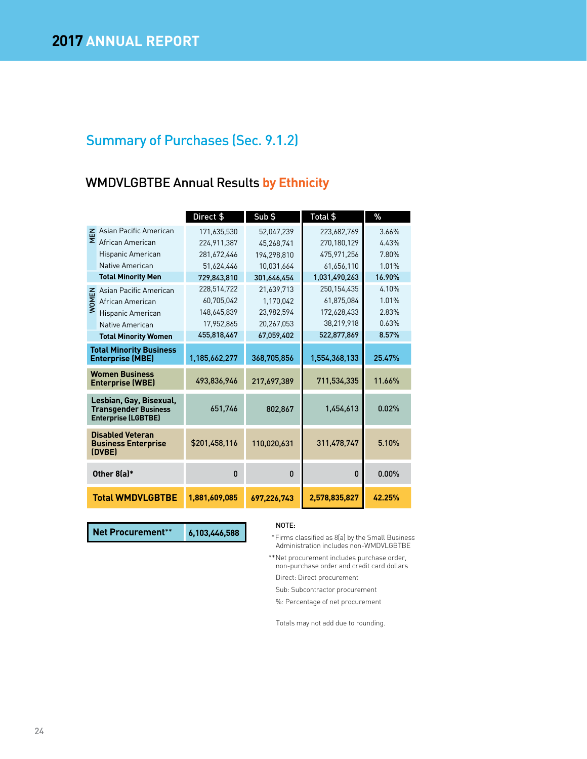## Summary of Purchases (Sec. 9.1.2)

### WMDVLGBTBE Annual Results by Ethnicity

| | | Direct $ | Sub $ | Total $ | % |
|---|---|---|---|---|---|
| MEN | Asian Pacific American | 171,635,530 | 52,047,239 | 223,682,769 | 3.66% |
| | African American | 224,911,387 | 45,268,741 | 270,180,129 | 4.43% |
| | Hispanic American | 281,672,446 | 194,298,810 | 475,971,256 | 7.80% |
| | Native American | 51,624,446 | 10,031,664 | 61,656,110 | 1.01% |
| | **Total Minority Men** | **729,843,810** | **301,646,454** | **1,031,490,263** | **16.90%** |
| WOMEN | Asian Pacific American | 228,514,722 | 21,639,713 | 250,154,435 | 4.10% |
| | African American | 60,705,042 | 1,170,042 | 61,875,084 | 1.01% |
| | Hispanic American | 148,645,839 | 23,982,594 | 172,628,433 | 2.83% |
| | Native American | 17,952,865 | 20,267,053 | 38,219,918 | 0.63% |
| | **Total Minority Women** | **455,818,467** | **67,059,402** | **522,877,869** | **8.57%** |
| **Total Minority Business Enterprise (MBE)** | | 1,185,662,277 | 368,705,856 | 1,554,368,133 | 25.47% |
| **Women Business Enterprise (WBE)** | | 493,836,946 | 217,697,389 | 711,534,335 | 11.66% |
| **Lesbian, Gay, Bisexual, Transgender Business Enterprise (LGBTBE)** | | 651,746 | 802,867 | 1,454,613 | 0.02% |
| **Disabled Veteran Business Enterprise (DVBE)** | | $201,458,116 | 110,020,631 | 311,478,747 | 5.10% |
| **Other 8(a)*** | | 0 | 0 | 0 | 0.00% |
| **Total WMDVLGBTBE** | | **1,881,609,085** | **697,226,743** | **2,578,835,827** | **42.25%** |

| **Net Procurement**** | **6,103,446,588** |
|---|---|

NOTE:

*Firms classified as 8(a) by the Small Business Administration includes non-WMDVLGBTBE

**Net procurement includes purchase order, non-purchase order and credit card dollars

Direct: Direct procurement

Sub: Subcontractor procurement

%: Percentage of net procurement

Totals may not add due to rounding.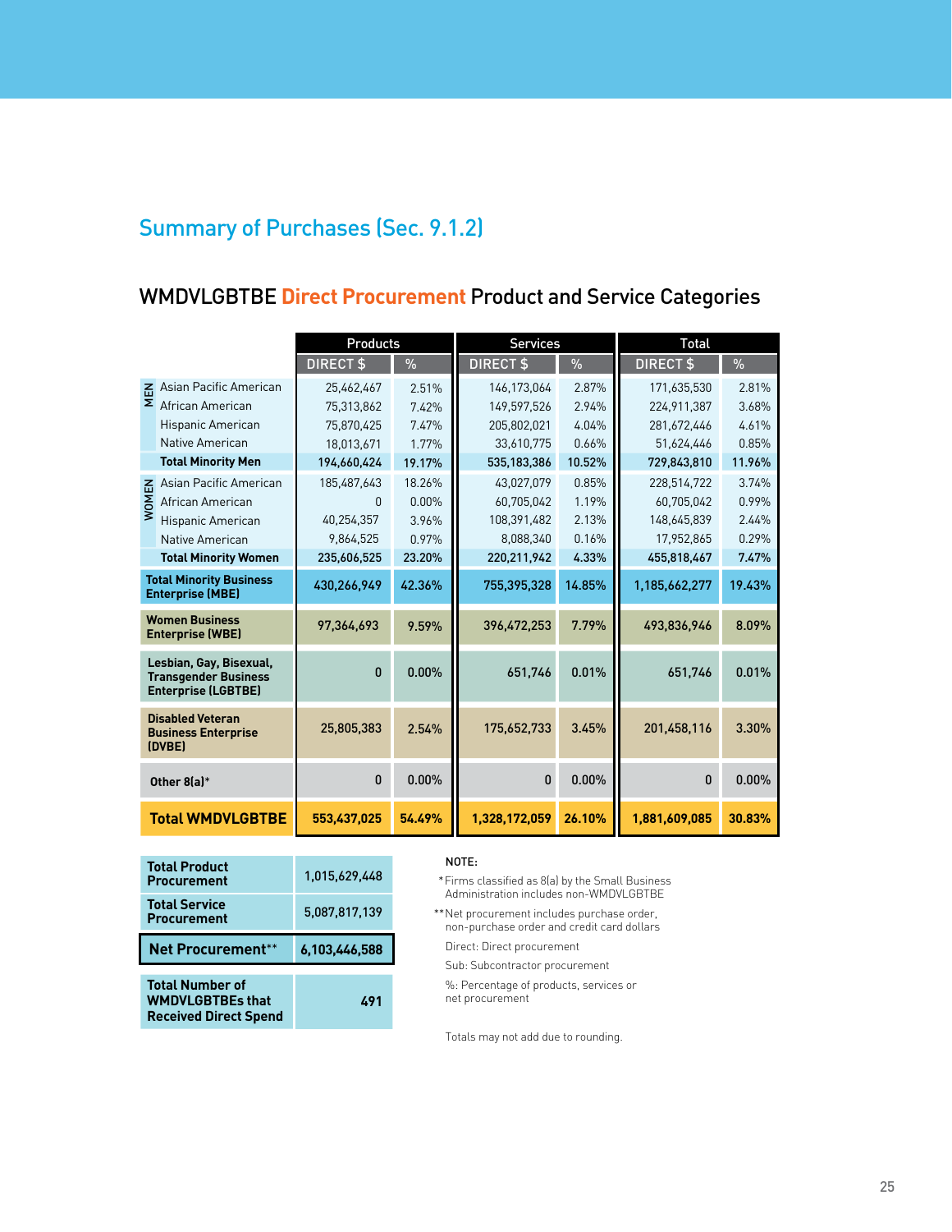## Summary of Purchases (Sec. 9.1.2)

### WMDVLGBTBE Direct Procurement Product and Service Categories

| | | Products | | Services | | Total | |
|---|---|---|---|---|---|---|---|
| | | DIRECT $ | % | DIRECT $ | % | DIRECT $ | % |
| MEN | Asian Pacific American | 25,462,467 | 2.51% | 146,173,064 | 2.87% | 171,635,530 | 2.81% |
| | African American | 75,313,862 | 7.42% | 149,597,526 | 2.94% | 224,911,387 | 3.68% |
| | Hispanic American | 75,870,425 | 7.47% | 205,802,021 | 4.04% | 281,672,446 | 4.61% |
| | Native American | 18,013,671 | 1.77% | 33,610,775 | 0.66% | 51,624,446 | 0.85% |
| | **Total Minority Men** | **194,660,424** | **19.17%** | **535,183,386** | **10.52%** | **729,843,810** | **11.96%** |
| WOMEN | Asian Pacific American | 185,487,643 | 18.26% | 43,027,079 | 0.85% | 228,514,722 | 3.74% |
| | African American | 0 | 0.00% | 60,705,042 | 1.19% | 60,705,042 | 0.99% |
| | Hispanic American | 40,254,357 | 3.96% | 108,391,482 | 2.13% | 148,645,839 | 2.44% |
| | Native American | 9,864,525 | 0.97% | 8,088,340 | 0.16% | 17,952,865 | 0.29% |
| | **Total Minority Women** | **235,606,525** | **23.20%** | **220,211,942** | **4.33%** | **455,818,467** | **7.47%** |
| **Total Minority Business Enterprise (MBE)** | | 430,266,949 | 42.36% | 755,395,328 | 14.85% | 1,185,662,277 | 19.43% |
| **Women Business Enterprise (WBE)** | | 97,364,693 | 9.59% | 396,472,253 | 7.79% | 493,836,946 | 8.09% |
| **Lesbian, Gay, Bisexual, Transgender Business Enterprise (LGBTBE)** | | 0 | 0.00% | 651,746 | 0.01% | 651,746 | 0.01% |
| **Disabled Veteran Business Enterprise (DVBE)** | | 25,805,383 | 2.54% | 175,652,733 | 3.45% | 201,458,116 | 3.30% |
| **Other 8(a)*** | | 0 | 0.00% | 0 | 0.00% | 0 | 0.00% |
| **Total WMDVLGBTBE** | | **553,437,025** | **54.49%** | **1,328,172,059** | **26.10%** | **1,881,609,085** | **30.83%** |

| | |
|---|---|
| **Total Product Procurement** | 1,015,629,448 |
| **Total Service Procurement** | 5,087,817,139 |
| **Net Procurement**** | **6,103,446,588** |
| **Total Number of WMDVLGBTBEs that Received Direct Spend** | **491** |

NOTE:

*Firms classified as 8(a) by the Small Business Administration includes non-WMDVLGBTBE

**Net procurement includes purchase order, non-purchase order and credit card dollars

Direct: Direct procurement

Sub: Subcontractor procurement

%: Percentage of products, services or net procurement

Totals may not add due to rounding.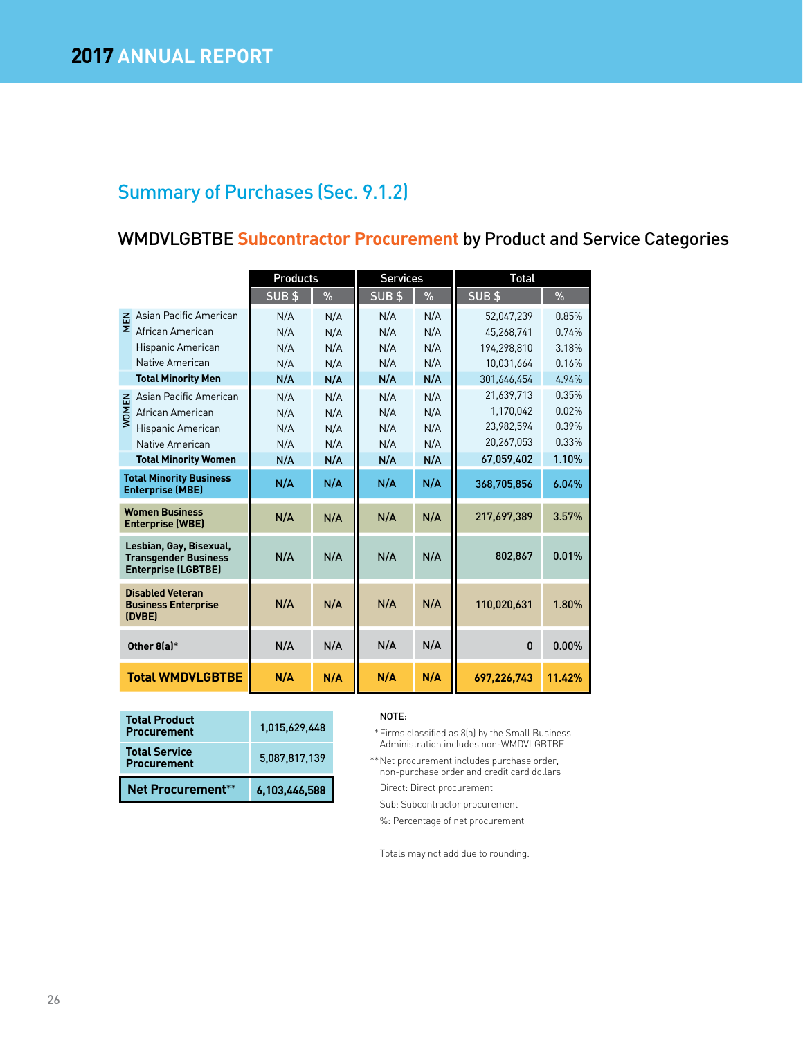## Summary of Purchases (Sec. 9.1.2)

### WMDVLGBTBE Subcontractor Procurement by Product and Service Categories

| | | Products | | Services | | Total | |
|---|---|---|---|---|---|---|---|
| | | SUB $ | % | SUB $ | % | SUB $ | % |
| MEN | Asian Pacific American | N/A | N/A | N/A | N/A | 52,047,239 | 0.85% |
| | African American | N/A | N/A | N/A | N/A | 45,268,741 | 0.74% |
| | Hispanic American | N/A | N/A | N/A | N/A | 194,298,810 | 3.18% |
| | Native American | N/A | N/A | N/A | N/A | 10,031,664 | 0.16% |
| | **Total Minority Men** | **N/A** | **N/A** | **N/A** | **N/A** | 301,646,454 | 4.94% |
| WOMEN | Asian Pacific American | N/A | N/A | N/A | N/A | 21,639,713 | 0.35% |
| | African American | N/A | N/A | N/A | N/A | 1,170,042 | 0.02% |
| | Hispanic American | N/A | N/A | N/A | N/A | 23,982,594 | 0.39% |
| | Native American | N/A | N/A | N/A | N/A | 20,267,053 | 0.33% |
| | **Total Minority Women** | **N/A** | **N/A** | **N/A** | **N/A** | 67,059,402 | 1.10% |
| **Total Minority Business Enterprise (MBE)** | | N/A | N/A | N/A | N/A | 368,705,856 | 6.04% |
| **Women Business Enterprise (WBE)** | | N/A | N/A | N/A | N/A | 217,697,389 | 3.57% |
| **Lesbian, Gay, Bisexual, Transgender Business Enterprise (LGBTBE)** | | N/A | N/A | N/A | N/A | 802,867 | 0.01% |
| **Disabled Veteran Business Enterprise (DVBE)** | | N/A | N/A | N/A | N/A | 110,020,631 | 1.80% |
| **Other 8(a)*** | | N/A | N/A | N/A | N/A | 0 | 0.00% |
| **Total WMDVLGBTBE** | | **N/A** | **N/A** | **N/A** | **N/A** | **697,226,743** | **11.42%** |

| | |
|---|---|
| **Total Product Procurement** | 1,015,629,448 |
| **Total Service Procurement** | 5,087,817,139 |
| **Net Procurement**** | **6,103,446,588** |

NOTE:

* Firms classified as 8(a) by the Small Business Administration includes non-WMDVLGBTBE

** Net procurement includes purchase order, non-purchase order and credit card dollars

Direct: Direct procurement

Sub: Subcontractor procurement

%: Percentage of net procurement

Totals may not add due to rounding.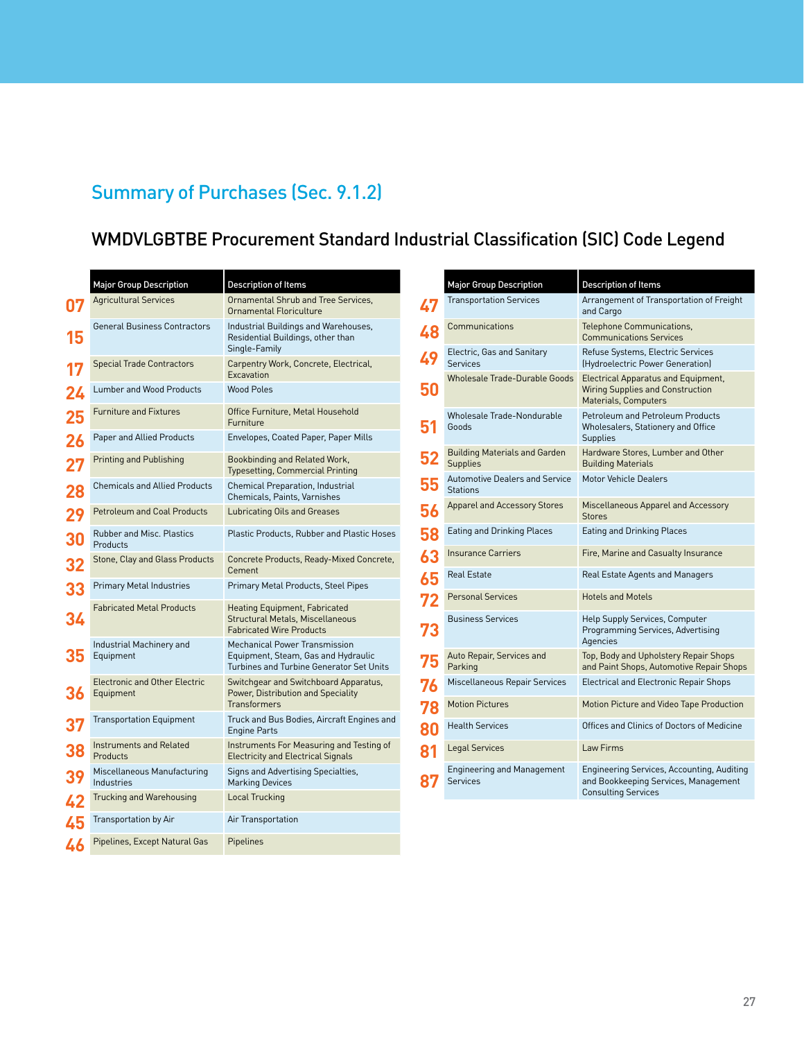## Summary of Purchases (Sec. 9.1.2)

### WMDVLGBTBE Procurement Standard Industrial Classification (SIC) Code Legend

| | Major Group Description | Description of Items |
|---|---|---|
| 07 | Agricultural Services | Ornamental Shrub and Tree Services, Ornamental Floriculture |
| 15 | General Business Contractors | Industrial Buildings and Warehouses, Residential Buildings, other than Single-Family |
| 17 | Special Trade Contractors | Carpentry Work, Concrete, Electrical, Excavation |
| 24 | Lumber and Wood Products | Wood Poles |
| 25 | Furniture and Fixtures | Office Furniture, Metal Household Furniture |
| 26 | Paper and Allied Products | Envelopes, Coated Paper, Paper Mills |
| 27 | Printing and Publishing | Bookbinding and Related Work, Typesetting, Commercial Printing |
| 28 | Chemicals and Allied Products | Chemical Preparation, Industrial Chemicals, Paints, Varnishes |
| 29 | Petroleum and Coal Products | Lubricating Oils and Greases |
| 30 | Rubber and Misc. Plastics Products | Plastic Products, Rubber and Plastic Hoses |
| 32 | Stone, Clay and Glass Products | Concrete Products, Ready-Mixed Concrete, Cement |
| 33 | Primary Metal Industries | Primary Metal Products, Steel Pipes |
| 34 | Fabricated Metal Products | Heating Equipment, Fabricated Structural Metals, Miscellaneous Fabricated Wire Products |
| 35 | Industrial Machinery and Equipment | Mechanical Power Transmission Equipment, Steam, Gas and Hydraulic Turbines and Turbine Generator Set Units |
| 36 | Electronic and Other Electric Equipment | Switchgear and Switchboard Apparatus, Power, Distribution and Speciality Transformers |
| 37 | Transportation Equipment | Truck and Bus Bodies, Aircraft Engines and Engine Parts |
| 38 | Instruments and Related Products | Instruments For Measuring and Testing of Electricity and Electrical Signals |
| 39 | Miscellaneous Manufacturing Industries | Signs and Advertising Specialties, Marking Devices |
| 42 | Trucking and Warehousing | Local Trucking |
| 45 | Transportation by Air | Air Transportation |
| 46 | Pipelines, Except Natural Gas | Pipelines |
| 47 | Transportation Services | Arrangement of Transportation of Freight and Cargo |
| 48 | Communications | Telephone Communications, Communications Services |
| 49 | Electric, Gas and Sanitary Services | Refuse Systems, Electric Services (Hydroelectric Power Generation) |
| 50 | Wholesale Trade-Durable Goods | Electrical Apparatus and Equipment, Wiring Supplies and Construction Materials, Computers |
| 51 | Wholesale Trade-Nondurable Goods | Petroleum and Petroleum Products Wholesalers, Stationery and Office Supplies |
| 52 | Building Materials and Garden Supplies | Hardware Stores, Lumber and Other Building Materials |
| 55 | Automotive Dealers and Service Stations | Motor Vehicle Dealers |
| 56 | Apparel and Accessory Stores | Miscellaneous Apparel and Accessory Stores |
| 58 | Eating and Drinking Places | Eating and Drinking Places |
| 63 | Insurance Carriers | Fire, Marine and Casualty Insurance |
| 65 | Real Estate | Real Estate Agents and Managers |
| 72 | Personal Services | Hotels and Motels |
| 73 | Business Services | Help Supply Services, Computer Programming Services, Advertising Agencies |
| 75 | Auto Repair, Services and Parking | Top, Body and Upholstery Repair Shops and Paint Shops, Automotive Repair Shops |
| 76 | Miscellaneous Repair Services | Electrical and Electronic Repair Shops |
| 78 | Motion Pictures | Motion Picture and Video Tape Production |
| 80 | Health Services | Offices and Clinics of Doctors of Medicine |
| 81 | Legal Services | Law Firms |
| 87 | Engineering and Management Services | Engineering Services, Accounting, Auditing and Bookkeeping Services, Management Consulting Services |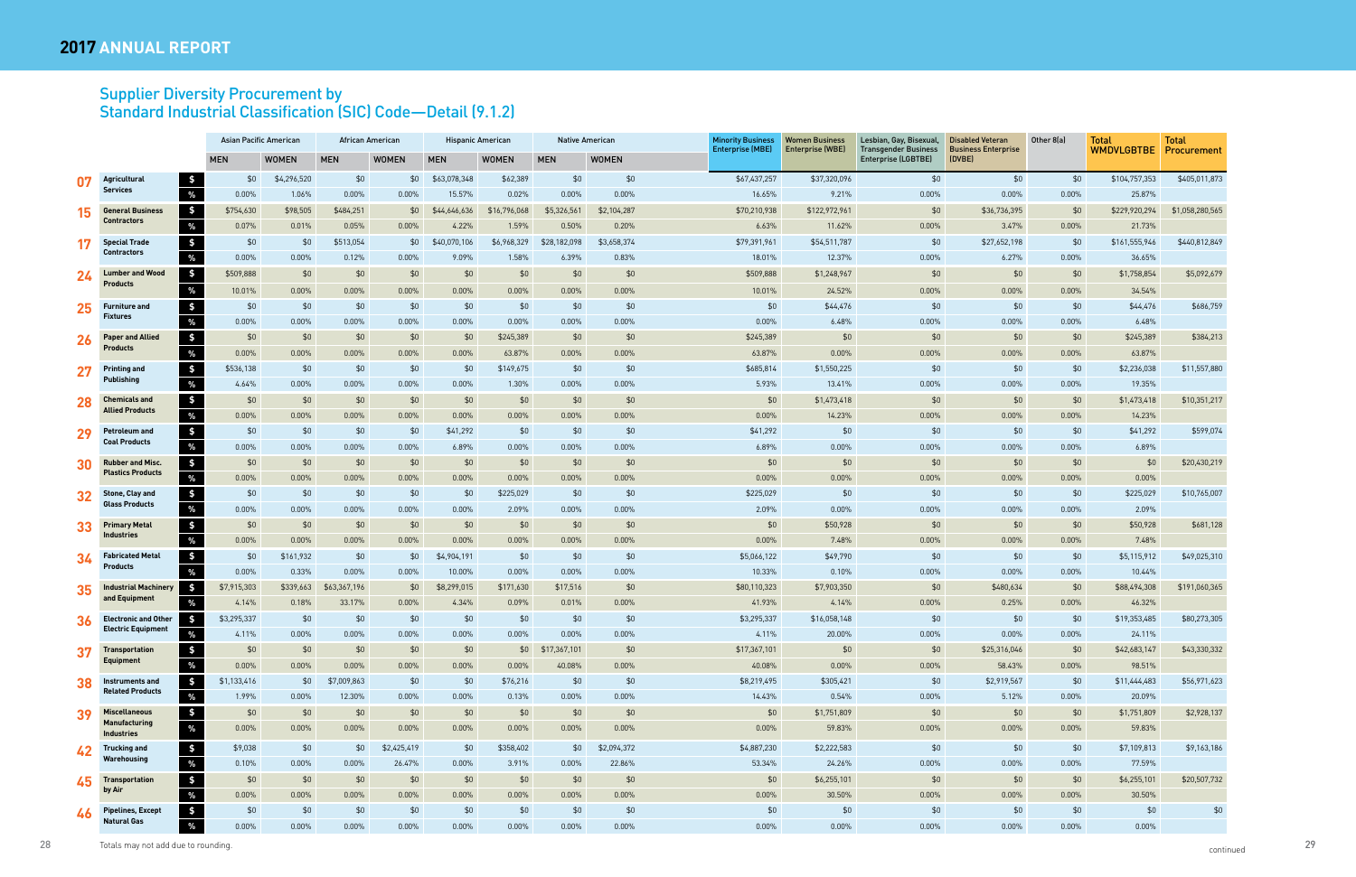## 2017 ANNUAL REPORT

# Supplier Diversity Procurement by Standard Industrial Classification (SIC) Code—Detail (9.1.2)

| | | | Asian Pacific American | | African American | | Hispanic American | | Native American | | Minority Business Enterprise (MBE) | Women Business Enterprise (WBE) | Lesbian, Gay, Bisexual, Transgender Business Enterprise (LGBTBE) | Disabled Veteran Business Enterprise (DVBE) | Other 8(a) | Total WMDVLGBTBE | Total Procurement |
|---|---|---|---|---|---|---|---|---|---|---|---|---|---|---|---|---|---|
| | | | MEN | WOMEN | MEN | WOMEN | MEN | WOMEN | MEN | WOMEN | | | | | | | |
| 07 | Agricultural Services | $ | $0 | $4,296,520 | $0 | $0 | $63,078,348 | $62,389 | $0 | $0 | $67,437,257 | $37,320,096 | $0 | $0 | $0 | $104,757,353 | $405,011,873 |
| | | % | 0.00% | 1.06% | 0.00% | 0.00% | 15.57% | 0.02% | 0.00% | 0.00% | 16.65% | 9.21% | 0.00% | 0.00% | 0.00% | 25.87% | |
| 15 | General Business Contractors | $ | $754,630 | $98,505 | $484,251 | $0 | $44,646,636 | $16,796,068 | $5,326,561 | $2,104,287 | $70,210,938 | $122,972,961 | $0 | $36,736,395 | $0 | $229,920,294 | $1,058,280,565 |
| | | % | 0.07% | 0.01% | 0.05% | 0.00% | 4.22% | 1.59% | 0.50% | 0.20% | 6.63% | 11.62% | 0.00% | 3.47% | 0.00% | 21.73% | |
| 17 | Special Trade Contractors | $ | $0 | $0 | $513,054 | $0 | $40,070,106 | $6,968,329 | $28,182,098 | $3,658,374 | $79,391,961 | $54,511,787 | $0 | $27,652,198 | $0 | $161,555,946 | $440,812,849 |
| | | % | 0.00% | 0.00% | 0.12% | 0.00% | 9.09% | 1.58% | 6.39% | 0.83% | 18.01% | 12.37% | 0.00% | 6.27% | 0.00% | 36.65% | |
| 24 | Lumber and Wood Products | $ | $509,888 | $0 | $0 | $0 | $0 | $0 | $0 | $0 | $509,888 | $1,248,967 | $0 | $0 | $0 | $1,758,854 | $5,092,679 |
| | | % | 10.01% | 0.00% | 0.00% | 0.00% | 0.00% | 0.00% | 0.00% | 0.00% | 10.01% | 24.52% | 0.00% | 0.00% | 0.00% | 34.54% | |
| 25 | Furniture and Fixtures | $ | $0 | $0 | $0 | $0 | $0 | $0 | $0 | $0 | $0 | $44,476 | $0 | $0 | $0 | $44,476 | $686,759 |
| | | % | 0.00% | 0.00% | 0.00% | 0.00% | 0.00% | 0.00% | 0.00% | 0.00% | 0.00% | 6.48% | 0.00% | 0.00% | 0.00% | 6.48% | |
| 26 | Paper and Allied Products | $ | $0 | $0 | $0 | $0 | $0 | $245,389 | $0 | $0 | $245,389 | $0 | $0 | $0 | $0 | $245,389 | $384,213 |
| | | % | 0.00% | 0.00% | 0.00% | 0.00% | 0.00% | 63.87% | 0.00% | 0.00% | 63.87% | 0.00% | 0.00% | 0.00% | 0.00% | 63.87% | |
| 27 | Printing and Publishing | $ | $536,138 | $0 | $0 | $0 | $0 | $149,675 | $0 | $0 | $685,814 | $1,550,225 | $0 | $0 | $0 | $2,236,038 | $11,557,880 |
| | | % | 4.64% | 0.00% | 0.00% | 0.00% | 0.00% | 1.30% | 0.00% | 0.00% | 5.93% | 13.41% | 0.00% | 0.00% | 0.00% | 19.35% | |
| 28 | Chemicals and Allied Products | $ | $0 | $0 | $0 | $0 | $0 | $0 | $0 | $0 | $0 | $1,473,418 | $0 | $0 | $0 | $1,473,418 | $10,351,217 |
| | | % | 0.00% | 0.00% | 0.00% | 0.00% | 0.00% | 0.00% | 0.00% | 0.00% | 0.00% | 14.23% | 0.00% | 0.00% | 0.00% | 14.23% | |
| 29 | Petroleum and Coal Products | $ | $0 | $0 | $0 | $0 | $41,292 | $0 | $0 | $0 | $41,292 | $0 | $0 | $0 | $0 | $41,292 | $599,074 |
| | | % | 0.00% | 0.00% | 0.00% | 0.00% | 6.89% | 0.00% | 0.00% | 0.00% | 6.89% | 0.00% | 0.00% | 0.00% | 0.00% | 6.89% | |
| 30 | Rubber and Misc. Plastics Products | $ | $0 | $0 | $0 | $0 | $0 | $0 | $0 | $0 | $0 | $0 | $0 | $0 | $0 | $0 | $20,430,219 |
| | | % | 0.00% | 0.00% | 0.00% | 0.00% | 0.00% | 0.00% | 0.00% | 0.00% | 0.00% | 0.00% | 0.00% | 0.00% | 0.00% | 0.00% | |
| 32 | Stone, Clay and Glass Products | $ | $0 | $0 | $0 | $0 | $0 | $225,029 | $0 | $0 | $225,029 | $0 | $0 | $0 | $0 | $225,029 | $10,765,007 |
| | | % | 0.00% | 0.00% | 0.00% | 0.00% | 0.00% | 2.09% | 0.00% | 0.00% | 2.09% | 0.00% | 0.00% | 0.00% | 0.00% | 2.09% | |
| 33 | Primary Metal Industries | $ | $0 | $0 | $0 | $0 | $0 | $0 | $0 | $0 | $0 | $50,928 | $0 | $0 | $0 | $50,928 | $681,128 |
| | | % | 0.00% | 0.00% | 0.00% | 0.00% | 0.00% | 0.00% | 0.00% | 0.00% | 0.00% | 7.48% | 0.00% | 0.00% | 0.00% | 7.48% | |
| 34 | Fabricated Metal Products | $ | $0 | $161,932 | $0 | $0 | $4,904,191 | $0 | $0 | $0 | $5,066,122 | $49,790 | $0 | $0 | $0 | $5,115,912 | $49,025,310 |
| | | % | 0.00% | 0.33% | 0.00% | 0.00% | 10.00% | 0.00% | 0.00% | 0.00% | 10.33% | 0.10% | 0.00% | 0.00% | 0.00% | 10.44% | |
| 35 | Industrial Machinery and Equipment | $ | $7,915,303 | $339,663 | $63,367,196 | $0 | $8,299,015 | $171,630 | $17,516 | $0 | $80,110,323 | $7,903,350 | $0 | $480,634 | $0 | $88,494,308 | $191,060,365 |
| | | % | 4.14% | 0.18% | 33.17% | 0.00% | 4.34% | 0.09% | 0.01% | 0.00% | 41.93% | 4.14% | 0.00% | 0.25% | 0.00% | 46.32% | |
| 36 | Electronic and Other Electric Equipment | $ | $3,295,337 | $0 | $0 | $0 | $0 | $0 | $0 | $0 | $3,295,337 | $16,058,148 | $0 | $0 | $0 | $19,353,485 | $80,273,305 |
| | | % | 4.11% | 0.00% | 0.00% | 0.00% | 0.00% | 0.00% | 0.00% | 0.00% | 4.11% | 20.00% | 0.00% | 0.00% | 0.00% | 24.11% | |
| 37 | Transportation Equipment | $ | $0 | $0 | $0 | $0 | $0 | $0 | $17,367,101 | $0 | $17,367,101 | $0 | $0 | $25,316,046 | $0 | $42,683,147 | $43,330,332 |
| | | % | 0.00% | 0.00% | 0.00% | 0.00% | 0.00% | 0.00% | 40.08% | 0.00% | 40.08% | 0.00% | 0.00% | 58.43% | 0.00% | 98.51% | |
| 38 | Instruments and Related Products | $ | $1,133,416 | $0 | $7,009,863 | $0 | $0 | $76,216 | $0 | $0 | $8,219,495 | $305,421 | $0 | $2,919,567 | $0 | $11,444,483 | $56,971,623 |
| | | % | 1.99% | 0.00% | 12.30% | 0.00% | 0.00% | 0.13% | 0.00% | 0.00% | 14.43% | 0.54% | 0.00% | 5.12% | 0.00% | 20.09% | |
| 39 | Miscellaneous Manufacturing Industries | $ | $0 | $0 | $0 | $0 | $0 | $0 | $0 | $0 | $0 | $1,751,809 | $0 | $0 | $0 | $1,751,809 | $2,928,137 |
| | | % | 0.00% | 0.00% | 0.00% | 0.00% | 0.00% | 0.00% | 0.00% | 0.00% | 0.00% | 59.83% | 0.00% | 0.00% | 0.00% | 59.83% | |
| 42 | Trucking and Warehousing | $ | $9,038 | $0 | $0 | $2,425,419 | $0 | $358,402 | $0 | $2,094,372 | $4,887,230 | $2,222,583 | $0 | $0 | $0 | $7,109,813 | $9,163,186 |
| | | % | 0.10% | 0.00% | 0.00% | 26.47% | 0.00% | 3.91% | 0.00% | 22.86% | 53.34% | 24.26% | 0.00% | 0.00% | 0.00% | 77.59% | |
| 45 | Transportation by Air | $ | $0 | $0 | $0 | $0 | $0 | $0 | $0 | $0 | $0 | $6,255,101 | $0 | $0 | $0 | $6,255,101 | $20,507,732 |
| | | % | 0.00% | 0.00% | 0.00% | 0.00% | 0.00% | 0.00% | 0.00% | 0.00% | 0.00% | 30.50% | 0.00% | 0.00% | 0.00% | 30.50% | |
| 46 | Pipelines, Except Natural Gas | $ | $0 | $0 | $0 | $0 | $0 | $0 | $0 | $0 | $0 | $0 | $0 | $0 | $0 | $0 | $0 |
| | | % | 0.00% | 0.00% | 0.00% | 0.00% | 0.00% | 0.00% | 0.00% | 0.00% | 0.00% | 0.00% | 0.00% | 0.00% | 0.00% | 0.00% | |

Totals may not add due to rounding.

continued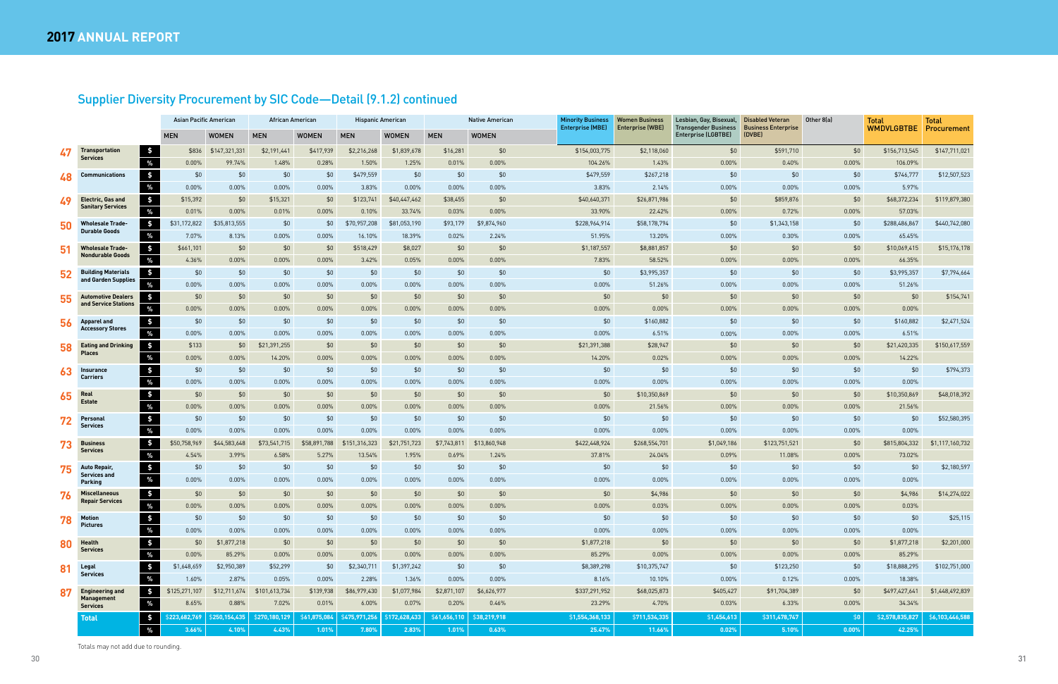## 2017 ANNUAL REPORT

## Supplier Diversity Procurement by SIC Code—Detail (9.1.2) continued

| | | | Asian Pacific American | | African American | | Hispanic American | | Native American | | Minority Business Enterprise (MBE) | Women Business Enterprise (WBE) | Lesbian, Gay, Bisexual, Transgender Business Enterprise (LGBTBE) | Disabled Veteran Business Enterprise (DVBE) | Other 8(a) | Total WMDVLGBTBE | Total Procurement |
|---|---|---|---|---|---|---|---|---|---|---|---|---|---|---|---|---|---|
| | | | MEN | WOMEN | MEN | WOMEN | MEN | WOMEN | MEN | WOMEN | | | | | | | |
| 47 | Transportation Services | $ | $836 | $147,321,331 | $2,191,441 | $417,939 | $2,216,268 | $1,839,678 | $16,281 | $0 | $154,003,775 | $2,118,060 | $0 | $591,710 | $0 | $156,713,545 | $147,711,021 |
| | | % | 0.00% | 99.74% | 1.48% | 0.28% | 1.50% | 1.25% | 0.01% | 0.00% | 104.26% | 1.43% | 0.00% | 0.40% | 0.00% | 106.09% | |
| 48 | Communications | $ | $0 | $0 | $0 | $0 | $479,559 | $0 | $0 | $0 | $479,559 | $267,218 | $0 | $0 | $0 | $746,777 | $12,507,523 |
| | | % | 0.00% | 0.00% | 0.00% | 0.00% | 3.83% | 0.00% | 0.00% | 0.00% | 3.83% | 2.14% | 0.00% | 0.00% | 0.00% | 5.97% | |
| 49 | Electric, Gas and Sanitary Services | $ | $15,392 | $0 | $15,321 | $0 | $123,741 | $40,447,462 | $38,455 | $0 | $40,640,371 | $26,871,986 | $0 | $859,876 | $0 | $68,372,234 | $119,879,380 |
| | | % | 0.01% | 0.00% | 0.01% | 0.00% | 0.10% | 33.74% | 0.03% | 0.00% | 33.90% | 22.42% | 0.00% | 0.72% | 0.00% | 57.03% | |
| 50 | Wholesale Trade-Durable Goods | $ | $31,172,822 | $35,813,555 | $0 | $0 | $70,957,208 | $81,053,190 | $93,179 | $9,874,960 | $228,964,914 | $58,178,794 | $0 | $1,343,158 | $0 | $288,486,867 | $440,742,080 |
| | | % | 7.07% | 8.13% | 0.00% | 0.00% | 16.10% | 18.39% | 0.02% | 2.24% | 51.95% | 13.20% | 0.00% | 0.30% | 0.00% | 65.45% | |
| 51 | Wholesale Trade-Nondurable Goods | $ | $661,101 | $0 | $0 | $0 | $518,429 | $8,027 | $0 | $0 | $1,187,557 | $8,881,857 | $0 | $0 | $0 | $10,069,415 | $15,176,178 |
| | | % | 4.36% | 0.00% | 0.00% | 0.00% | 3.42% | 0.05% | 0.00% | 0.00% | 7.83% | 58.52% | 0.00% | 0.00% | 0.00% | 66.35% | |
| 52 | Building Materials and Garden Supplies | $ | $0 | $0 | $0 | $0 | $0 | $0 | $0 | $0 | $0 | $3,995,357 | $0 | $0 | $0 | $3,995,357 | $7,794,664 |
| | | % | 0.00% | 0.00% | 0.00% | 0.00% | 0.00% | 0.00% | 0.00% | 0.00% | 0.00% | 51.26% | 0.00% | 0.00% | 0.00% | 51.26% | |
| 55 | Automotive Dealers and Service Stations | $ | $0 | $0 | $0 | $0 | $0 | $0 | $0 | $0 | $0 | $0 | $0 | $0 | $0 | $0 | $154,741 |
| | | % | 0.00% | 0.00% | 0.00% | 0.00% | 0.00% | 0.00% | 0.00% | 0.00% | 0.00% | 0.00% | 0.00% | 0.00% | 0.00% | 0.00% | |
| 56 | Apparel and Accessory Stores | $ | $0 | $0 | $0 | $0 | $0 | $0 | $0 | $0 | $0 | $160,882 | $0 | $0 | $0 | $160,882 | $2,471,524 |
| | | % | 0.00% | 0.00% | 0.00% | 0.00% | 0.00% | 0.00% | 0.00% | 0.00% | 0.00% | 6.51% | 0.00% | 0.00% | 0.00% | 6.51% | |
| 58 | Eating and Drinking Places | $ | $133 | $0 | $21,391,255 | $0 | $0 | $0 | $0 | $0 | $21,391,388 | $28,947 | $0 | $0 | $0 | $21,420,335 | $150,617,559 |
| | | % | 0.00% | 0.00% | 14.20% | 0.00% | 0.00% | 0.00% | 0.00% | 0.00% | 14.20% | 0.02% | 0.00% | 0.00% | 0.00% | 14.22% | |
| 63 | Insurance Carriers | $ | $0 | $0 | $0 | $0 | $0 | $0 | $0 | $0 | $0 | $0 | $0 | $0 | $0 | $0 | $794,373 |
| | | % | 0.00% | 0.00% | 0.00% | 0.00% | 0.00% | 0.00% | 0.00% | 0.00% | 0.00% | 0.00% | 0.00% | 0.00% | 0.00% | 0.00% | |
| 65 | Real Estate | $ | $0 | $0 | $0 | $0 | $0 | $0 | $0 | $0 | $0 | $10,350,869 | $0 | $0 | $0 | $10,350,869 | $48,018,392 |
| | | % | 0.00% | 0.00% | 0.00% | 0.00% | 0.00% | 0.00% | 0.00% | 0.00% | 0.00% | 21.56% | 0.00% | 0.00% | 0.00% | 21.56% | |
| 72 | Personal Services | $ | $0 | $0 | $0 | $0 | $0 | $0 | $0 | $0 | $0 | $0 | $0 | $0 | $0 | $0 | $52,580,395 |
| | | % | 0.00% | 0.00% | 0.00% | 0.00% | 0.00% | 0.00% | 0.00% | 0.00% | 0.00% | 0.00% | 0.00% | 0.00% | 0.00% | 0.00% | |
| 73 | Business Services | $ | $50,758,969 | $44,583,648 | $73,541,715 | $58,891,788 | $151,316,323 | $21,751,723 | $7,743,811 | $13,860,948 | $422,448,924 | $268,554,701 | $1,049,186 | $123,751,521 | $0 | $815,804,332 | $1,117,160,732 |
| | | % | 4.54% | 3.99% | 6.58% | 5.27% | 13.54% | 1.95% | 0.69% | 1.24% | 37.81% | 24.04% | 0.09% | 11.08% | 0.00% | 73.02% | |
| 75 | Auto Repair, Services and Parking | $ | $0 | $0 | $0 | $0 | $0 | $0 | $0 | $0 | $0 | $0 | $0 | $0 | $0 | $0 | $2,180,597 |
| | | % | 0.00% | 0.00% | 0.00% | 0.00% | 0.00% | 0.00% | 0.00% | 0.00% | 0.00% | 0.00% | 0.00% | 0.00% | 0.00% | 0.00% | |
| 76 | Miscellaneous Repair Services | $ | $0 | $0 | $0 | $0 | $0 | $0 | $0 | $0 | $0 | $4,986 | $0 | $0 | $0 | $4,986 | $14,274,022 |
| | | % | 0.00% | 0.00% | 0.00% | 0.00% | 0.00% | 0.00% | 0.00% | 0.00% | 0.00% | 0.03% | 0.00% | 0.00% | 0.00% | 0.03% | |
| 78 | Motion Pictures | $ | $0 | $0 | $0 | $0 | $0 | $0 | $0 | $0 | $0 | $0 | $0 | $0 | $0 | $0 | $25,115 |
| | | % | 0.00% | 0.00% | 0.00% | 0.00% | 0.00% | 0.00% | 0.00% | 0.00% | 0.00% | 0.00% | 0.00% | 0.00% | 0.00% | 0.00% | |
| 80 | Health Services | $ | $0 | $1,877,218 | $0 | $0 | $0 | $0 | $0 | $0 | $1,877,218 | $0 | $0 | $0 | $0 | $1,877,218 | $2,201,000 |
| | | % | 0.00% | 85.29% | 0.00% | 0.00% | 0.00% | 0.00% | 0.00% | 0.00% | 85.29% | 0.00% | 0.00% | 0.00% | 0.00% | 85.29% | |
| 81 | Legal Services | $ | $1,648,659 | $2,950,389 | $52,299 | $0 | $2,340,711 | $1,397,242 | $0 | $0 | $8,389,298 | $10,375,747 | $0 | $123,250 | $0 | $18,888,295 | $102,751,000 |
| | | % | 1.60% | 2.87% | 0.05% | 0.00% | 2.28% | 1.36% | 0.00% | 0.00% | 8.16% | 10.10% | 0.00% | 0.12% | 0.00% | 18.38% | |
| 87 | Engineering and Management Services | $ | $125,271,107 | $12,711,674 | $101,613,734 | $139,938 | $86,979,430 | $1,077,984 | $2,871,107 | $6,626,977 | $337,291,952 | $68,025,873 | $405,427 | $91,704,389 | $0 | $497,427,641 | $1,448,492,839 |
| | | % | 8.65% | 0.88% | 7.02% | 0.01% | 6.00% | 0.07% | 0.20% | 0.46% | 23.29% | 4.70% | 0.03% | 6.33% | 0.00% | 34.34% | |
| | **Total** | $ | $223,682,769 | $250,154,435 | $270,180,129 | $61,875,084 | $475,971,256 | $172,628,433 | $61,656,110 | $38,219,918 | $1,554,368,133 | $711,534,335 | $1,454,613 | $311,478,747 | $0 | $2,578,835,827 | $6,103,446,588 |
| | | % | 3.66% | 4.10% | 4.43% | 1.01% | 7.80% | 2.83% | 1.01% | 0.63% | 25.47% | 11.66% | 0.02% | 5.10% | 0.00% | 42.25% | |

Totals may not add due to rounding.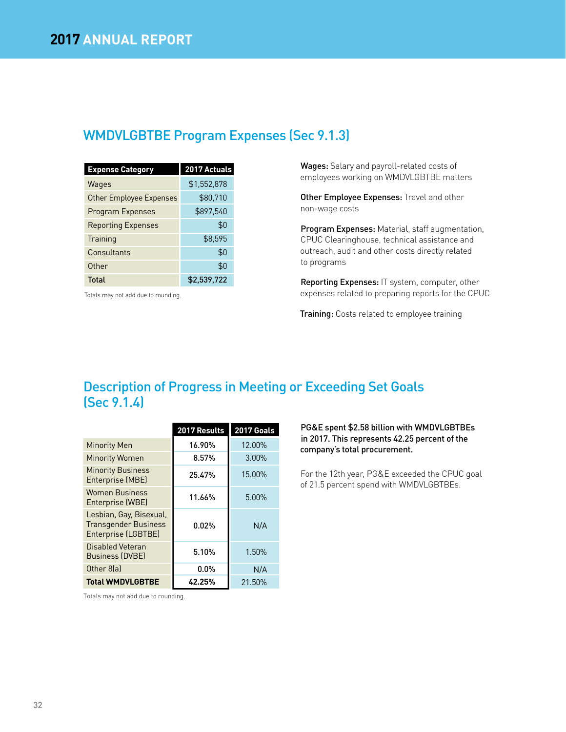## WMDVLGBTBE Program Expenses (Sec 9.1.3)

| Expense Category | 2017 Actuals |
|---|---|
| Wages | $1,552,878 |
| Other Employee Expenses | $80,710 |
| Program Expenses | $897,540 |
| Reporting Expenses | $0 |
| Training | $8,595 |
| Consultants | $0 |
| Other | $0 |
| **Total** | **$2,539,722** |

Totals may not add due to rounding.

**Wages:** Salary and payroll-related costs of employees working on WMDVLGBTBE matters

**Other Employee Expenses:** Travel and other non-wage costs

**Program Expenses:** Material, staff augmentation, CPUC Clearinghouse, technical assistance and outreach, audit and other costs directly related to programs

**Reporting Expenses:** IT system, computer, other expenses related to preparing reports for the CPUC

**Training:** Costs related to employee training

## Description of Progress in Meeting or Exceeding Set Goals (Sec 9.1.4)

| | 2017 Results | 2017 Goals |
|---|---|---|
| Minority Men | 16.90% | 12.00% |
| Minority Women | 8.57% | 3.00% |
| Minority Business Enterprise (MBE) | 25.47% | 15.00% |
| Women Business Enterprise (WBE) | 11.66% | 5.00% |
| Lesbian, Gay, Bisexual, Transgender Business Enterprise (LGBTBE) | 0.02% | N/A |
| Disabled Veteran Business (DVBE) | 5.10% | 1.50% |
| Other 8(a) | 0.0% | N/A |
| **Total WMDVLGBTBE** | **42.25%** | 21.50% |

Totals may not add due to rounding.

**PG&E spent $2.58 billion with WMDVLGBTBEs in 2017. This represents 42.25 percent of the company's total procurement.**

For the 12th year, PG&E exceeded the CPUC goal of 21.5 percent spend with WMDVLGBTBEs.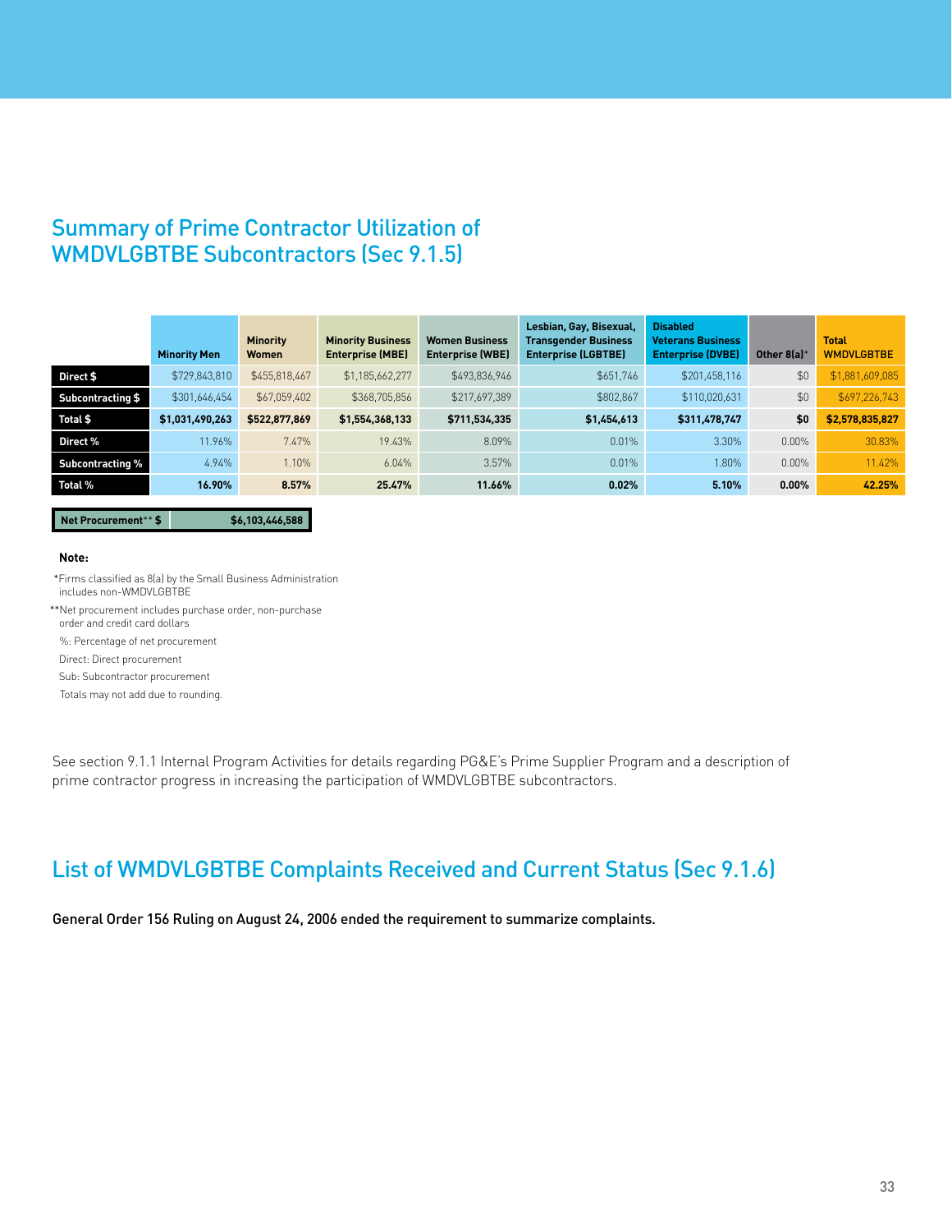## Summary of Prime Contractor Utilization of WMDVLGBTBE Subcontractors (Sec 9.1.5)

| | Minority Men | Minority Women | Minority Business Enterprise (MBE) | Women Business Enterprise (WBE) | Lesbian, Gay, Bisexual, Transgender Business Enterprise (LGBTBE) | Disabled Veterans Business Enterprise (DVBE) | Other 8(a)* | Total WMDVLGBTBE |
|---|---|---|---|---|---|---|---|---|
| **Direct $** | $729,843,810 | $455,818,467 | $1,185,662,277 | $493,836,946 | $651,746 | $201,458,116 | $0 | $1,881,609,085 |
| **Subcontracting $** | $301,646,454 | $67,059,402 | $368,705,856 | $217,697,389 | $802,867 | $110,020,631 | $0 | $697,226,743 |
| **Total $** | **$1,031,490,263** | **$522,877,869** | **$1,554,368,133** | **$711,534,335** | **$1,454,613** | **$311,478,747** | **$0** | **$2,578,835,827** |
| **Direct %** | 11.96% | 7.47% | 19.43% | 8.09% | 0.01% | 3.30% | 0.00% | 30.83% |
| **Subcontracting %** | 4.94% | 1.10% | 6.04% | 3.57% | 0.01% | 1.80% | 0.00% | 11.42% |
| **Total %** | **16.90%** | **8.57%** | **25.47%** | **11.66%** | **0.02%** | **5.10%** | **0.00%** | **42.25%** |

| Net Procurement** $ | $6,103,446,588 |
|---|---|

**Note:**

*Firms classified as 8(a) by the Small Business Administration includes non-WMDVLGBTBE

**Net procurement includes purchase order, non-purchase order and credit card dollars

%: Percentage of net procurement

Direct: Direct procurement

Sub: Subcontractor procurement

Totals may not add due to rounding.

See section 9.1.1 Internal Program Activities for details regarding PG&E's Prime Supplier Program and a description of prime contractor progress in increasing the participation of WMDVLGBTBE subcontractors.

## List of WMDVLGBTBE Complaints Received and Current Status (Sec 9.1.6)

General Order 156 Ruling on August 24, 2006 ended the requirement to summarize complaints.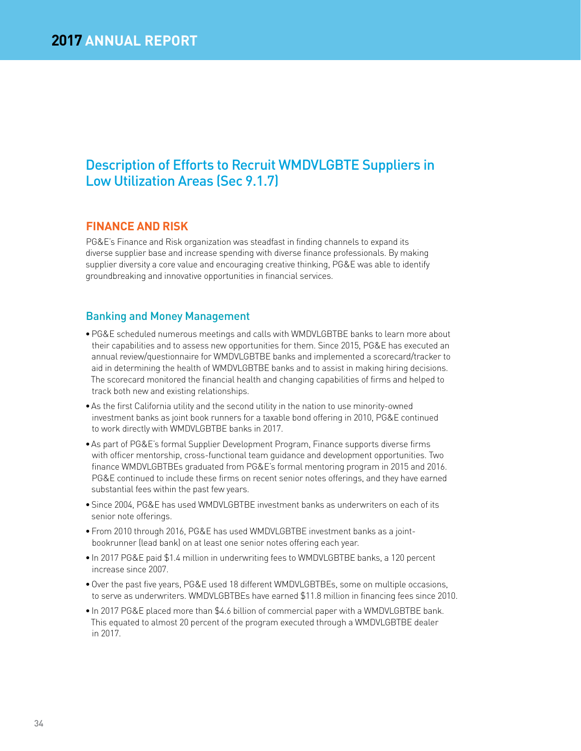## Description of Efforts to Recruit WMDVLGBTE Suppliers in Low Utilization Areas (Sec 9.1.7)

### FINANCE AND RISK

PG&E's Finance and Risk organization was steadfast in finding channels to expand its diverse supplier base and increase spending with diverse finance professionals. By making supplier diversity a core value and encouraging creative thinking, PG&E was able to identify groundbreaking and innovative opportunities in financial services.

### Banking and Money Management

- PG&E scheduled numerous meetings and calls with WMDVLGBTBE banks to learn more about their capabilities and to assess new opportunities for them. Since 2015, PG&E has executed an annual review/questionnaire for WMDVLGBTBE banks and implemented a scorecard/tracker to aid in determining the health of WMDVLGBTBE banks and to assist in making hiring decisions. The scorecard monitored the financial health and changing capabilities of firms and helped to track both new and existing relationships.
- As the first California utility and the second utility in the nation to use minority-owned investment banks as joint book runners for a taxable bond offering in 2010, PG&E continued to work directly with WMDVLGBTBE banks in 2017.
- As part of PG&E's formal Supplier Development Program, Finance supports diverse firms with officer mentorship, cross-functional team guidance and development opportunities. Two finance WMDVLGBTBEs graduated from PG&E's formal mentoring program in 2015 and 2016. PG&E continued to include these firms on recent senior notes offerings, and they have earned substantial fees within the past few years.
- Since 2004, PG&E has used WMDVLGBTBE investment banks as underwriters on each of its senior note offerings.
- From 2010 through 2016, PG&E has used WMDVLGBTBE investment banks as a joint-bookrunner (lead bank) on at least one senior notes offering each year.
- In 2017 PG&E paid $1.4 million in underwriting fees to WMDVLGBTBE banks, a 120 percent increase since 2007.
- Over the past five years, PG&E used 18 different WMDVLGBTBEs, some on multiple occasions, to serve as underwriters. WMDVLGBTBEs have earned $11.8 million in financing fees since 2010.
- In 2017 PG&E placed more than $4.6 billion of commercial paper with a WMDVLGBTBE bank. This equated to almost 20 percent of the program executed through a WMDVLGBTBE dealer in 2017.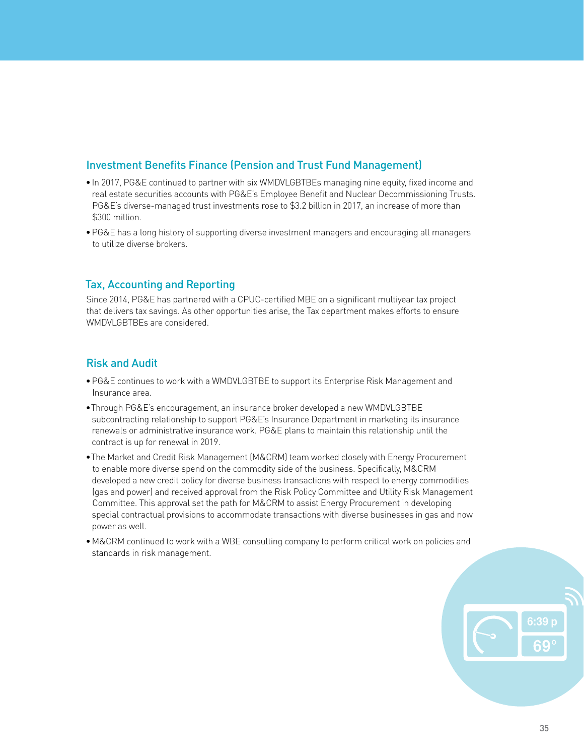## Investment Benefits Finance (Pension and Trust Fund Management)

- In 2017, PG&E continued to partner with six WMDVLGBTBEs managing nine equity, fixed income and real estate securities accounts with PG&E's Employee Benefit and Nuclear Decommissioning Trusts. PG&E's diverse-managed trust investments rose to $3.2 billion in 2017, an increase of more than $300 million.
- PG&E has a long history of supporting diverse investment managers and encouraging all managers to utilize diverse brokers.

## Tax, Accounting and Reporting

Since 2014, PG&E has partnered with a CPUC-certified MBE on a significant multiyear tax project that delivers tax savings. As other opportunities arise, the Tax department makes efforts to ensure WMDVLGBTBEs are considered.

## Risk and Audit

- PG&E continues to work with a WMDVLGBTBE to support its Enterprise Risk Management and Insurance area.
- Through PG&E's encouragement, an insurance broker developed a new WMDVLGBTBE subcontracting relationship to support PG&E's Insurance Department in marketing its insurance renewals or administrative insurance work. PG&E plans to maintain this relationship until the contract is up for renewal in 2019.
- The Market and Credit Risk Management (M&CRM) team worked closely with Energy Procurement to enable more diverse spend on the commodity side of the business. Specifically, M&CRM developed a new credit policy for diverse business transactions with respect to energy commodities (gas and power) and received approval from the Risk Policy Committee and Utility Risk Management Committee. This approval set the path for M&CRM to assist Energy Procurement in developing special contractual provisions to accommodate transactions with diverse businesses in gas and now power as well.
- M&CRM continued to work with a WBE consulting company to perform critical work on policies and standards in risk management.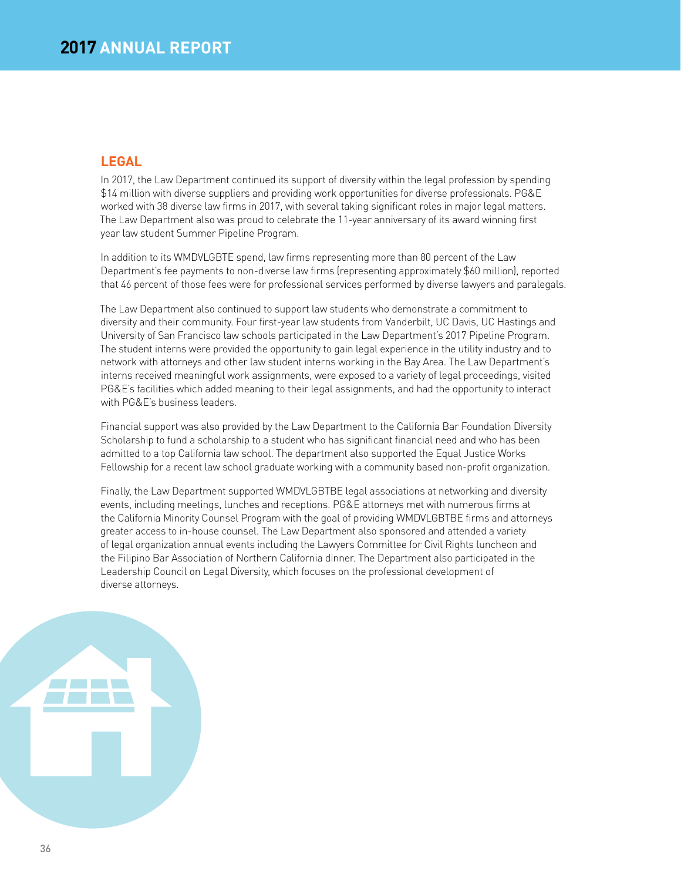## LEGAL

In 2017, the Law Department continued its support of diversity within the legal profession by spending $14 million with diverse suppliers and providing work opportunities for diverse professionals. PG&E worked with 38 diverse law firms in 2017, with several taking significant roles in major legal matters. The Law Department also was proud to celebrate the 11-year anniversary of its award winning first year law student Summer Pipeline Program.

In addition to its WMDVLGBTE spend, law firms representing more than 80 percent of the Law Department's fee payments to non-diverse law firms (representing approximately $60 million), reported that 46 percent of those fees were for professional services performed by diverse lawyers and paralegals.

The Law Department also continued to support law students who demonstrate a commitment to diversity and their community. Four first-year law students from Vanderbilt, UC Davis, UC Hastings and University of San Francisco law schools participated in the Law Department's 2017 Pipeline Program. The student interns were provided the opportunity to gain legal experience in the utility industry and to network with attorneys and other law student interns working in the Bay Area. The Law Department's interns received meaningful work assignments, were exposed to a variety of legal proceedings, visited PG&E's facilities which added meaning to their legal assignments, and had the opportunity to interact with PG&E's business leaders.

Financial support was also provided by the Law Department to the California Bar Foundation Diversity Scholarship to fund a scholarship to a student who has significant financial need and who has been admitted to a top California law school. The department also supported the Equal Justice Works Fellowship for a recent law school graduate working with a community based non-profit organization.

Finally, the Law Department supported WMDVLGBTBE legal associations at networking and diversity events, including meetings, lunches and receptions. PG&E attorneys met with numerous firms at the California Minority Counsel Program with the goal of providing WMDVLGBTBE firms and attorneys greater access to in-house counsel. The Law Department also sponsored and attended a variety of legal organization annual events including the Lawyers Committee for Civil Rights luncheon and the Filipino Bar Association of Northern California dinner. The Department also participated in the Leadership Council on Legal Diversity, which focuses on the professional development of diverse attorneys.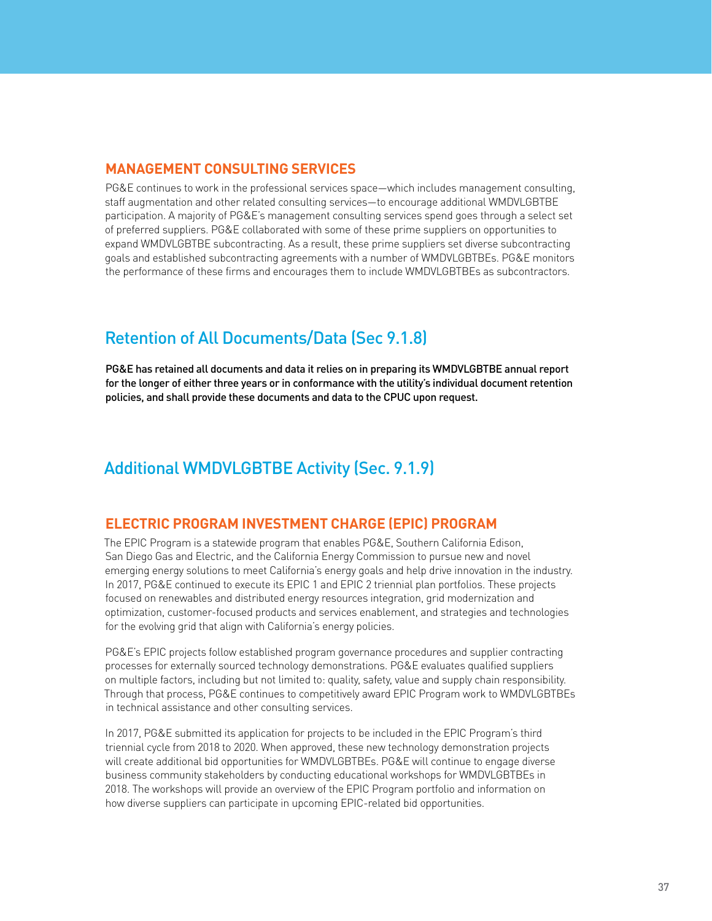### MANAGEMENT CONSULTING SERVICES

PG&E continues to work in the professional services space—which includes management consulting, staff augmentation and other related consulting services—to encourage additional WMDVLGBTBE participation. A majority of PG&E's management consulting services spend goes through a select set of preferred suppliers. PG&E collaborated with some of these prime suppliers on opportunities to expand WMDVLGBTBE subcontracting. As a result, these prime suppliers set diverse subcontracting goals and established subcontracting agreements with a number of WMDVLGBTBEs. PG&E monitors the performance of these firms and encourages them to include WMDVLGBTBEs as subcontractors.

## Retention of All Documents/Data (Sec 9.1.8)

**PG&E has retained all documents and data it relies on in preparing its WMDVLGBTBE annual report for the longer of either three years or in conformance with the utility's individual document retention policies, and shall provide these documents and data to the CPUC upon request.**

## Additional WMDVLGBTBE Activity (Sec. 9.1.9)

### ELECTRIC PROGRAM INVESTMENT CHARGE (EPIC) PROGRAM

The EPIC Program is a statewide program that enables PG&E, Southern California Edison, San Diego Gas and Electric, and the California Energy Commission to pursue new and novel emerging energy solutions to meet California's energy goals and help drive innovation in the industry. In 2017, PG&E continued to execute its EPIC 1 and EPIC 2 triennial plan portfolios. These projects focused on renewables and distributed energy resources integration, grid modernization and optimization, customer-focused products and services enablement, and strategies and technologies for the evolving grid that align with California's energy policies.

PG&E's EPIC projects follow established program governance procedures and supplier contracting processes for externally sourced technology demonstrations. PG&E evaluates qualified suppliers on multiple factors, including but not limited to: quality, safety, value and supply chain responsibility. Through that process, PG&E continues to competitively award EPIC Program work to WMDVLGBTBEs in technical assistance and other consulting services.

In 2017, PG&E submitted its application for projects to be included in the EPIC Program's third triennial cycle from 2018 to 2020. When approved, these new technology demonstration projects will create additional bid opportunities for WMDVLGBTBEs. PG&E will continue to engage diverse business community stakeholders by conducting educational workshops for WMDVLGBTBEs in 2018. The workshops will provide an overview of the EPIC Program portfolio and information on how diverse suppliers can participate in upcoming EPIC-related bid opportunities.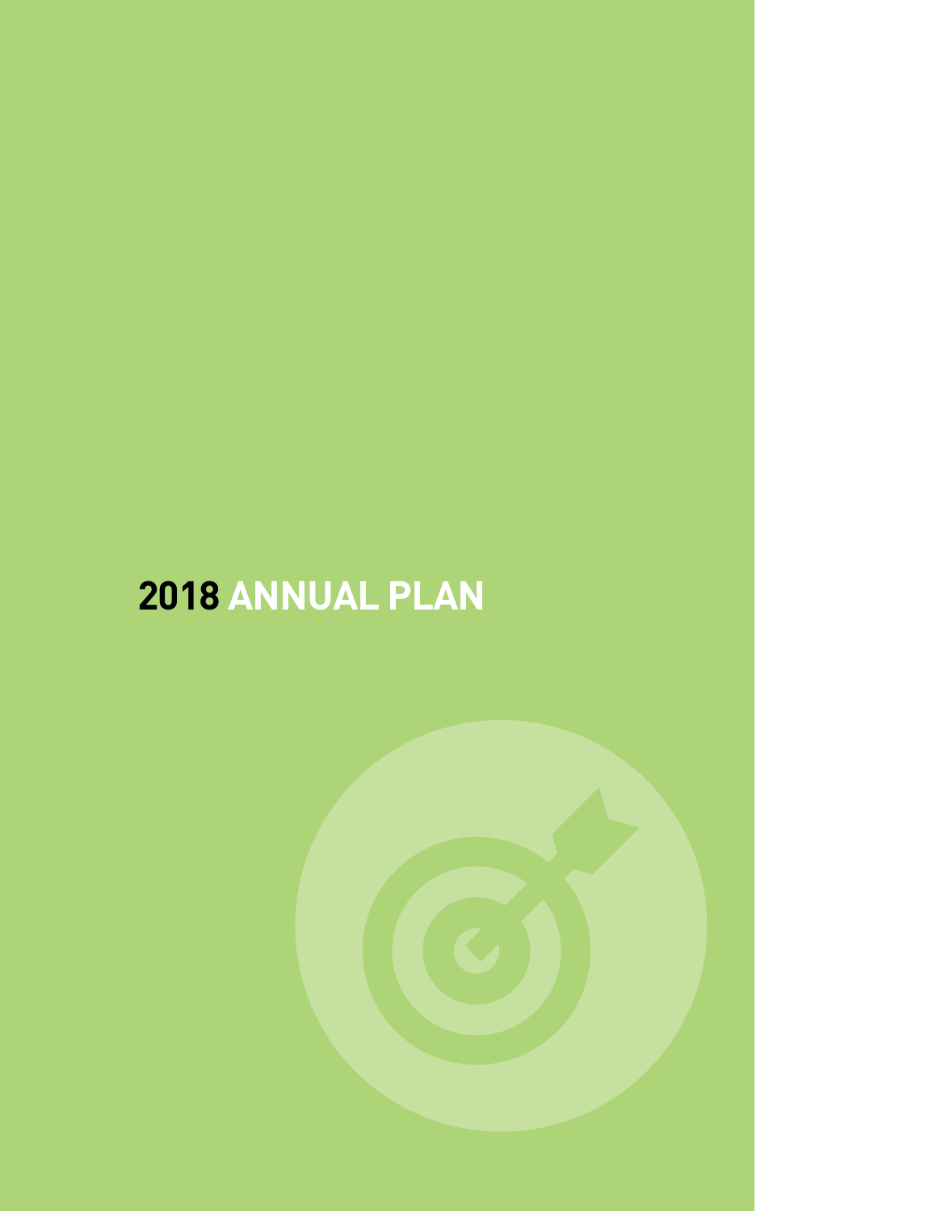# 2018 ANNUAL PLAN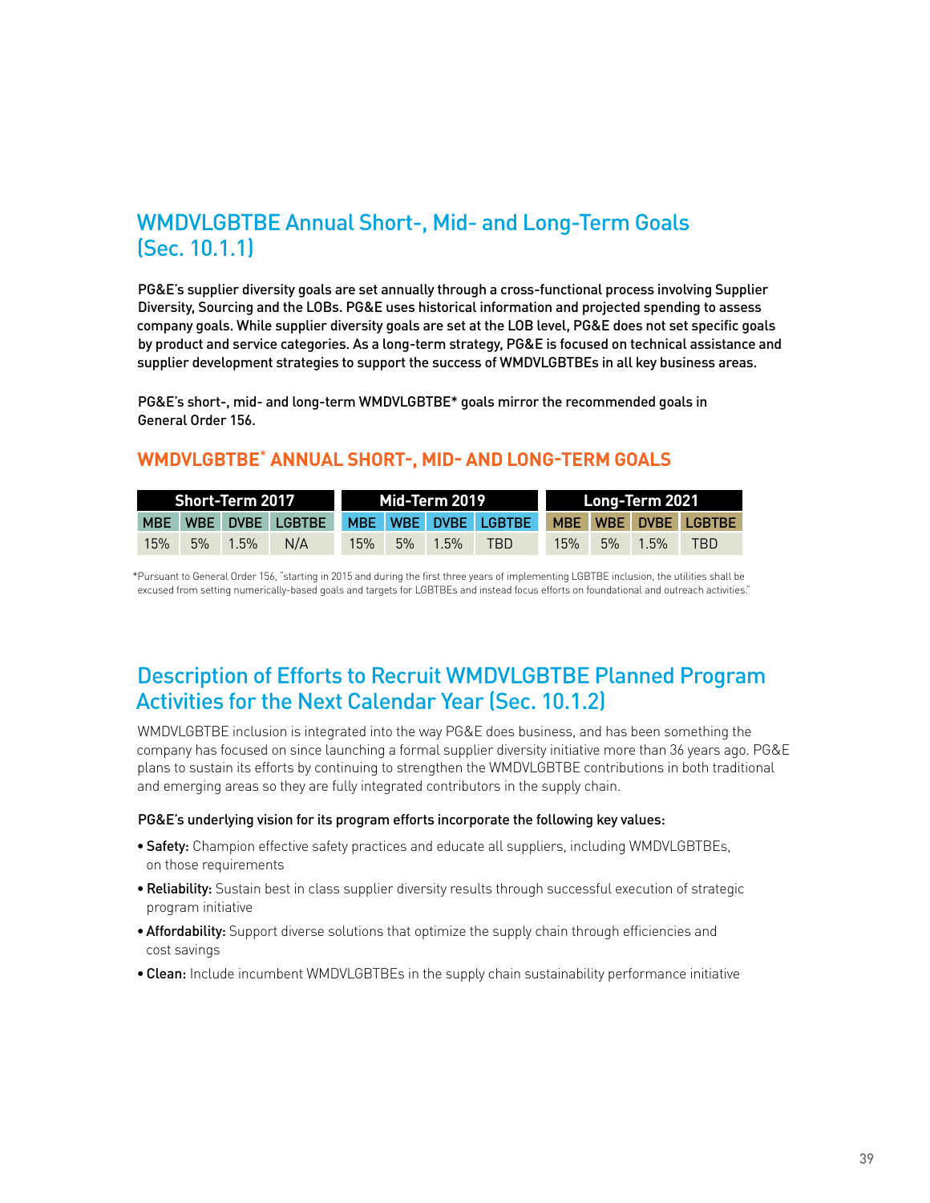## WMDVLGBTBE Annual Short-, Mid- and Long-Term Goals (Sec. 10.1.1)

PG&E's supplier diversity goals are set annually through a cross-functional process involving Supplier Diversity, Sourcing and the LOBs. PG&E uses historical information and projected spending to assess company goals. While supplier diversity goals are set at the LOB level, PG&E does not set specific goals by product and service categories. As a long-term strategy, PG&E is focused on technical assistance and supplier development strategies to support the success of WMDVLGBTBEs in all key business areas.

PG&E's short-, mid- and long-term WMDVLGBTBE* goals mirror the recommended goals in General Order 156.

### WMDVLGBTBE* ANNUAL SHORT-, MID- AND LONG-TERM GOALS

| Short-Term 2017 | | | | Mid-Term 2019 | | | | Long-Term 2021 | | | |
|---|---|---|---|---|---|---|---|---|---|---|---|
| MBE | WBE | DVBE | LGBTBE | MBE | WBE | DVBE | LGBTBE | MBE | WBE | DVBE | LGBTBE |
| 15% | 5% | 1.5% | N/A | 15% | 5% | 1.5% | TBD | 15% | 5% | 1.5% | TBD |

*Pursuant to General Order 156, "starting in 2015 and during the first three years of implementing LGBTBE inclusion, the utilities shall be excused from setting numerically-based goals and targets for LGBTBEs and instead focus efforts on foundational and outreach activities."

## Description of Efforts to Recruit WMDVLGBTBE Planned Program Activities for the Next Calendar Year (Sec. 10.1.2)

WMDVLGBTBE inclusion is integrated into the way PG&E does business, and has been something the company has focused on since launching a formal supplier diversity initiative more than 36 years ago. PG&E plans to sustain its efforts by continuing to strengthen the WMDVLGBTBE contributions in both traditional and emerging areas so they are fully integrated contributors in the supply chain.

PG&E's underlying vision for its program efforts incorporate the following key values:

- **Safety:** Champion effective safety practices and educate all suppliers, including WMDVLGBTBEs, on those requirements
- **Reliability:** Sustain best in class supplier diversity results through successful execution of strategic program initiative
- **Affordability:** Support diverse solutions that optimize the supply chain through efficiencies and cost savings
- **Clean:** Include incumbent WMDVLGBTBEs in the supply chain sustainability performance initiative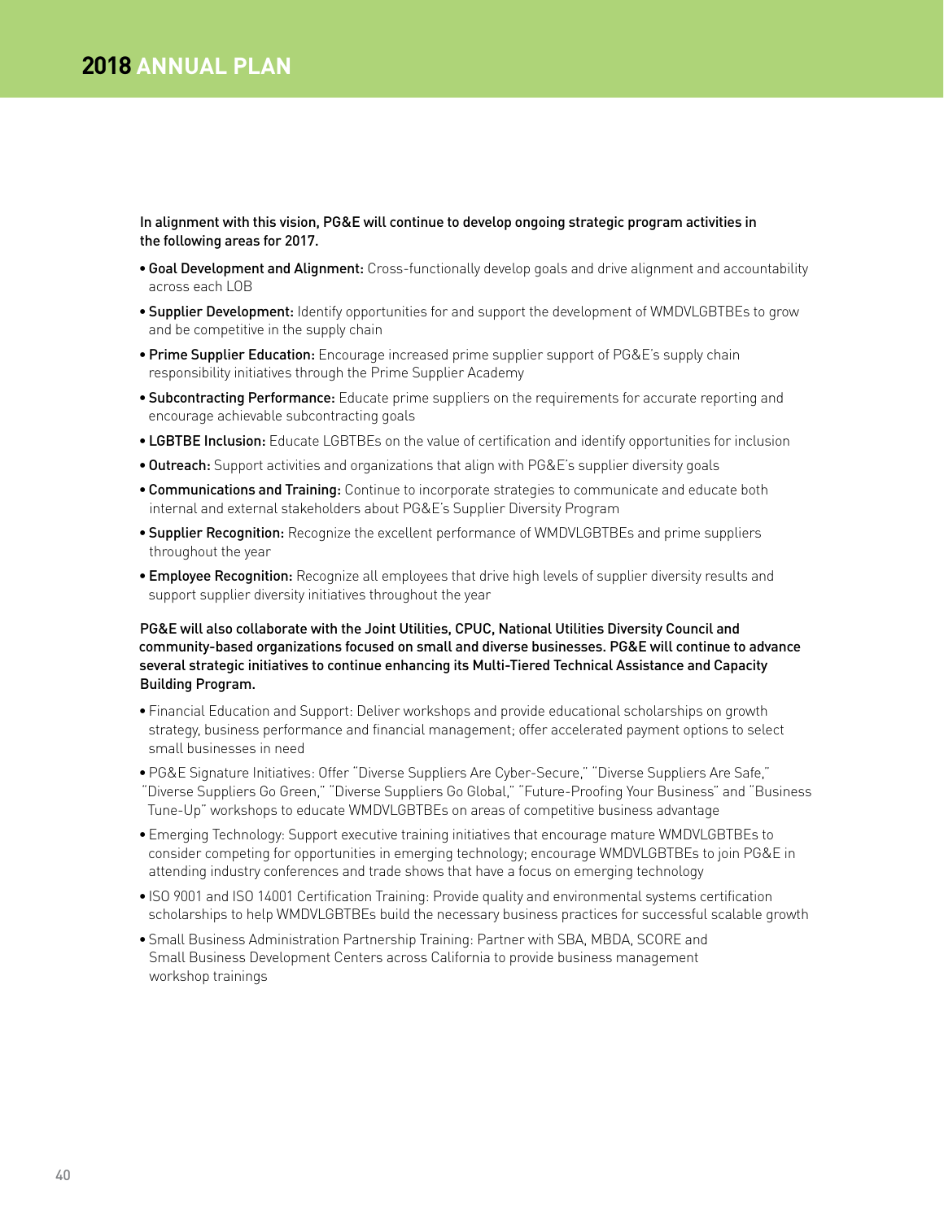## 2018 ANNUAL PLAN

**In alignment with this vision, PG&E will continue to develop ongoing strategic program activities in the following areas for 2017.**

- **Goal Development and Alignment:** Cross-functionally develop goals and drive alignment and accountability across each LOB
- **Supplier Development:** Identify opportunities for and support the development of WMDVLGBTBEs to grow and be competitive in the supply chain
- **Prime Supplier Education:** Encourage increased prime supplier support of PG&E's supply chain responsibility initiatives through the Prime Supplier Academy
- **Subcontracting Performance:** Educate prime suppliers on the requirements for accurate reporting and encourage achievable subcontracting goals
- **LGBTBE Inclusion:** Educate LGBTBEs on the value of certification and identify opportunities for inclusion
- **Outreach:** Support activities and organizations that align with PG&E's supplier diversity goals
- **Communications and Training:** Continue to incorporate strategies to communicate and educate both internal and external stakeholders about PG&E's Supplier Diversity Program
- **Supplier Recognition:** Recognize the excellent performance of WMDVLGBTBEs and prime suppliers throughout the year
- **Employee Recognition:** Recognize all employees that drive high levels of supplier diversity results and support supplier diversity initiatives throughout the year

**PG&E will also collaborate with the Joint Utilities, CPUC, National Utilities Diversity Council and community-based organizations focused on small and diverse businesses. PG&E will continue to advance several strategic initiatives to continue enhancing its Multi-Tiered Technical Assistance and Capacity Building Program.**

- Financial Education and Support: Deliver workshops and provide educational scholarships on growth strategy, business performance and financial management; offer accelerated payment options to select small businesses in need
- PG&E Signature Initiatives: Offer "Diverse Suppliers Are Cyber-Secure," "Diverse Suppliers Are Safe," "Diverse Suppliers Go Green," "Diverse Suppliers Go Global," "Future-Proofing Your Business" and "Business Tune-Up" workshops to educate WMDVLGBTBEs on areas of competitive business advantage
- Emerging Technology: Support executive training initiatives that encourage mature WMDVLGBTBEs to consider competing for opportunities in emerging technology; encourage WMDVLGBTBEs to join PG&E in attending industry conferences and trade shows that have a focus on emerging technology
- ISO 9001 and ISO 14001 Certification Training: Provide quality and environmental systems certification scholarships to help WMDVLGBTBEs build the necessary business practices for successful scalable growth
- Small Business Administration Partnership Training: Partner with SBA, MBDA, SCORE and Small Business Development Centers across California to provide business management workshop trainings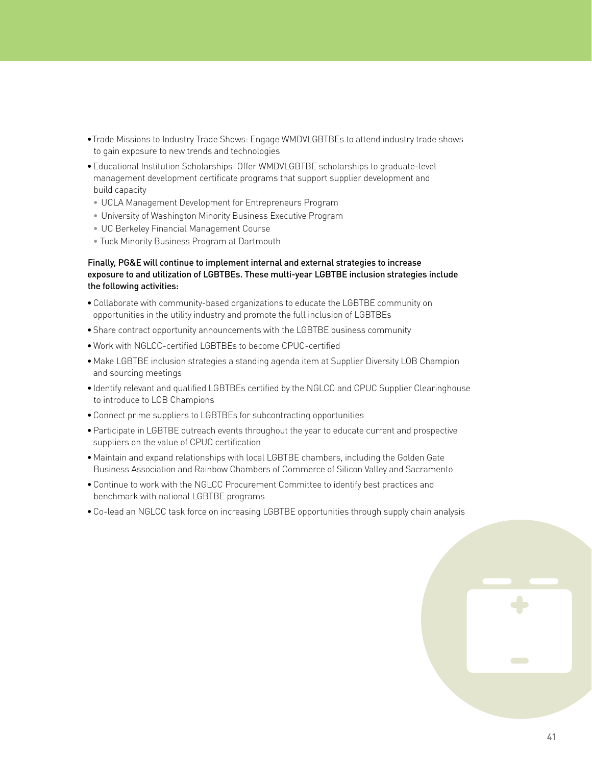- Trade Missions to Industry Trade Shows: Engage WMDVLGBTBEs to attend industry trade shows to gain exposure to new trends and technologies
- Educational Institution Scholarships: Offer WMDVLGBTBE scholarships to graduate-level management development certificate programs that support supplier development and build capacity
  - UCLA Management Development for Entrepreneurs Program
  - University of Washington Minority Business Executive Program
  - UC Berkeley Financial Management Course
  - Tuck Minority Business Program at Dartmouth

Finally, PG&E will continue to implement internal and external strategies to increase exposure to and utilization of LGBTBEs. These multi-year LGBTBE inclusion strategies include the following activities:

- Collaborate with community-based organizations to educate the LGBTBE community on opportunities in the utility industry and promote the full inclusion of LGBTBEs
- Share contract opportunity announcements with the LGBTBE business community
- Work with NGLCC-certified LGBTBEs to become CPUC-certified
- Make LGBTBE inclusion strategies a standing agenda item at Supplier Diversity LOB Champion and sourcing meetings
- Identify relevant and qualified LGBTBEs certified by the NGLCC and CPUC Supplier Clearinghouse to introduce to LOB Champions
- Connect prime suppliers to LGBTBEs for subcontracting opportunities
- Participate in LGBTBE outreach events throughout the year to educate current and prospective suppliers on the value of CPUC certification
- Maintain and expand relationships with local LGBTBE chambers, including the Golden Gate Business Association and Rainbow Chambers of Commerce of Silicon Valley and Sacramento
- Continue to work with the NGLCC Procurement Committee to identify best practices and benchmark with national LGBTBE programs
- Co-lead an NGLCC task force on increasing LGBTBE opportunities through supply chain analysis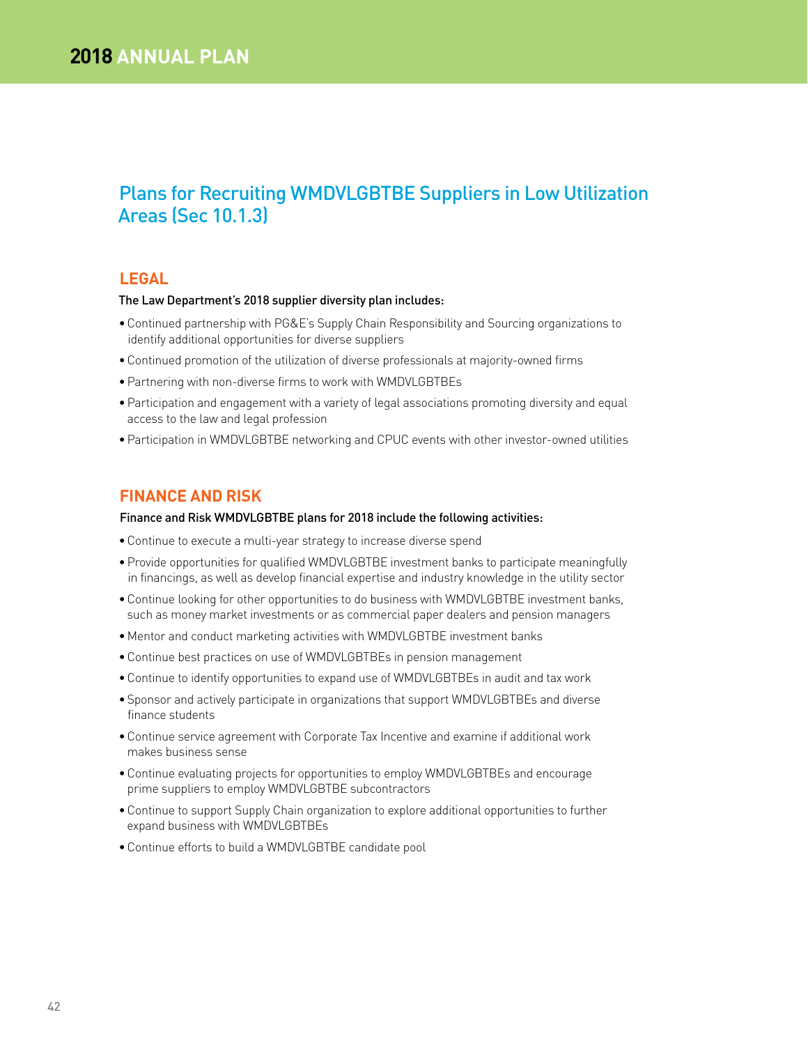## Plans for Recruiting WMDVLGBTBE Suppliers in Low Utilization Areas (Sec 10.1.3)

### LEGAL

The Law Department's 2018 supplier diversity plan includes:

- Continued partnership with PG&E's Supply Chain Responsibility and Sourcing organizations to identify additional opportunities for diverse suppliers
- Continued promotion of the utilization of diverse professionals at majority-owned firms
- Partnering with non-diverse firms to work with WMDVLGBTBEs
- Participation and engagement with a variety of legal associations promoting diversity and equal access to the law and legal profession
- Participation in WMDVLGBTBE networking and CPUC events with other investor-owned utilities

### FINANCE AND RISK

Finance and Risk WMDVLGBTBE plans for 2018 include the following activities:

- Continue to execute a multi-year strategy to increase diverse spend
- Provide opportunities for qualified WMDVLGBTBE investment banks to participate meaningfully in financings, as well as develop financial expertise and industry knowledge in the utility sector
- Continue looking for other opportunities to do business with WMDVLGBTBE investment banks, such as money market investments or as commercial paper dealers and pension managers
- Mentor and conduct marketing activities with WMDVLGBTBE investment banks
- Continue best practices on use of WMDVLGBTBEs in pension management
- Continue to identify opportunities to expand use of WMDVLGBTBEs in audit and tax work
- Sponsor and actively participate in organizations that support WMDVLGBTBEs and diverse finance students
- Continue service agreement with Corporate Tax Incentive and examine if additional work makes business sense
- Continue evaluating projects for opportunities to employ WMDVLGBTBEs and encourage prime suppliers to employ WMDVLGBTBE subcontractors
- Continue to support Supply Chain organization to explore additional opportunities to further expand business with WMDVLGBTBEs
- Continue efforts to build a WMDVLGBTBE candidate pool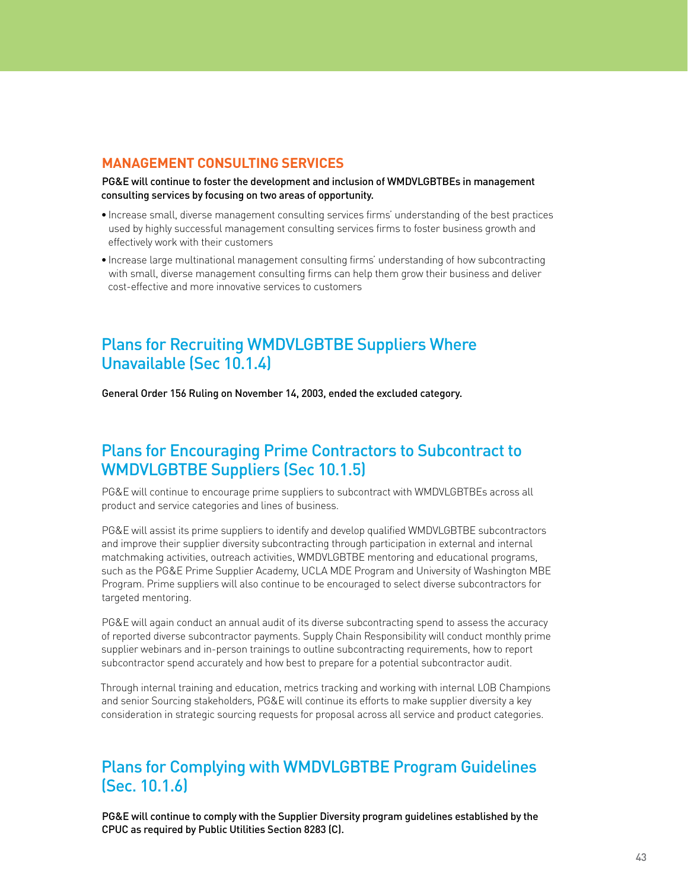### MANAGEMENT CONSULTING SERVICES

**PG&E will continue to foster the development and inclusion of WMDVLGBTBEs in management consulting services by focusing on two areas of opportunity.**

- Increase small, diverse management consulting services firms' understanding of the best practices used by highly successful management consulting services firms to foster business growth and effectively work with their customers
- Increase large multinational management consulting firms' understanding of how subcontracting with small, diverse management consulting firms can help them grow their business and deliver cost-effective and more innovative services to customers

## Plans for Recruiting WMDVLGBTBE Suppliers Where Unavailable (Sec 10.1.4)

**General Order 156 Ruling on November 14, 2003, ended the excluded category.**

## Plans for Encouraging Prime Contractors to Subcontract to WMDVLGBTBE Suppliers (Sec 10.1.5)

PG&E will continue to encourage prime suppliers to subcontract with WMDVLGBTBEs across all product and service categories and lines of business.

PG&E will assist its prime suppliers to identify and develop qualified WMDVLGBTBE subcontractors and improve their supplier diversity subcontracting through participation in external and internal matchmaking activities, outreach activities, WMDVLGBTBE mentoring and educational programs, such as the PG&E Prime Supplier Academy, UCLA MDE Program and University of Washington MBE Program. Prime suppliers will also continue to be encouraged to select diverse subcontractors for targeted mentoring.

PG&E will again conduct an annual audit of its diverse subcontracting spend to assess the accuracy of reported diverse subcontractor payments. Supply Chain Responsibility will conduct monthly prime supplier webinars and in-person trainings to outline subcontracting requirements, how to report subcontractor spend accurately and how best to prepare for a potential subcontractor audit.

Through internal training and education, metrics tracking and working with internal LOB Champions and senior Sourcing stakeholders, PG&E will continue its efforts to make supplier diversity a key consideration in strategic sourcing requests for proposal across all service and product categories.

## Plans for Complying with WMDVLGBTBE Program Guidelines (Sec. 10.1.6)

**PG&E will continue to comply with the Supplier Diversity program guidelines established by the CPUC as required by Public Utilities Section 8283 (C).**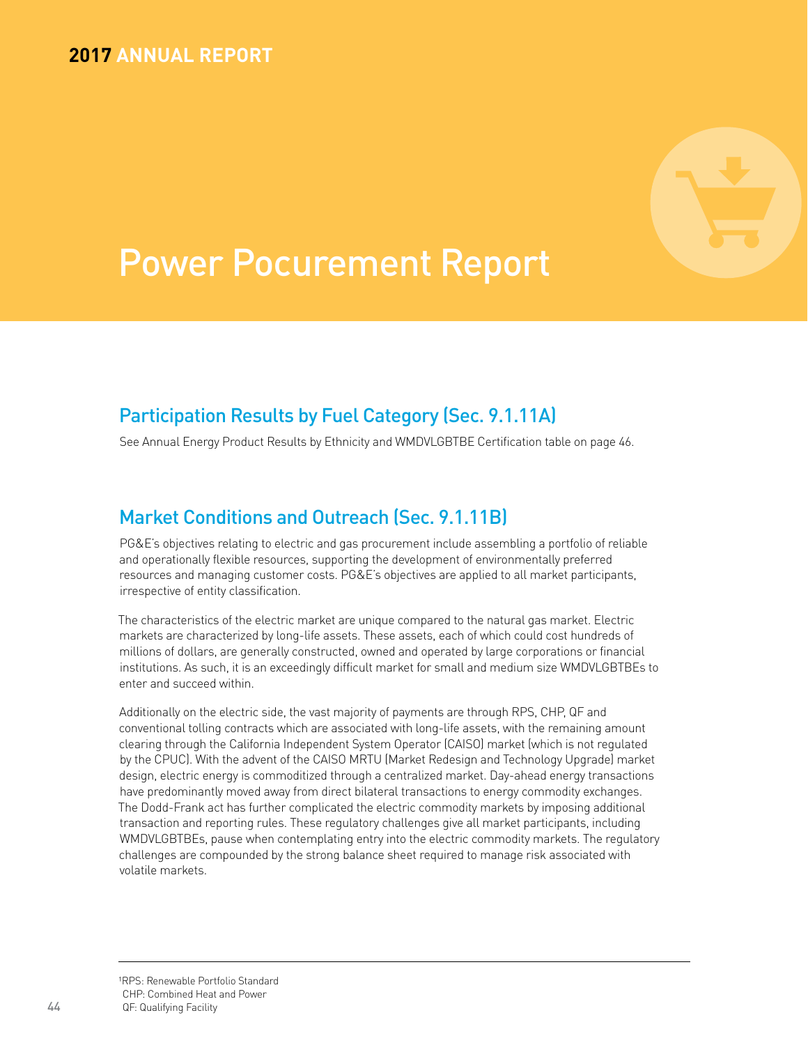# Power Pocurement Report

## Participation Results by Fuel Category (Sec. 9.1.11A)

See Annual Energy Product Results by Ethnicity and WMDVLGBTBE Certification table on page 46.

## Market Conditions and Outreach (Sec. 9.1.11B)

PG&E's objectives relating to electric and gas procurement include assembling a portfolio of reliable and operationally flexible resources, supporting the development of environmentally preferred resources and managing customer costs. PG&E's objectives are applied to all market participants, irrespective of entity classification.

The characteristics of the electric market are unique compared to the natural gas market. Electric markets are characterized by long-life assets. These assets, each of which could cost hundreds of millions of dollars, are generally constructed, owned and operated by large corporations or financial institutions. As such, it is an exceedingly difficult market for small and medium size WMDVLGBTBEs to enter and succeed within.

Additionally on the electric side, the vast majority of payments are through RPS, CHP, QF and conventional tolling contracts which are associated with long-life assets, with the remaining amount clearing through the California Independent System Operator (CAISO) market (which is not regulated by the CPUC). With the advent of the CAISO MRTU (Market Redesign and Technology Upgrade) market design, electric energy is commoditized through a centralized market. Day-ahead energy transactions have predominantly moved away from direct bilateral transactions to energy commodity exchanges. The Dodd-Frank act has further complicated the electric commodity markets by imposing additional transaction and reporting rules. These regulatory challenges give all market participants, including WMDVLGBTBEs, pause when contemplating entry into the electric commodity markets. The regulatory challenges are compounded by the strong balance sheet required to manage risk associated with volatile markets.

---

[1]RPS: Renewable Portfolio Standard
CHP: Combined Heat and Power
QF: Qualifying Facility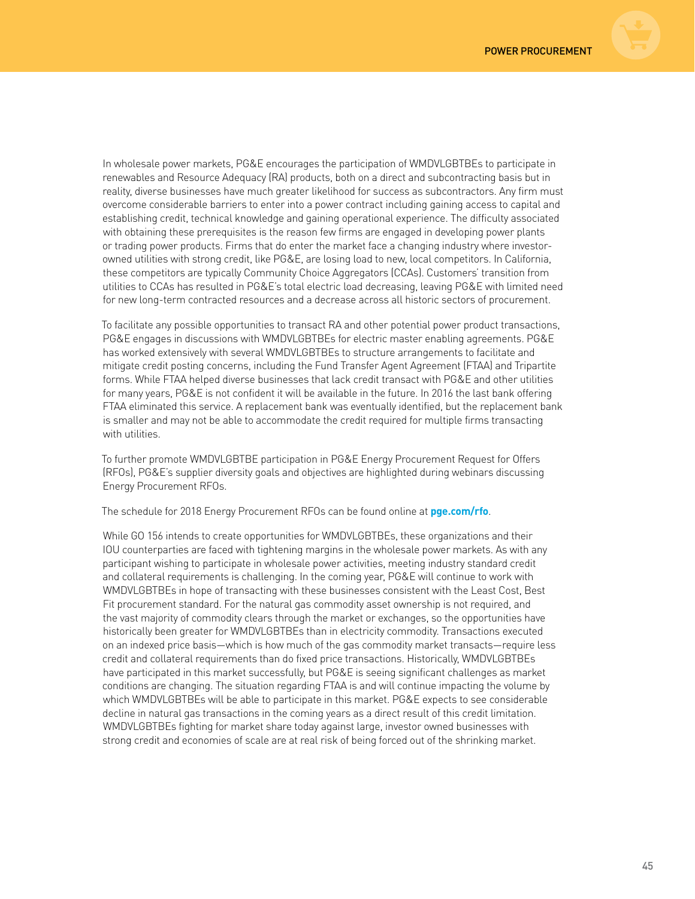In wholesale power markets, PG&E encourages the participation of WMDVLGBTBEs to participate in renewables and Resource Adequacy (RA) products, both on a direct and subcontracting basis but in reality, diverse businesses have much greater likelihood for success as subcontractors. Any firm must overcome considerable barriers to enter into a power contract including gaining access to capital and establishing credit, technical knowledge and gaining operational experience. The difficulty associated with obtaining these prerequisites is the reason few firms are engaged in developing power plants or trading power products. Firms that do enter the market face a changing industry where investor-owned utilities with strong credit, like PG&E, are losing load to new, local competitors. In California, these competitors are typically Community Choice Aggregators (CCAs). Customers' transition from utilities to CCAs has resulted in PG&E's total electric load decreasing, leaving PG&E with limited need for new long-term contracted resources and a decrease across all historic sectors of procurement.

To facilitate any possible opportunities to transact RA and other potential power product transactions, PG&E engages in discussions with WMDVLGBTBEs for electric master enabling agreements. PG&E has worked extensively with several WMDVLGBTBEs to structure arrangements to facilitate and mitigate credit posting concerns, including the Fund Transfer Agent Agreement (FTAA) and Tripartite forms. While FTAA helped diverse businesses that lack credit transact with PG&E and other utilities for many years, PG&E is not confident it will be available in the future. In 2016 the last bank offering FTAA eliminated this service. A replacement bank was eventually identified, but the replacement bank is smaller and may not be able to accommodate the credit required for multiple firms transacting with utilities.

To further promote WMDVLGBTBE participation in PG&E Energy Procurement Request for Offers (RFOs), PG&E's supplier diversity goals and objectives are highlighted during webinars discussing Energy Procurement RFOs.

The schedule for 2018 Energy Procurement RFOs can be found online at **pge.com/rfo**.

While GO 156 intends to create opportunities for WMDVLGBTBEs, these organizations and their IOU counterparties are faced with tightening margins in the wholesale power markets. As with any participant wishing to participate in wholesale power activities, meeting industry standard credit and collateral requirements is challenging. In the coming year, PG&E will continue to work with WMDVLGBTBEs in hope of transacting with these businesses consistent with the Least Cost, Best Fit procurement standard. For the natural gas commodity asset ownership is not required, and the vast majority of commodity clears through the market or exchanges, so the opportunities have historically been greater for WMDVLGBTBEs than in electricity commodity. Transactions executed on an indexed price basis—which is how much of the gas commodity market transacts—require less credit and collateral requirements than do fixed price transactions. Historically, WMDVLGBTBEs have participated in this market successfully, but PG&E is seeing significant challenges as market conditions are changing. The situation regarding FTAA is and will continue impacting the volume by which WMDVLGBTBEs will be able to participate in this market. PG&E expects to see considerable decline in natural gas transactions in the coming years as a direct result of this credit limitation. WMDVLGBTBEs fighting for market share today against large, investor owned businesses with strong credit and economies of scale are at real risk of being forced out of the shrinking market.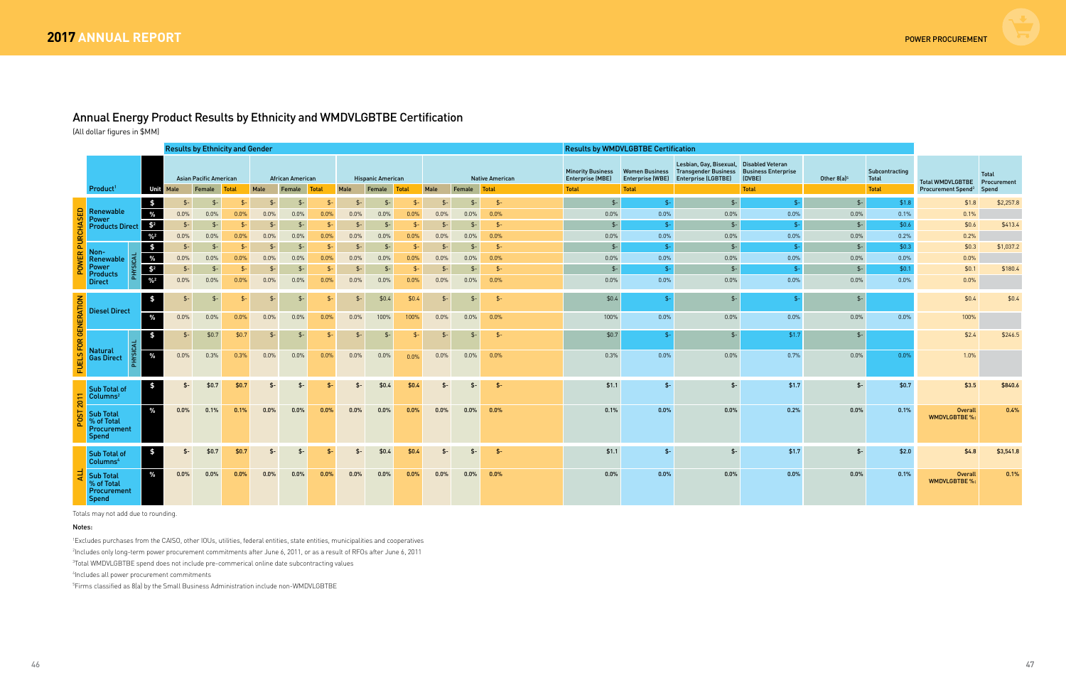## Annual Energy Product Results by Ethnicity and WMDVLGBTBE Certification

(All dollar figures in $MM)

| | Product[1] | | Unit | Results by Ethnicity and Gender | | | | | | | | | | | | Results by WMDVLGBTBE Certification | | | | | | | |
|---|---|---|---|---|---|---|---|---|---|---|---|---|---|---|---|---|---|---|---|---|---|---|---|
| | | | | Asian Pacific American | | | African American | | | Hispanic American | | | Native American | | | Minority Business Enterprise (MBE) | Women Business Enterprise (WBE) | Lesbian, Gay, Bisexual, Transgender Business Enterprise (LGBTBE) | Disabled Veteran Business Enterprise (DVBE) | Other 8(a)[5] | Subcontracting Total | Total WMDVLGBTBE Procurement Spend[3] | Total Procurement Spend |
| | | | | Male | Female | Total | Male | Female | Total | Male | Female | Total | Male | Female | Total | Total | Total | | Total | | Total | | |
| POWER PURCHASED | Renewable Power Products Direct | | $ | $- | $- | $- | $- | $- | $- | $- | $- | $- | $- | $- | $- | $- | $- | $- | $- | $- | $1.8 | $1.8 | $2,257.8 |
| | | | % | 0.0% | 0.0% | 0.0% | 0.0% | 0.0% | 0.0% | 0.0% | 0.0% | 0.0% | 0.0% | 0.0% | 0.0% | 0.0% | 0.0% | 0.0% | 0.0% | 0.0% | 0.1% | 0.1% | |
| | | | $[2] | $- | $- | $- | $- | $- | $- | $- | $- | $- | $- | $- | $- | $- | $- | $- | $- | $- | $0.6 | $0.6 | $413.4 |
| | | | %[2] | 0.0% | 0.0% | 0.0% | 0.0% | 0.0% | 0.0% | 0.0% | 0.0% | 0.0% | 0.0% | 0.0% | 0.0% | 0.0% | 0.0% | 0.0% | 0.0% | 0.0% | 0.2% | 0.2% | |
| | Non-Renewable Power Products Direct | PHYSICAL | $ | $- | $- | $- | $- | $- | $- | $- | $- | $- | $- | $- | $- | $- | $- | $- | $- | $- | $0.3 | $0.3 | $1,037.2 |
| | | | % | 0.0% | 0.0% | 0.0% | 0.0% | 0.0% | 0.0% | 0.0% | 0.0% | 0.0% | 0.0% | 0.0% | 0.0% | 0.0% | 0.0% | 0.0% | 0.0% | 0.0% | 0.0% | 0.0% | |
| | | | $[2] | $- | $- | $- | $- | $- | $- | $- | $- | $- | $- | $- | $- | $- | $- | $- | $- | $- | $0.1 | $0.1 | $180.4 |
| | | | %[2] | 0.0% | 0.0% | 0.0% | 0.0% | 0.0% | 0.0% | 0.0% | 0.0% | 0.0% | 0.0% | 0.0% | 0.0% | 0.0% | 0.0% | 0.0% | 0.0% | 0.0% | 0.0% | 0.0% | |
| FUELS FOR GENERATION | Diesel Direct | | $ | $- | $- | $- | $- | $- | $- | $- | $0.4 | $0.4 | $- | $- | $- | $0.4 | $- | $- | $- | $- | | $0.4 | $0.4 |
| | | | % | 0.0% | 0.0% | 0.0% | 0.0% | 0.0% | 0.0% | 0.0% | 100% | 100% | 0.0% | 0.0% | 0.0% | 100% | 0.0% | 0.0% | 0.0% | 0.0% | 0.0% | 100% | |
| | Natural Gas Direct | PHYSICAL | $ | $- | $0.7 | $0.7 | $- | $- | $- | $- | $- | $- | $- | $- | $- | $0.7 | $- | $- | $1.7 | $- | | $2.4 | $246.5 |
| | | | % | 0.0% | 0.3% | 0.3% | 0.0% | 0.0% | 0.0% | 0.0% | 0.0% | 0.0% | 0.0% | 0.0% | 0.0% | 0.3% | 0.0% | 0.0% | 0.7% | 0.0% | 0.0% | 1.0% | |
| POST 2011 | Sub Total of Columns[2] | | $ | $- | $0.7 | $0.7 | $- | $- | $- | $- | $0.4 | $0.4 | $- | $- | $- | $1.1 | $- | $- | $1.7 | $- | $0.7 | $3.5 | $840.6 |
| | Sub Total % of Total Procurement Spend | | % | 0.0% | 0.1% | 0.1% | 0.0% | 0.0% | 0.0% | 0.0% | 0.0% | 0.0% | 0.0% | 0.0% | 0.0% | 0.1% | 0.0% | 0.0% | 0.2% | 0.0% | 0.1% | Overall WMDVLGBTBE %: | 0.4% |
| ALL | Sub Total of Columns[4] | | $ | $- | $0.7 | $0.7 | $- | $- | $- | $- | $0.4 | $0.4 | $- | $- | $- | $1.1 | $- | $- | $1.7 | $- | $2.0 | $4.8 | $3,541.8 |
| | Sub Total % of Total Procurement Spend | | % | 0.0% | 0.0% | 0.0% | 0.0% | 0.0% | 0.0% | 0.0% | 0.0% | 0.0% | 0.0% | 0.0% | 0.0% | 0.0% | 0.0% | 0.0% | 0.0% | 0.0% | 0.1% | Overall WMDVLGBTBE %: | 0.1% |

Totals may not add due to rounding.

**Notes:**

[1]Excludes purchases from the CAISO, other IOUs, utilities, federal entities, state entities, municipalities and cooperatives

[2]Includes only long-term power procurement commitments after June 6, 2011, or as a result of RFOs after June 6, 2011

[3]Total WMDVLGBTBE spend does not include pre-commerical online date subcontracting values

[4]Includes all power procurement commitments

[5]Firms classified as 8(a) by the Small Business Administration include non-WMDVLGBTBE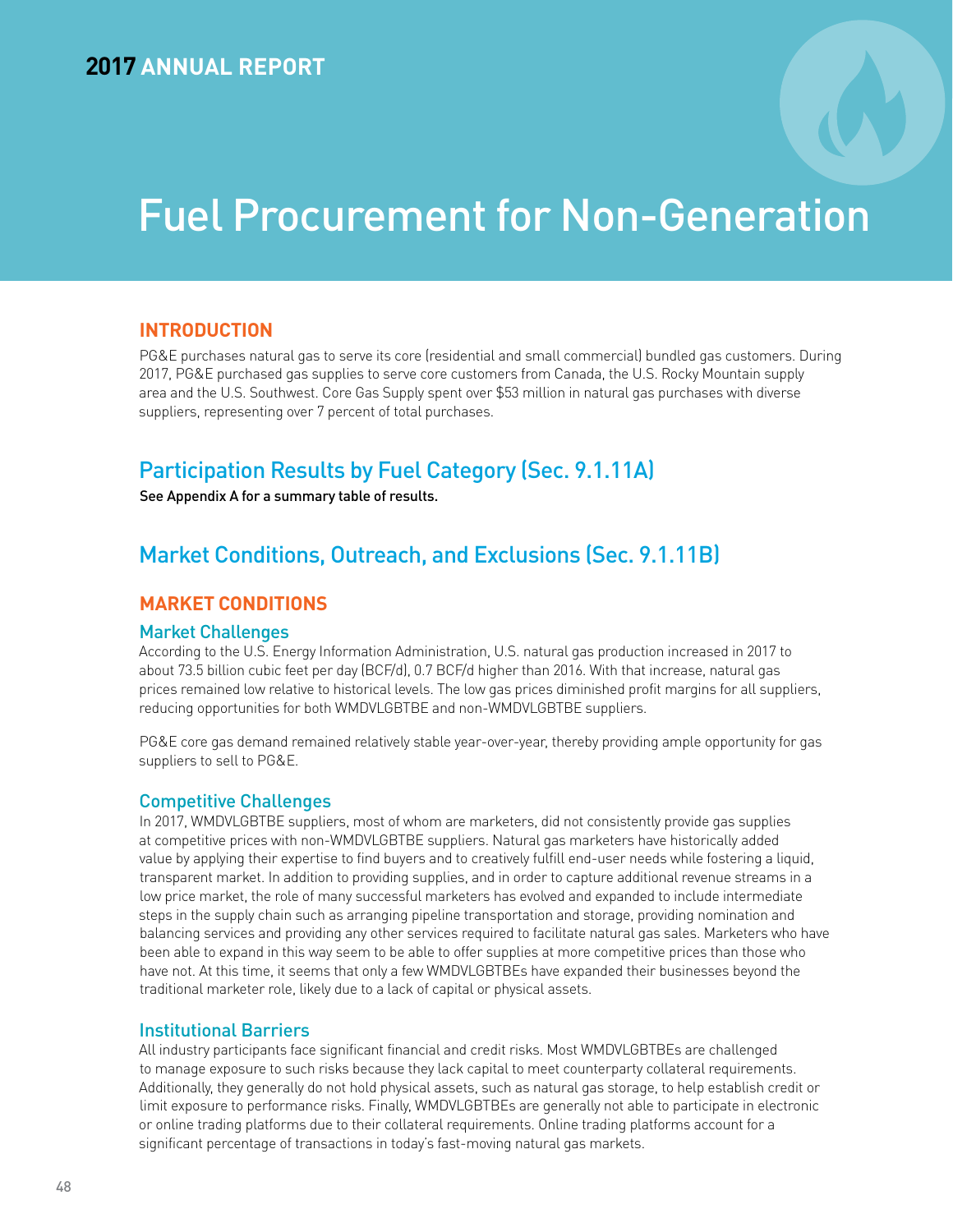# Fuel Procurement for Non-Generation

## INTRODUCTION

PG&E purchases natural gas to serve its core (residential and small commercial) bundled gas customers. During 2017, PG&E purchased gas supplies to serve core customers from Canada, the U.S. Rocky Mountain supply area and the U.S. Southwest. Core Gas Supply spent over $53 million in natural gas purchases with diverse suppliers, representing over 7 percent of total purchases.

## Participation Results by Fuel Category (Sec. 9.1.11A)

See Appendix A for a summary table of results.

## Market Conditions, Outreach, and Exclusions (Sec. 9.1.11B)

### MARKET CONDITIONS

#### Market Challenges

According to the U.S. Energy Information Administration, U.S. natural gas production increased in 2017 to about 73.5 billion cubic feet per day (BCF/d), 0.7 BCF/d higher than 2016. With that increase, natural gas prices remained low relative to historical levels. The low gas prices diminished profit margins for all suppliers, reducing opportunities for both WMDVLGBTBE and non-WMDVLGBTBE suppliers.

PG&E core gas demand remained relatively stable year-over-year, thereby providing ample opportunity for gas suppliers to sell to PG&E.

#### Competitive Challenges

In 2017, WMDVLGBTBE suppliers, most of whom are marketers, did not consistently provide gas supplies at competitive prices with non-WMDVLGBTBE suppliers. Natural gas marketers have historically added value by applying their expertise to find buyers and to creatively fulfill end-user needs while fostering a liquid, transparent market. In addition to providing supplies, and in order to capture additional revenue streams in a low price market, the role of many successful marketers has evolved and expanded to include intermediate steps in the supply chain such as arranging pipeline transportation and storage, providing nomination and balancing services and providing any other services required to facilitate natural gas sales. Marketers who have been able to expand in this way seem to be able to offer supplies at more competitive prices than those who have not. At this time, it seems that only a few WMDVLGBTBEs have expanded their businesses beyond the traditional marketer role, likely due to a lack of capital or physical assets.

#### Institutional Barriers

All industry participants face significant financial and credit risks. Most WMDVLGBTBEs are challenged to manage exposure to such risks because they lack capital to meet counterparty collateral requirements. Additionally, they generally do not hold physical assets, such as natural gas storage, to help establish credit or limit exposure to performance risks. Finally, WMDVLGBTBEs are generally not able to participate in electronic or online trading platforms due to their collateral requirements. Online trading platforms account for a significant percentage of transactions in today's fast-moving natural gas markets.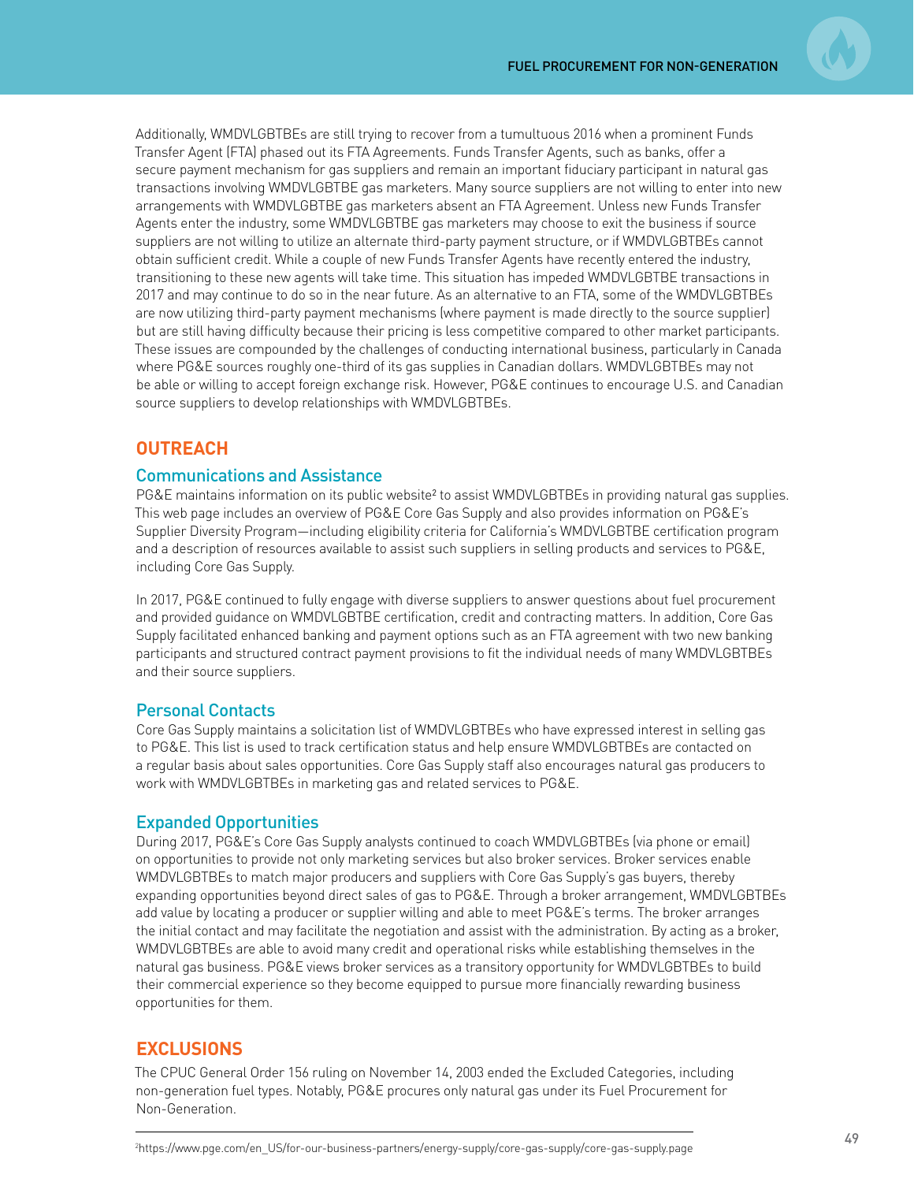Additionally, WMDVLGBTBEs are still trying to recover from a tumultuous 2016 when a prominent Funds Transfer Agent (FTA) phased out its FTA Agreements. Funds Transfer Agents, such as banks, offer a secure payment mechanism for gas suppliers and remain an important fiduciary participant in natural gas transactions involving WMDVLGBTBE gas marketers. Many source suppliers are not willing to enter into new arrangements with WMDVLGBTBE gas marketers absent an FTA Agreement. Unless new Funds Transfer Agents enter the industry, some WMDVLGBTBE gas marketers may choose to exit the business if source suppliers are not willing to utilize an alternate third-party payment structure, or if WMDVLGBTBEs cannot obtain sufficient credit. While a couple of new Funds Transfer Agents have recently entered the industry, transitioning to these new agents will take time. This situation has impeded WMDVLGBTBE transactions in 2017 and may continue to do so in the near future. As an alternative to an FTA, some of the WMDVLGBTBEs are now utilizing third-party payment mechanisms (where payment is made directly to the source supplier) but are still having difficulty because their pricing is less competitive compared to other market participants. These issues are compounded by the challenges of conducting international business, particularly in Canada where PG&E sources roughly one-third of its gas supplies in Canadian dollars. WMDVLGBTBEs may not be able or willing to accept foreign exchange risk. However, PG&E continues to encourage U.S. and Canadian source suppliers to develop relationships with WMDVLGBTBEs.

## OUTREACH

### Communications and Assistance

PG&E maintains information on its public website[2] to assist WMDVLGBTBEs in providing natural gas supplies. This web page includes an overview of PG&E Core Gas Supply and also provides information on PG&E's Supplier Diversity Program—including eligibility criteria for California's WMDVLGBTBE certification program and a description of resources available to assist such suppliers in selling products and services to PG&E, including Core Gas Supply.

In 2017, PG&E continued to fully engage with diverse suppliers to answer questions about fuel procurement and provided guidance on WMDVLGBTBE certification, credit and contracting matters. In addition, Core Gas Supply facilitated enhanced banking and payment options such as an FTA agreement with two new banking participants and structured contract payment provisions to fit the individual needs of many WMDVLGBTBEs and their source suppliers.

### Personal Contacts

Core Gas Supply maintains a solicitation list of WMDVLGBTBEs who have expressed interest in selling gas to PG&E. This list is used to track certification status and help ensure WMDVLGBTBEs are contacted on a regular basis about sales opportunities. Core Gas Supply staff also encourages natural gas producers to work with WMDVLGBTBEs in marketing gas and related services to PG&E.

### Expanded Opportunities

During 2017, PG&E's Core Gas Supply analysts continued to coach WMDVLGBTBEs (via phone or email) on opportunities to provide not only marketing services but also broker services. Broker services enable WMDVLGBTBEs to match major producers and suppliers with Core Gas Supply's gas buyers, thereby expanding opportunities beyond direct sales of gas to PG&E. Through a broker arrangement, WMDVLGBTBEs add value by locating a producer or supplier willing and able to meet PG&E's terms. The broker arranges the initial contact and may facilitate the negotiation and assist with the administration. By acting as a broker, WMDVLGBTBEs are able to avoid many credit and operational risks while establishing themselves in the natural gas business. PG&E views broker services as a transitory opportunity for WMDVLGBTBEs to build their commercial experience so they become equipped to pursue more financially rewarding business opportunities for them.

## EXCLUSIONS

The CPUC General Order 156 ruling on November 14, 2003 ended the Excluded Categories, including non-generation fuel types. Notably, PG&E procures only natural gas under its Fuel Procurement for Non-Generation.

[2] https://www.pge.com/en_US/for-our-business-partners/energy-supply/core-gas-supply/core-gas-supply.page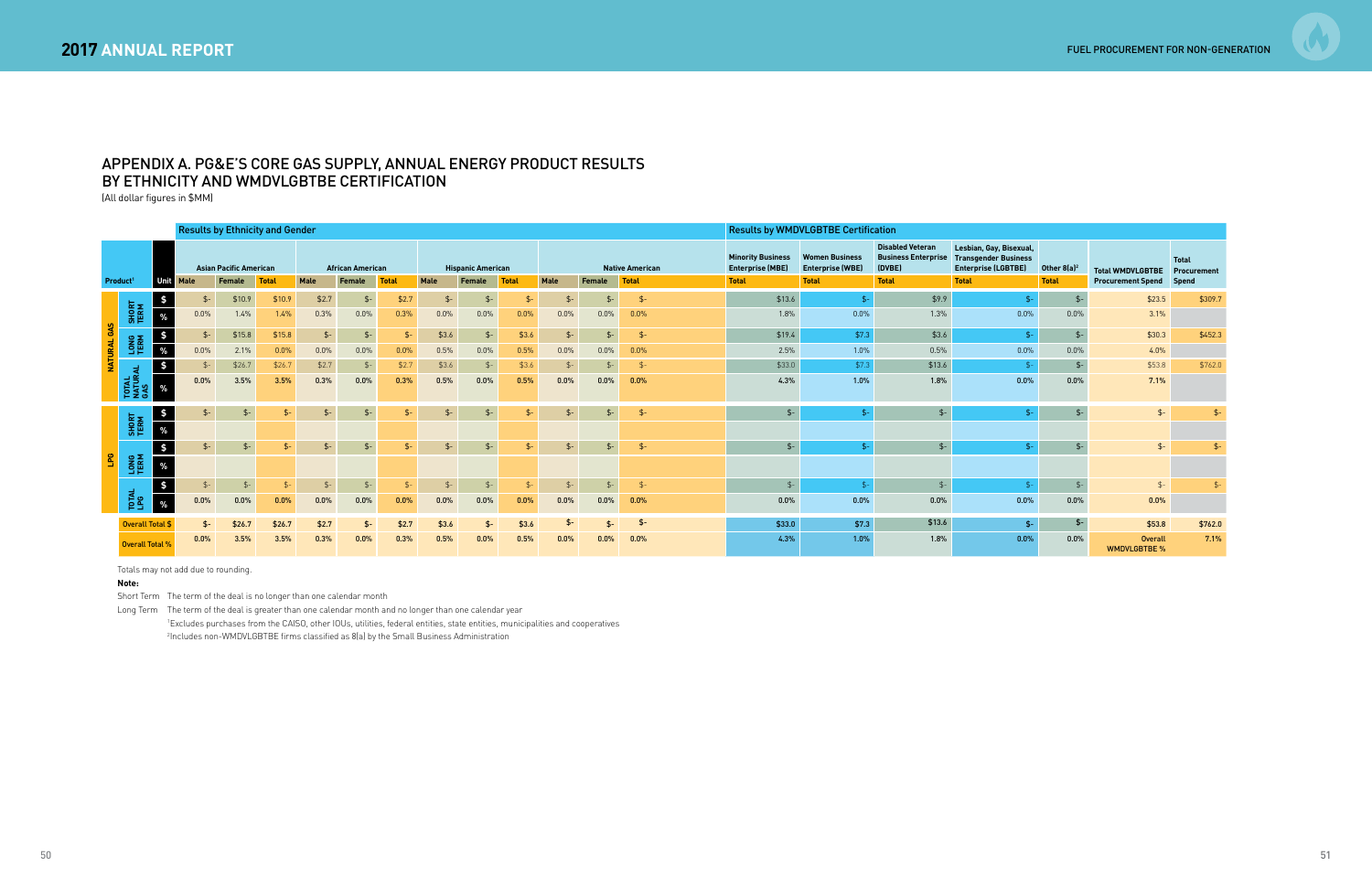## APPENDIX A. PG&E'S CORE GAS SUPPLY, ANNUAL ENERGY PRODUCT RESULTS BY ETHNICITY AND WMDVLGBTBE CERTIFICATION

(All dollar figures in $MM)

| | | | Results by Ethnicity and Gender | | | | | | | | | | | | Results by WMDVLGBTBE Certification | | | | | | |
|---|---|---|---|---|---|---|---|---|---|---|---|---|---|---|---|---|---|---|---|---|---|
| | | | Asian Pacific American | | | African American | | | Hispanic American | | | Native American | | | Minority Business Enterprise (MBE) | Women Business Enterprise (WBE) | Disabled Veteran Business Enterprise (DVBE) | Lesbian, Gay, Bisexual, Transgender Business Enterprise (LGBTBE) | Other 8(a)[2] | Total WMDVLGBTBE Procurement Spend | Total Procurement Spend |
| Product[1] | | Unit | Male | Female | Total | Male | Female | Total | Male | Female | Total | Male | Female | Total | Total | Total | Total | Total | Total | | |
| NATURAL GAS | SHORT TERM | $ | $- | $10.9 | $10.9 | $2.7 | $- | $2.7 | $- | $- | $- | $- | $- | $- | $13.6 | $- | $9.9 | $- | $- | $23.5 | $309.7 |
| | | % | 0.0% | 1.4% | 1.4% | 0.3% | 0.0% | 0.3% | 0.0% | 0.0% | 0.0% | 0.0% | 0.0% | 0.0% | 1.8% | 0.0% | 1.3% | 0.0% | 0.0% | 3.1% | |
| | LONG TERM | $ | $- | $15.8 | $15.8 | $- | $- | $- | $3.6 | $- | $3.6 | $- | $- | $- | $19.4 | $7.3 | $3.6 | $- | $- | $30.3 | $452.3 |
| | | % | 0.0% | 2.1% | 0.0% | 0.0% | 0.0% | 0.0% | 0.5% | 0.0% | 0.5% | 0.0% | 0.0% | 0.0% | 2.5% | 1.0% | 0.5% | 0.0% | 0.0% | 4.0% | |
| | TOTAL NATURAL GAS | $ | $- | $26.7 | $26.7 | $2.7 | $- | $2.7 | $3.6 | $- | $3.6 | $- | $- | $- | $33.0 | $7.3 | $13.6 | $- | $- | $53.8 | $762.0 |
| | | % | 0.0% | 3.5% | 3.5% | 0.3% | 0.0% | 0.3% | 0.5% | 0.0% | 0.5% | 0.0% | 0.0% | 0.0% | 4.3% | 1.0% | 1.8% | 0.0% | 0.0% | 7.1% | |
| LPG | SHORT TERM | $ | $- | $- | $- | $- | $- | $- | $- | $- | $- | $- | $- | $- | $- | $- | $- | $- | $- | $- | $- |
| | | % | | | | | | | | | | | | | | | | | | | |
| | LONG TERM | $ | $- | $- | $- | $- | $- | $- | $- | $- | $- | $- | $- | $- | $- | $- | $- | $- | $- | $- | $- |
| | | % | | | | | | | | | | | | | | | | | | | |
| | TOTAL LPG | $ | $- | $- | $- | $- | $- | $- | $- | $- | $- | $- | $- | $- | $- | $- | $- | $- | $- | $- | $- |
| | | % | 0.0% | 0.0% | 0.0% | 0.0% | 0.0% | 0.0% | 0.0% | 0.0% | 0.0% | 0.0% | 0.0% | 0.0% | 0.0% | 0.0% | 0.0% | 0.0% | 0.0% | 0.0% | |
| Overall Total $ | | | $- | $26.7 | $26.7 | $2.7 | $- | $2.7 | $3.6 | $- | $3.6 | $- | $- | $- | $33.0 | $7.3 | $13.6 | $- | $- | $53.8 | $762.0 |
| Overall Total % | | | 0.0% | 3.5% | 3.5% | 0.3% | 0.0% | 0.3% | 0.5% | 0.0% | 0.5% | 0.0% | 0.0% | 0.0% | 4.3% | 1.0% | 1.8% | 0.0% | 0.0% | Overall WMDVLGBTBE % | 7.1% |

Totals may not add due to rounding.

**Note:**

Short Term The term of the deal is no longer than one calendar month

Long Term The term of the deal is greater than one calendar month and no longer than one calendar year

[1]Excludes purchases from the CAISO, other IOUs, utilities, federal entities, state entities, municipalities and cooperatives

[2]Includes non-WMDVLGBTBE firms classified as 8(a) by the Small Business Administration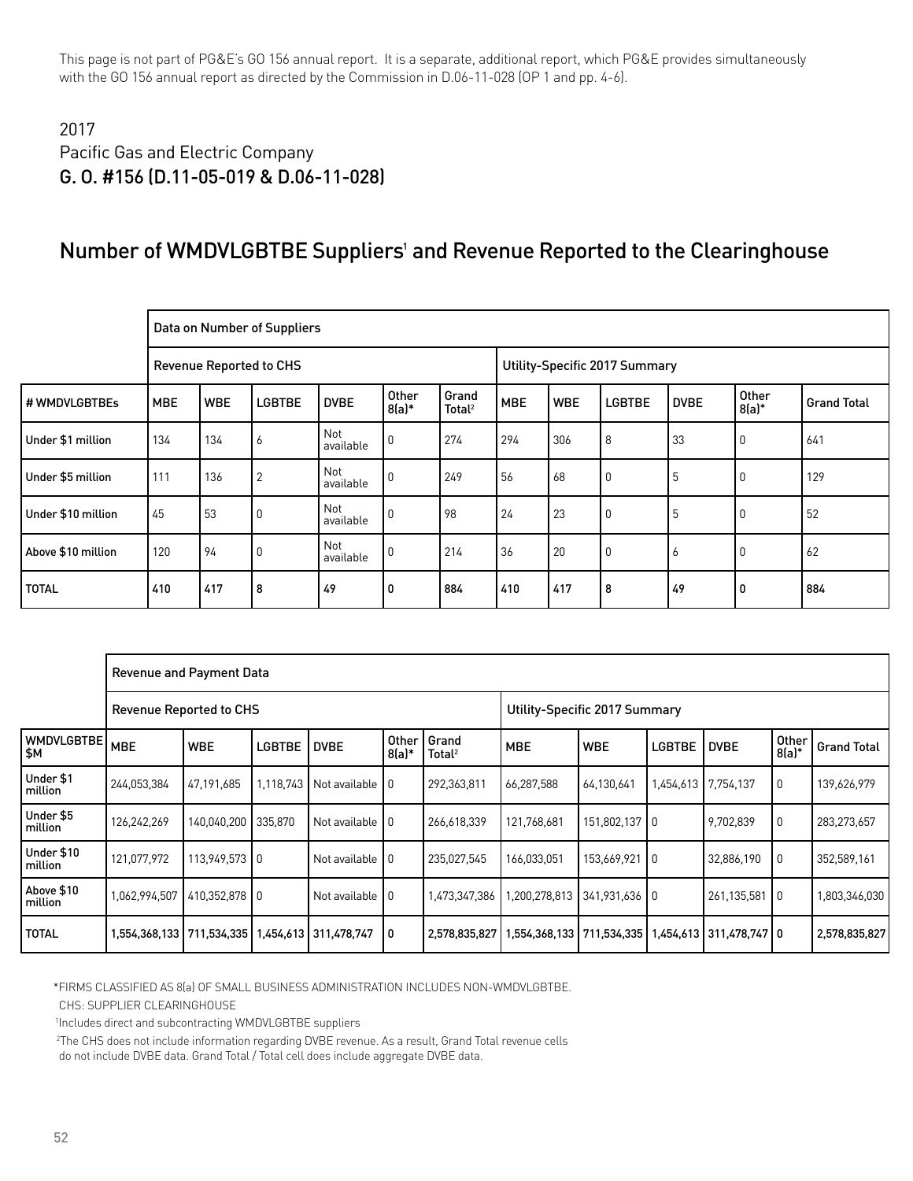This page is not part of PG&E's GO 156 annual report. It is a separate, additional report, which PG&E provides simultaneously with the GO 156 annual report as directed by the Commission in D.06-11-028 (OP 1 and pp. 4-6).

2017
Pacific Gas and Electric Company
**G. O. #156 (D.11-05-019 & D.06-11-028)**

## Number of WMDVLGBTBE Suppliers[1] and Revenue Reported to the Clearinghouse

| | Data on Number of Suppliers | | | | | | | | | | | |
|---|---|---|---|---|---|---|---|---|---|---|---|---|
| | Revenue Reported to CHS | | | | | | Utility-Specific 2017 Summary | | | | | |
| # WMDVLGBTBEs | MBE | WBE | LGBTBE | DVBE | Other 8(a)* | Grand Total[2] | MBE | WBE | LGBTBE | DVBE | Other 8(a)* | Grand Total |
| Under $1 million | 134 | 134 | 6 | Not available | 0 | 274 | 294 | 306 | 8 | 33 | 0 | 641 |
| Under $5 million | 111 | 136 | 2 | Not available | 0 | 249 | 56 | 68 | 0 | 5 | 0 | 129 |
| Under $10 million | 45 | 53 | 0 | Not available | 0 | 98 | 24 | 23 | 0 | 5 | 0 | 52 |
| Above $10 million | 120 | 94 | 0 | Not available | 0 | 214 | 36 | 20 | 0 | 6 | 0 | 62 |
| **TOTAL** | **410** | **417** | **8** | **49** | **0** | **884** | **410** | **417** | **8** | **49** | **0** | **884** |

| | Revenue and Payment Data | | | | | | | | | | | |
|---|---|---|---|---|---|---|---|---|---|---|---|---|
| | Revenue Reported to CHS | | | | | | Utility-Specific 2017 Summary | | | | | |
| WMDVLGBTBE $M | MBE | WBE | LGBTBE | DVBE | Other 8(a)* | Grand Total[2] | MBE | WBE | LGBTBE | DVBE | Other 8(a)* | Grand Total |
| Under $1 million | 244,053,384 | 47,191,685 | 1,118,743 | Not available | 0 | 292,363,811 | 66,287,588 | 64,130,641 | 1,454,613 | 7,754,137 | 0 | 139,626,979 |
| Under $5 million | 126,242,269 | 140,040,200 | 335,870 | Not available | 0 | 266,618,339 | 121,768,681 | 151,802,137 | 0 | 9,702,839 | 0 | 283,273,657 |
| Under $10 million | 121,077,972 | 113,949,573 | 0 | Not available | 0 | 235,027,545 | 166,033,051 | 153,669,921 | 0 | 32,886,190 | 0 | 352,589,161 |
| Above $10 million | 1,062,994,507 | 410,352,878 | 0 | Not available | 0 | 1,473,347,386 | 1,200,278,813 | 341,931,636 | 0 | 261,135,581 | 0 | 1,803,346,030 |
| **TOTAL** | **1,554,368,133** | **711,534,335** | **1,454,613** | **311,478,747** | **0** | **2,578,835,827** | **1,554,368,133** | **711,534,335** | **1,454,613** | **311,478,747** | **0** | **2,578,835,827** |

*FIRMS CLASSIFIED AS 8(a) OF SMALL BUSINESS ADMINISTRATION INCLUDES NON-WMDVLGBTBE.

CHS: SUPPLIER CLEARINGHOUSE

[1]Includes direct and subcontracting WMDVLGBTBE suppliers

[2]The CHS does not include information regarding DVBE revenue. As a result, Grand Total revenue cells do not include DVBE data. Grand Total / Total cell does include aggregate DVBE data.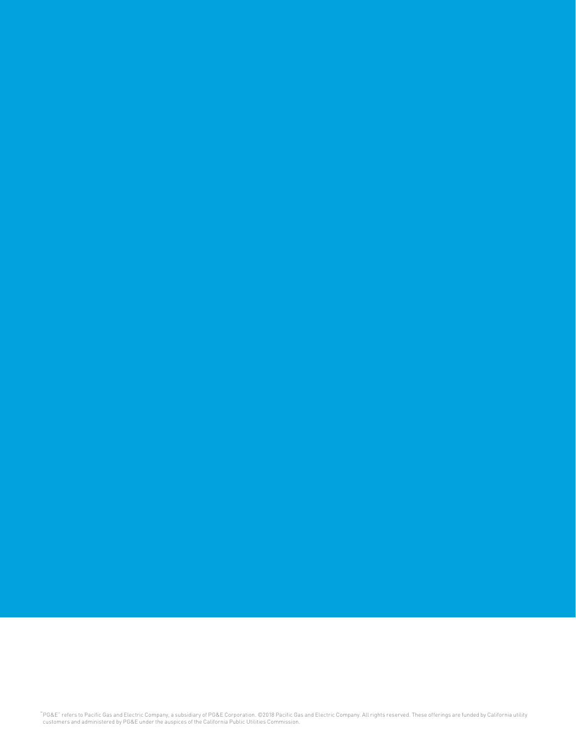"PG&E" refers to Pacific Gas and Electric Company, a subsidiary of PG&E Corporation. ©2018 Pacific Gas and Electric Company. All rights reserved. These offerings are funded by California utility customers and administered by PG&E under the auspices of the California Public Utilities Commission.